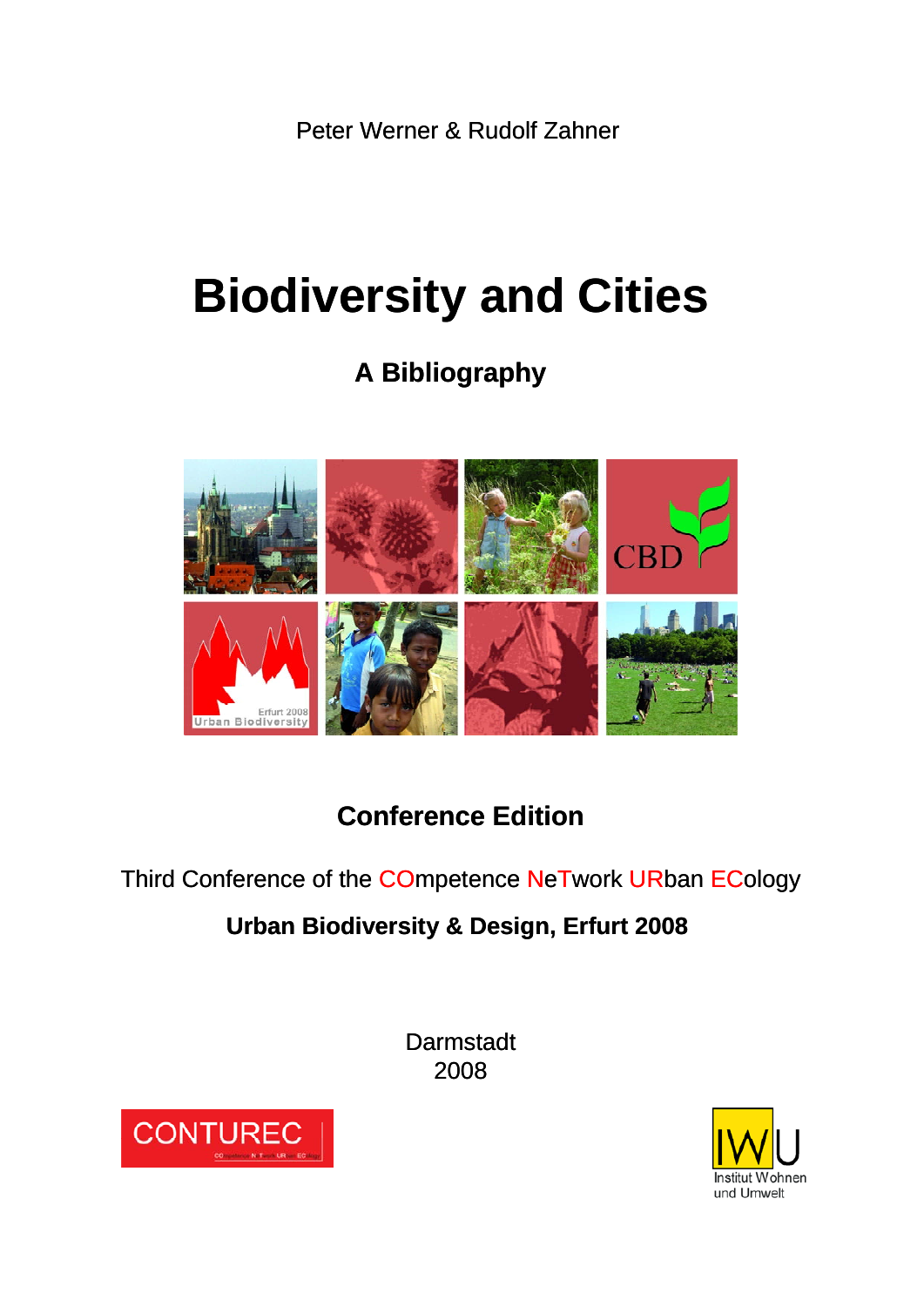Peter Werner & Rudolf Zahner

# Biodiversity and Cities

## A Bibliography

**Conference Edition**

Third Conference of the COmpetence NeTwork URban ECology

**Urban Biodiversity & Design, Erfurt 2008**

Darmstadt
2008

CONTUREC

IWU Institut Wohnen und Umwelt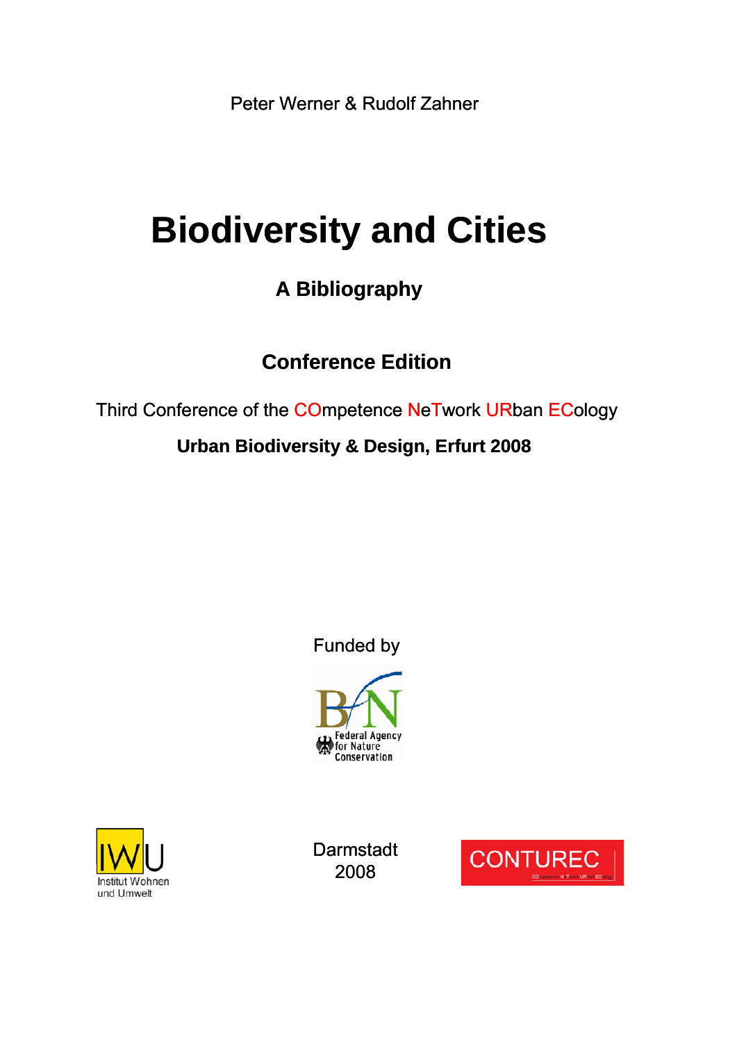Peter Werner & Rudolf Zahner

# Biodiversity and Cities

## A Bibliography

### Conference Edition

Third Conference of the COmpetence NeTwork URban ECology

**Urban Biodiversity & Design, Erfurt 2008**

Funded by

Federal Agency for Nature Conservation

Institut Wohnen und Umwelt

Darmstadt
2008

CONTUREC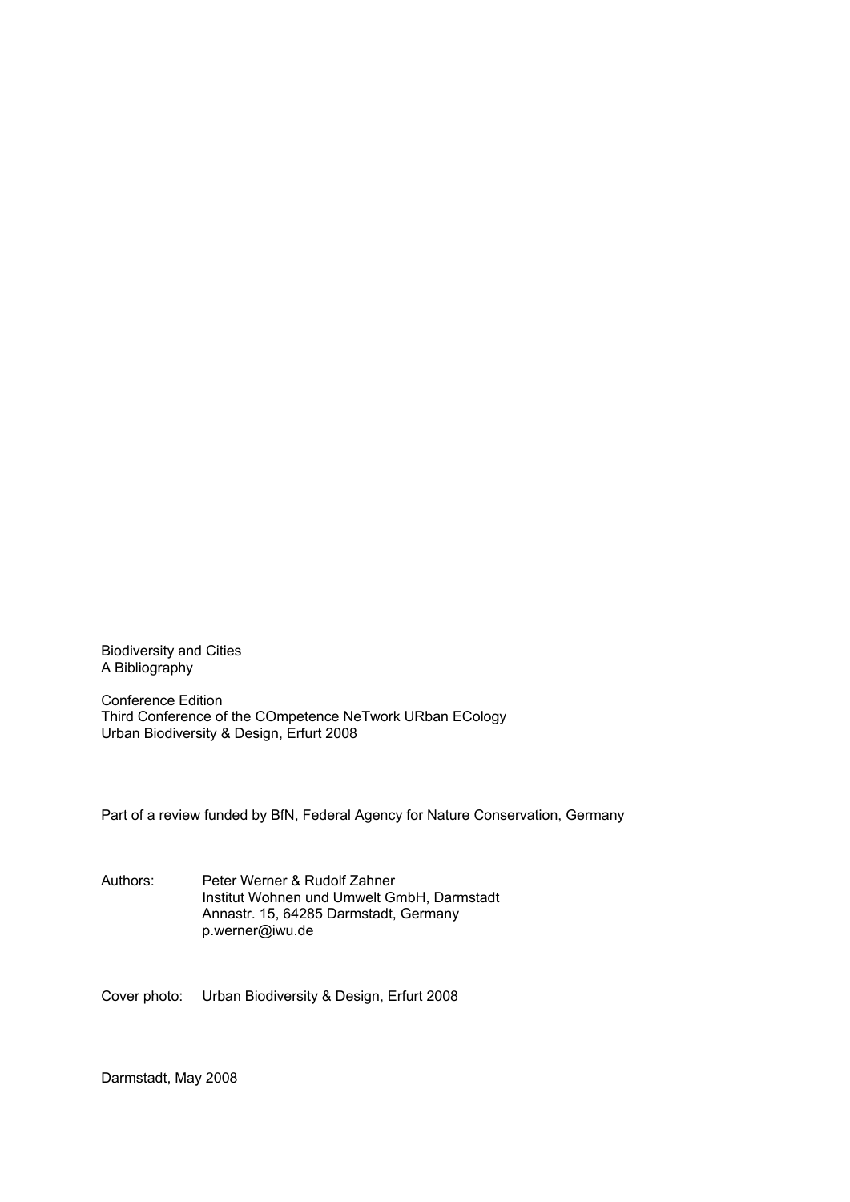Biodiversity and Cities
A Bibliography

Conference Edition
Third Conference of the COmpetence NeTwork URban ECology
Urban Biodiversity & Design, Erfurt 2008

Part of a review funded by BfN, Federal Agency for Nature Conservation, Germany

Authors: Peter Werner & Rudolf Zahner
Institut Wohnen und Umwelt GmbH, Darmstadt
Annastr. 15, 64285 Darmstadt, Germany
p.werner@iwu.de

Cover photo: Urban Biodiversity & Design, Erfurt 2008

Darmstadt, May 2008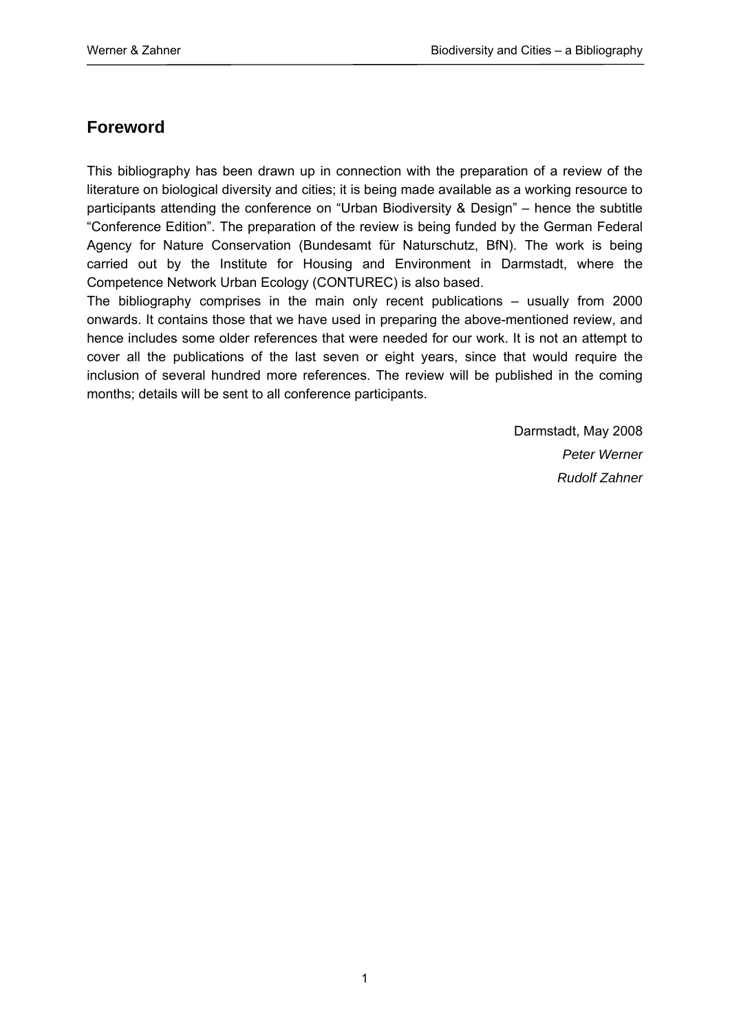## Foreword

This bibliography has been drawn up in connection with the preparation of a review of the literature on biological diversity and cities; it is being made available as a working resource to participants attending the conference on "Urban Biodiversity & Design" – hence the subtitle "Conference Edition". The preparation of the review is being funded by the German Federal Agency for Nature Conservation (Bundesamt für Naturschutz, BfN). The work is being carried out by the Institute for Housing and Environment in Darmstadt, where the Competence Network Urban Ecology (CONTUREC) is also based.

The bibliography comprises in the main only recent publications – usually from 2000 onwards. It contains those that we have used in preparing the above-mentioned review, and hence includes some older references that were needed for our work. It is not an attempt to cover all the publications of the last seven or eight years, since that would require the inclusion of several hundred more references. The review will be published in the coming months; details will be sent to all conference participants.

Darmstadt, May 2008

*Peter Werner*

*Rudolf Zahner*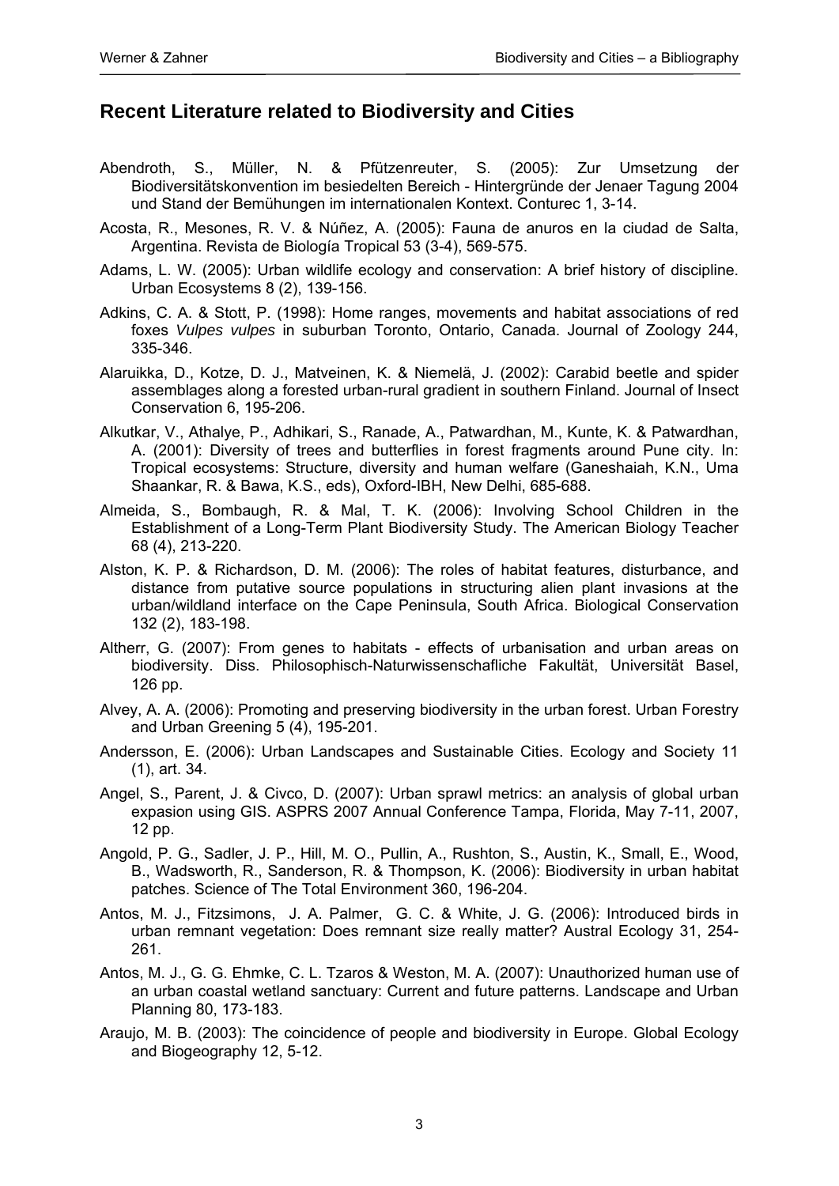## Recent Literature related to Biodiversity and Cities

Abendroth, S., Müller, N. & Pfützenreuter, S. (2005): Zur Umsetzung der Biodiversitätskonvention im besiedelten Bereich - Hintergründe der Jenaer Tagung 2004 und Stand der Bemühungen im internationalen Kontext. Conturec 1, 3-14.

Acosta, R., Mesones, R. V. & Núñez, A. (2005): Fauna de anuros en la ciudad de Salta, Argentina. Revista de Biología Tropical 53 (3-4), 569-575.

Adams, L. W. (2005): Urban wildlife ecology and conservation: A brief history of discipline. Urban Ecosystems 8 (2), 139-156.

Adkins, C. A. & Stott, P. (1998): Home ranges, movements and habitat associations of red foxes *Vulpes vulpes* in suburban Toronto, Ontario, Canada. Journal of Zoology 244, 335-346.

Alaruikka, D., Kotze, D. J., Matveinen, K. & Niemelä, J. (2002): Carabid beetle and spider assemblages along a forested urban-rural gradient in southern Finland. Journal of Insect Conservation 6, 195-206.

Alkutkar, V., Athalye, P., Adhikari, S., Ranade, A., Patwardhan, M., Kunte, K. & Patwardhan, A. (2001): Diversity of trees and butterflies in forest fragments around Pune city. In: Tropical ecosystems: Structure, diversity and human welfare (Ganeshaiah, K.N., Uma Shaankar, R. & Bawa, K.S., eds), Oxford-IBH, New Delhi, 685-688.

Almeida, S., Bombaugh, R. & Mal, T. K. (2006): Involving School Children in the Establishment of a Long-Term Plant Biodiversity Study. The American Biology Teacher 68 (4), 213-220.

Alston, K. P. & Richardson, D. M. (2006): The roles of habitat features, disturbance, and distance from putative source populations in structuring alien plant invasions at the urban/wildland interface on the Cape Peninsula, South Africa. Biological Conservation 132 (2), 183-198.

Altherr, G. (2007): From genes to habitats - effects of urbanisation and urban areas on biodiversity. Diss. Philosophisch-Naturwissenschafliche Fakultät, Universität Basel, 126 pp.

Alvey, A. A. (2006): Promoting and preserving biodiversity in the urban forest. Urban Forestry and Urban Greening 5 (4), 195-201.

Andersson, E. (2006): Urban Landscapes and Sustainable Cities. Ecology and Society 11 (1), art. 34.

Angel, S., Parent, J. & Civco, D. (2007): Urban sprawl metrics: an analysis of global urban expasion using GIS. ASPRS 2007 Annual Conference Tampa, Florida, May 7-11, 2007, 12 pp.

Angold, P. G., Sadler, J. P., Hill, M. O., Pullin, A., Rushton, S., Austin, K., Small, E., Wood, B., Wadsworth, R., Sanderson, R. & Thompson, K. (2006): Biodiversity in urban habitat patches. Science of The Total Environment 360, 196-204.

Antos, M. J., Fitzsimons, J. A. Palmer, G. C. & White, J. G. (2006): Introduced birds in urban remnant vegetation: Does remnant size really matter? Austral Ecology 31, 254-261.

Antos, M. J., G. G. Ehmke, C. L. Tzaros & Weston, M. A. (2007): Unauthorized human use of an urban coastal wetland sanctuary: Current and future patterns. Landscape and Urban Planning 80, 173-183.

Araujo, M. B. (2003): The coincidence of people and biodiversity in Europe. Global Ecology and Biogeography 12, 5-12.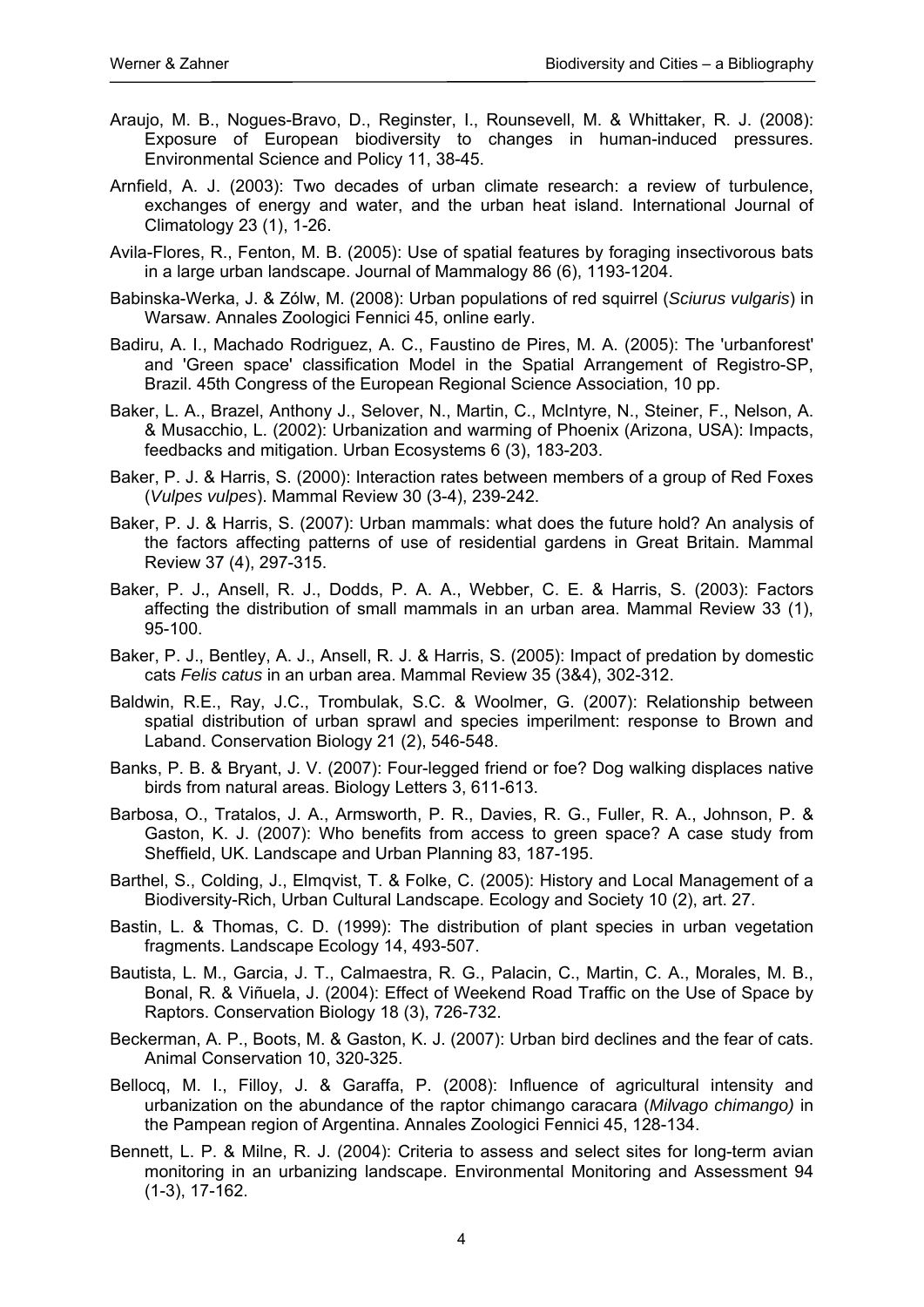Araujo, M. B., Nogues-Bravo, D., Reginster, I., Rounsevell, M. & Whittaker, R. J. (2008): Exposure of European biodiversity to changes in human-induced pressures. Environmental Science and Policy 11, 38-45.

Arnfield, A. J. (2003): Two decades of urban climate research: a review of turbulence, exchanges of energy and water, and the urban heat island. International Journal of Climatology 23 (1), 1-26.

Avila-Flores, R., Fenton, M. B. (2005): Use of spatial features by foraging insectivorous bats in a large urban landscape. Journal of Mammalogy 86 (6), 1193-1204.

Babinska-Werka, J. & Zólw, M. (2008): Urban populations of red squirrel (*Sciurus vulgaris*) in Warsaw. Annales Zoologici Fennici 45, online early.

Badiru, A. I., Machado Rodriguez, A. C., Faustino de Pires, M. A. (2005): The 'urbanforest' and 'Green space' classification Model in the Spatial Arrangement of Registro-SP, Brazil. 45th Congress of the European Regional Science Association, 10 pp.

Baker, L. A., Brazel, Anthony J., Selover, N., Martin, C., McIntyre, N., Steiner, F., Nelson, A. & Musacchio, L. (2002): Urbanization and warming of Phoenix (Arizona, USA): Impacts, feedbacks and mitigation. Urban Ecosystems 6 (3), 183-203.

Baker, P. J. & Harris, S. (2000): Interaction rates between members of a group of Red Foxes (*Vulpes vulpes*). Mammal Review 30 (3-4), 239-242.

Baker, P. J. & Harris, S. (2007): Urban mammals: what does the future hold? An analysis of the factors affecting patterns of use of residential gardens in Great Britain. Mammal Review 37 (4), 297-315.

Baker, P. J., Ansell, R. J., Dodds, P. A. A., Webber, C. E. & Harris, S. (2003): Factors affecting the distribution of small mammals in an urban area. Mammal Review 33 (1), 95-100.

Baker, P. J., Bentley, A. J., Ansell, R. J. & Harris, S. (2005): Impact of predation by domestic cats *Felis catus* in an urban area. Mammal Review 35 (3&4), 302-312.

Baldwin, R.E., Ray, J.C., Trombulak, S.C. & Woolmer, G. (2007): Relationship between spatial distribution of urban sprawl and species imperilment: response to Brown and Laband. Conservation Biology 21 (2), 546-548.

Banks, P. B. & Bryant, J. V. (2007): Four-legged friend or foe? Dog walking displaces native birds from natural areas. Biology Letters 3, 611-613.

Barbosa, O., Tratalos, J. A., Armsworth, P. R., Davies, R. G., Fuller, R. A., Johnson, P. & Gaston, K. J. (2007): Who benefits from access to green space? A case study from Sheffield, UK. Landscape and Urban Planning 83, 187-195.

Barthel, S., Colding, J., Elmqvist, T. & Folke, C. (2005): History and Local Management of a Biodiversity-Rich, Urban Cultural Landscape. Ecology and Society 10 (2), art. 27.

Bastin, L. & Thomas, C. D. (1999): The distribution of plant species in urban vegetation fragments. Landscape Ecology 14, 493-507.

Bautista, L. M., Garcia, J. T., Calmaestra, R. G., Palacin, C., Martin, C. A., Morales, M. B., Bonal, R. & Viñuela, J. (2004): Effect of Weekend Road Traffic on the Use of Space by Raptors. Conservation Biology 18 (3), 726-732.

Beckerman, A. P., Boots, M. & Gaston, K. J. (2007): Urban bird declines and the fear of cats. Animal Conservation 10, 320-325.

Bellocq, M. I., Filloy, J. & Garaffa, P. (2008): Influence of agricultural intensity and urbanization on the abundance of the raptor chimango caracara (*Milvago chimango)* in the Pampean region of Argentina. Annales Zoologici Fennici 45, 128-134.

Bennett, L. P. & Milne, R. J. (2004): Criteria to assess and select sites for long-term avian monitoring in an urbanizing landscape. Environmental Monitoring and Assessment 94 (1-3), 17-162.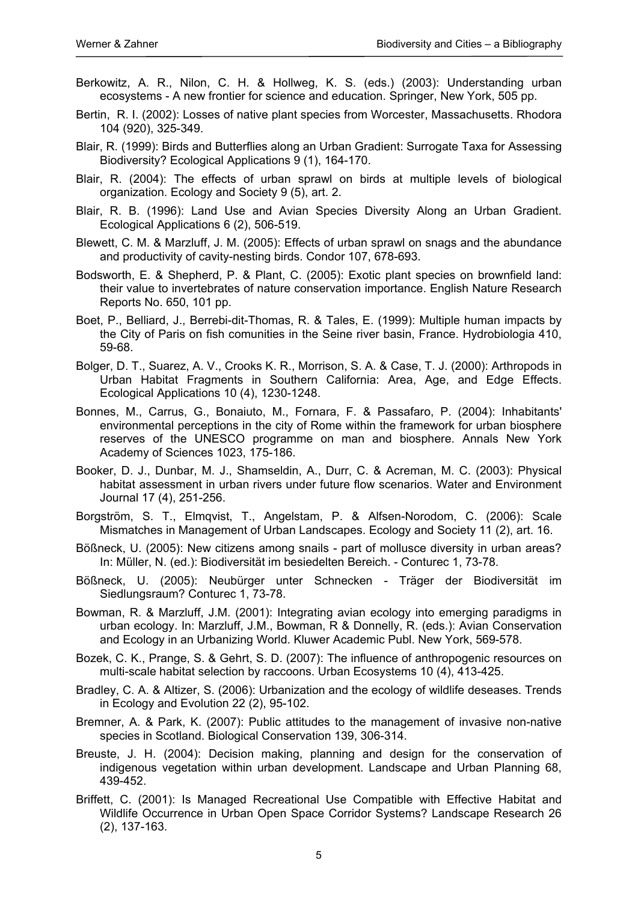Berkowitz, A. R., Nilon, C. H. & Hollweg, K. S. (eds.) (2003): Understanding urban ecosystems - A new frontier for science and education. Springer, New York, 505 pp.

Bertin, R. I. (2002): Losses of native plant species from Worcester, Massachusetts. Rhodora 104 (920), 325-349.

Blair, R. (1999): Birds and Butterflies along an Urban Gradient: Surrogate Taxa for Assessing Biodiversity? Ecological Applications 9 (1), 164-170.

Blair, R. (2004): The effects of urban sprawl on birds at multiple levels of biological organization. Ecology and Society 9 (5), art. 2.

Blair, R. B. (1996): Land Use and Avian Species Diversity Along an Urban Gradient. Ecological Applications 6 (2), 506-519.

Blewett, C. M. & Marzluff, J. M. (2005): Effects of urban sprawl on snags and the abundance and productivity of cavity-nesting birds. Condor 107, 678-693.

Bodsworth, E. & Shepherd, P. & Plant, C. (2005): Exotic plant species on brownfield land: their value to invertebrates of nature conservation importance. English Nature Research Reports No. 650, 101 pp.

Boet, P., Belliard, J., Berrebi-dit-Thomas, R. & Tales, E. (1999): Multiple human impacts by the City of Paris on fish comunities in the Seine river basin, France. Hydrobiologia 410, 59-68.

Bolger, D. T., Suarez, A. V., Crooks K. R., Morrison, S. A. & Case, T. J. (2000): Arthropods in Urban Habitat Fragments in Southern California: Area, Age, and Edge Effects. Ecological Applications 10 (4), 1230-1248.

Bonnes, M., Carrus, G., Bonaiuto, M., Fornara, F. & Passafaro, P. (2004): Inhabitants' environmental perceptions in the city of Rome within the framework for urban biosphere reserves of the UNESCO programme on man and biosphere. Annals New York Academy of Sciences 1023, 175-186.

Booker, D. J., Dunbar, M. J., Shamseldin, A., Durr, C. & Acreman, M. C. (2003): Physical habitat assessment in urban rivers under future flow scenarios. Water and Environment Journal 17 (4), 251-256.

Borgström, S. T., Elmqvist, T., Angelstam, P. & Alfsen-Norodom, C. (2006): Scale Mismatches in Management of Urban Landscapes. Ecology and Society 11 (2), art. 16.

Bößneck, U. (2005): New citizens among snails - part of mollusce diversity in urban areas? In: Müller, N. (ed.): Biodiversität im besiedelten Bereich. - Conturec 1, 73-78.

Bößneck, U. (2005): Neubürger unter Schnecken - Träger der Biodiversität im Siedlungsraum? Conturec 1, 73-78.

Bowman, R. & Marzluff, J.M. (2001): Integrating avian ecology into emerging paradigms in urban ecology. In: Marzluff, J.M., Bowman, R & Donnelly, R. (eds.): Avian Conservation and Ecology in an Urbanizing World. Kluwer Academic Publ. New York, 569-578.

Bozek, C. K., Prange, S. & Gehrt, S. D. (2007): The influence of anthropogenic resources on multi-scale habitat selection by raccoons. Urban Ecosystems 10 (4), 413-425.

Bradley, C. A. & Altizer, S. (2006): Urbanization and the ecology of wildlife deseases. Trends in Ecology and Evolution 22 (2), 95-102.

Bremner, A. & Park, K. (2007): Public attitudes to the management of invasive non-native species in Scotland. Biological Conservation 139, 306-314.

Breuste, J. H. (2004): Decision making, planning and design for the conservation of indigenous vegetation within urban development. Landscape and Urban Planning 68, 439-452.

Briffett, C. (2001): Is Managed Recreational Use Compatible with Effective Habitat and Wildlife Occurrence in Urban Open Space Corridor Systems? Landscape Research 26 (2), 137-163.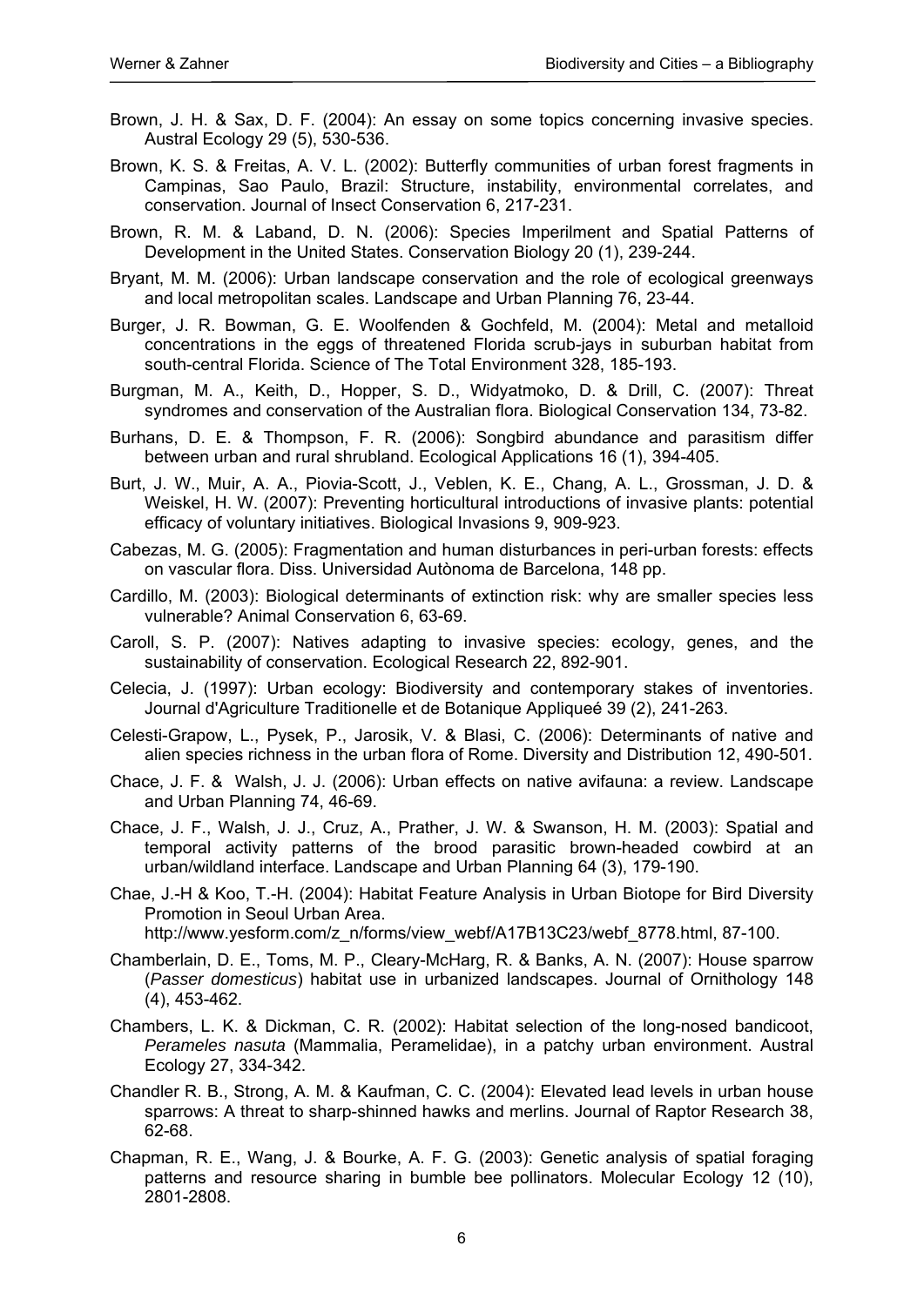Brown, J. H. & Sax, D. F. (2004): An essay on some topics concerning invasive species. Austral Ecology 29 (5), 530-536.

Brown, K. S. & Freitas, A. V. L. (2002): Butterfly communities of urban forest fragments in Campinas, Sao Paulo, Brazil: Structure, instability, environmental correlates, and conservation. Journal of Insect Conservation 6, 217-231.

Brown, R. M. & Laband, D. N. (2006): Species Imperilment and Spatial Patterns of Development in the United States. Conservation Biology 20 (1), 239-244.

Bryant, M. M. (2006): Urban landscape conservation and the role of ecological greenways and local metropolitan scales. Landscape and Urban Planning 76, 23-44.

Burger, J. R. Bowman, G. E. Woolfenden & Gochfeld, M. (2004): Metal and metalloid concentrations in the eggs of threatened Florida scrub-jays in suburban habitat from south-central Florida. Science of The Total Environment 328, 185-193.

Burgman, M. A., Keith, D., Hopper, S. D., Widyatmoko, D. & Drill, C. (2007): Threat syndromes and conservation of the Australian flora. Biological Conservation 134, 73-82.

Burhans, D. E. & Thompson, F. R. (2006): Songbird abundance and parasitism differ between urban and rural shrubland. Ecological Applications 16 (1), 394-405.

Burt, J. W., Muir, A. A., Piovia-Scott, J., Veblen, K. E., Chang, A. L., Grossman, J. D. & Weiskel, H. W. (2007): Preventing horticultural introductions of invasive plants: potential efficacy of voluntary initiatives. Biological Invasions 9, 909-923.

Cabezas, M. G. (2005): Fragmentation and human disturbances in peri-urban forests: effects on vascular flora. Diss. Universidad Autònoma de Barcelona, 148 pp.

Cardillo, M. (2003): Biological determinants of extinction risk: why are smaller species less vulnerable? Animal Conservation 6, 63-69.

Caroll, S. P. (2007): Natives adapting to invasive species: ecology, genes, and the sustainability of conservation. Ecological Research 22, 892-901.

Celecia, J. (1997): Urban ecology: Biodiversity and contemporary stakes of inventories. Journal d'Agriculture Traditionelle et de Botanique Appliqueé 39 (2), 241-263.

Celesti-Grapow, L., Pysek, P., Jarosik, V. & Blasi, C. (2006): Determinants of native and alien species richness in the urban flora of Rome. Diversity and Distribution 12, 490-501.

Chace, J. F. & Walsh, J. J. (2006): Urban effects on native avifauna: a review. Landscape and Urban Planning 74, 46-69.

Chace, J. F., Walsh, J. J., Cruz, A., Prather, J. W. & Swanson, H. M. (2003): Spatial and temporal activity patterns of the brood parasitic brown-headed cowbird at an urban/wildland interface. Landscape and Urban Planning 64 (3), 179-190.

Chae, J.-H & Koo, T.-H. (2004): Habitat Feature Analysis in Urban Biotope for Bird Diversity Promotion in Seoul Urban Area. http://www.yesform.com/z_n/forms/view_webf/A17B13C23/webf_8778.html, 87-100.

Chamberlain, D. E., Toms, M. P., Cleary-McHarg, R. & Banks, A. N. (2007): House sparrow (*Passer domesticus*) habitat use in urbanized landscapes. Journal of Ornithology 148 (4), 453-462.

Chambers, L. K. & Dickman, C. R. (2002): Habitat selection of the long-nosed bandicoot, *Perameles nasuta* (Mammalia, Peramelidae), in a patchy urban environment. Austral Ecology 27, 334-342.

Chandler R. B., Strong, A. M. & Kaufman, C. C. (2004): Elevated lead levels in urban house sparrows: A threat to sharp-shinned hawks and merlins. Journal of Raptor Research 38, 62-68.

Chapman, R. E., Wang, J. & Bourke, A. F. G. (2003): Genetic analysis of spatial foraging patterns and resource sharing in bumble bee pollinators. Molecular Ecology 12 (10), 2801-2808.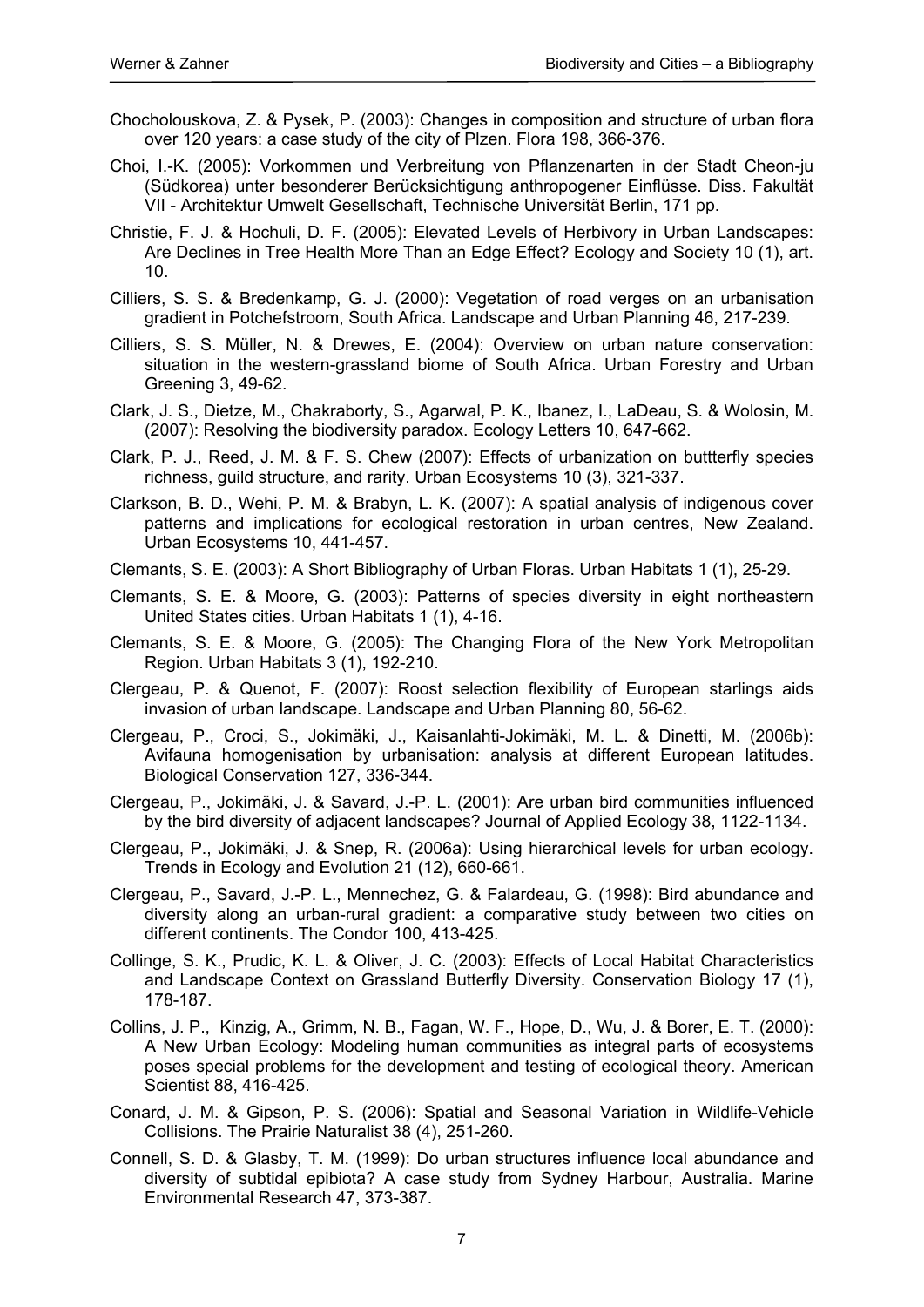Chocholouskova, Z. & Pysek, P. (2003): Changes in composition and structure of urban flora over 120 years: a case study of the city of Plzen. Flora 198, 366-376.

Choi, I.-K. (2005): Vorkommen und Verbreitung von Pflanzenarten in der Stadt Cheon-ju (Südkorea) unter besonderer Berücksichtigung anthropogener Einflüsse. Diss. Fakultät VII - Architektur Umwelt Gesellschaft, Technische Universität Berlin, 171 pp.

Christie, F. J. & Hochuli, D. F. (2005): Elevated Levels of Herbivory in Urban Landscapes: Are Declines in Tree Health More Than an Edge Effect? Ecology and Society 10 (1), art. 10.

Cilliers, S. S. & Bredenkamp, G. J. (2000): Vegetation of road verges on an urbanisation gradient in Potchefstroom, South Africa. Landscape and Urban Planning 46, 217-239.

Cilliers, S. S. Müller, N. & Drewes, E. (2004): Overview on urban nature conservation: situation in the western-grassland biome of South Africa. Urban Forestry and Urban Greening 3, 49-62.

Clark, J. S., Dietze, M., Chakraborty, S., Agarwal, P. K., Ibanez, I., LaDeau, S. & Wolosin, M. (2007): Resolving the biodiversity paradox. Ecology Letters 10, 647-662.

Clark, P. J., Reed, J. M. & F. S. Chew (2007): Effects of urbanization on buttterfly species richness, guild structure, and rarity. Urban Ecosystems 10 (3), 321-337.

Clarkson, B. D., Wehi, P. M. & Brabyn, L. K. (2007): A spatial analysis of indigenous cover patterns and implications for ecological restoration in urban centres, New Zealand. Urban Ecosystems 10, 441-457.

Clemants, S. E. (2003): A Short Bibliography of Urban Floras. Urban Habitats 1 (1), 25-29.

Clemants, S. E. & Moore, G. (2003): Patterns of species diversity in eight northeastern United States cities. Urban Habitats 1 (1), 4-16.

Clemants, S. E. & Moore, G. (2005): The Changing Flora of the New York Metropolitan Region. Urban Habitats 3 (1), 192-210.

Clergeau, P. & Quenot, F. (2007): Roost selection flexibility of European starlings aids invasion of urban landscape. Landscape and Urban Planning 80, 56-62.

Clergeau, P., Croci, S., Jokimäki, J., Kaisanlahti-Jokimäki, M. L. & Dinetti, M. (2006b): Avifauna homogenisation by urbanisation: analysis at different European latitudes. Biological Conservation 127, 336-344.

Clergeau, P., Jokimäki, J. & Savard, J.-P. L. (2001): Are urban bird communities influenced by the bird diversity of adjacent landscapes? Journal of Applied Ecology 38, 1122-1134.

Clergeau, P., Jokimäki, J. & Snep, R. (2006a): Using hierarchical levels for urban ecology. Trends in Ecology and Evolution 21 (12), 660-661.

Clergeau, P., Savard, J.-P. L., Mennechez, G. & Falardeau, G. (1998): Bird abundance and diversity along an urban-rural gradient: a comparative study between two cities on different continents. The Condor 100, 413-425.

Collinge, S. K., Prudic, K. L. & Oliver, J. C. (2003): Effects of Local Habitat Characteristics and Landscape Context on Grassland Butterfly Diversity. Conservation Biology 17 (1), 178-187.

Collins, J. P., Kinzig, A., Grimm, N. B., Fagan, W. F., Hope, D., Wu, J. & Borer, E. T. (2000): A New Urban Ecology: Modeling human communities as integral parts of ecosystems poses special problems for the development and testing of ecological theory. American Scientist 88, 416-425.

Conard, J. M. & Gipson, P. S. (2006): Spatial and Seasonal Variation in Wildlife-Vehicle Collisions. The Prairie Naturalist 38 (4), 251-260.

Connell, S. D. & Glasby, T. M. (1999): Do urban structures influence local abundance and diversity of subtidal epibiota? A case study from Sydney Harbour, Australia. Marine Environmental Research 47, 373-387.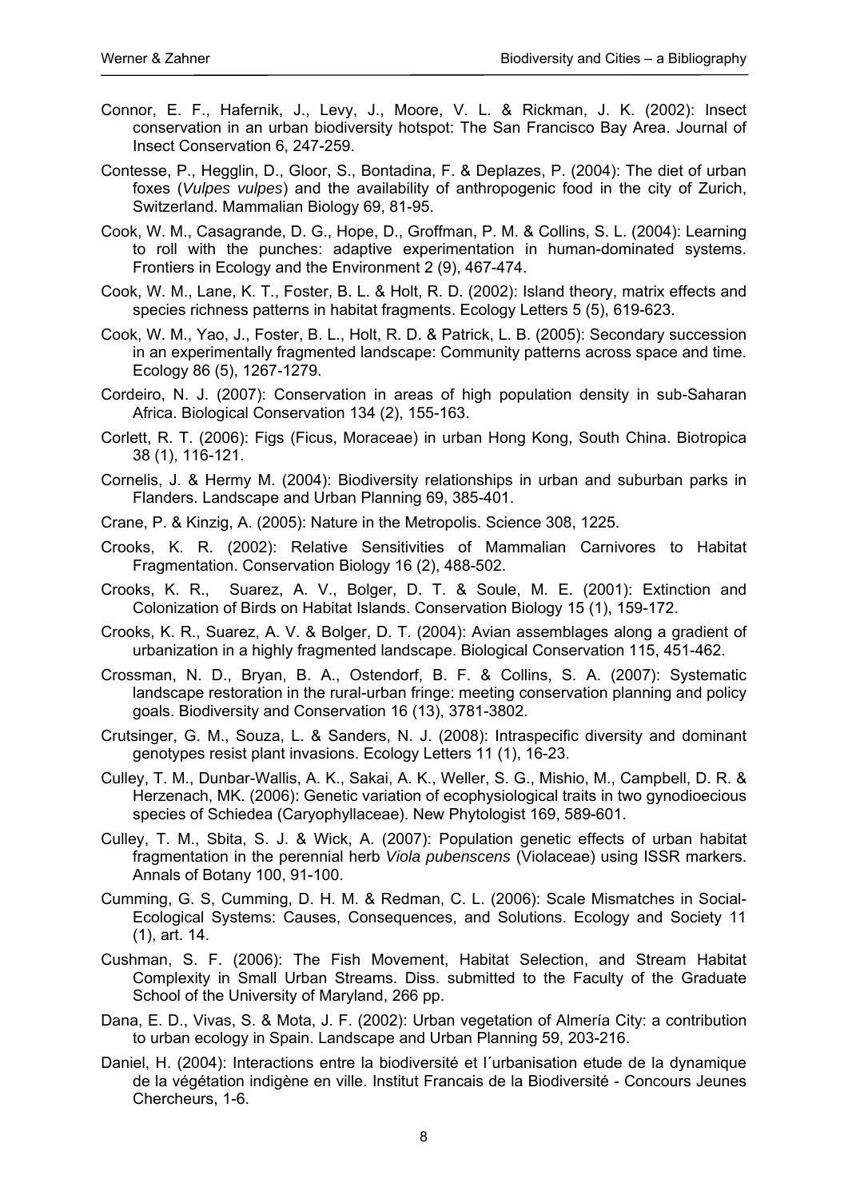Connor, E. F., Hafernik, J., Levy, J., Moore, V. L. & Rickman, J. K. (2002): Insect conservation in an urban biodiversity hotspot: The San Francisco Bay Area. Journal of Insect Conservation 6, 247-259.

Contesse, P., Hegglin, D., Gloor, S., Bontadina, F. & Deplazes, P. (2004): The diet of urban foxes (*Vulpes vulpes*) and the availability of anthropogenic food in the city of Zurich, Switzerland. Mammalian Biology 69, 81-95.

Cook, W. M., Casagrande, D. G., Hope, D., Groffman, P. M. & Collins, S. L. (2004): Learning to roll with the punches: adaptive experimentation in human-dominated systems. Frontiers in Ecology and the Environment 2 (9), 467-474.

Cook, W. M., Lane, K. T., Foster, B. L. & Holt, R. D. (2002): Island theory, matrix effects and species richness patterns in habitat fragments. Ecology Letters 5 (5), 619-623.

Cook, W. M., Yao, J., Foster, B. L., Holt, R. D. & Patrick, L. B. (2005): Secondary succession in an experimentally fragmented landscape: Community patterns across space and time. Ecology 86 (5), 1267-1279.

Cordeiro, N. J. (2007): Conservation in areas of high population density in sub-Saharan Africa. Biological Conservation 134 (2), 155-163.

Corlett, R. T. (2006): Figs (Ficus, Moraceae) in urban Hong Kong, South China. Biotropica 38 (1), 116-121.

Cornelis, J. & Hermy M. (2004): Biodiversity relationships in urban and suburban parks in Flanders. Landscape and Urban Planning 69, 385-401.

Crane, P. & Kinzig, A. (2005): Nature in the Metropolis. Science 308, 1225.

Crooks, K. R. (2002): Relative Sensitivities of Mammalian Carnivores to Habitat Fragmentation. Conservation Biology 16 (2), 488-502.

Crooks, K. R., Suarez, A. V., Bolger, D. T. & Soule, M. E. (2001): Extinction and Colonization of Birds on Habitat Islands. Conservation Biology 15 (1), 159-172.

Crooks, K. R., Suarez, A. V. & Bolger, D. T. (2004): Avian assemblages along a gradient of urbanization in a highly fragmented landscape. Biological Conservation 115, 451-462.

Crossman, N. D., Bryan, B. A., Ostendorf, B. F. & Collins, S. A. (2007): Systematic landscape restoration in the rural-urban fringe: meeting conservation planning and policy goals. Biodiversity and Conservation 16 (13), 3781-3802.

Crutsinger, G. M., Souza, L. & Sanders, N. J. (2008): Intraspecific diversity and dominant genotypes resist plant invasions. Ecology Letters 11 (1), 16-23.

Culley, T. M., Dunbar-Wallis, A. K., Sakai, A. K., Weller, S. G., Mishio, M., Campbell, D. R. & Herzenach, MK. (2006): Genetic variation of ecophysiological traits in two gynodioecious species of Schiedea (Caryophyllaceae). New Phytologist 169, 589-601.

Culley, T. M., Sbita, S. J. & Wick, A. (2007): Population genetic effects of urban habitat fragmentation in the perennial herb *Viola pubenscens* (Violaceae) using ISSR markers. Annals of Botany 100, 91-100.

Cumming, G. S, Cumming, D. H. M. & Redman, C. L. (2006): Scale Mismatches in Social-Ecological Systems: Causes, Consequences, and Solutions. Ecology and Society 11 (1), art. 14.

Cushman, S. F. (2006): The Fish Movement, Habitat Selection, and Stream Habitat Complexity in Small Urban Streams. Diss. submitted to the Faculty of the Graduate School of the University of Maryland, 266 pp.

Dana, E. D., Vivas, S. & Mota, J. F. (2002): Urban vegetation of Almería City: a contribution to urban ecology in Spain. Landscape and Urban Planning 59, 203-216.

Daniel, H. (2004): Interactions entre la biodiversité et l´urbanisation etude de la dynamique de la végétation indigène en ville. Institut Francais de la Biodiversité - Concours Jeunes Chercheurs, 1-6.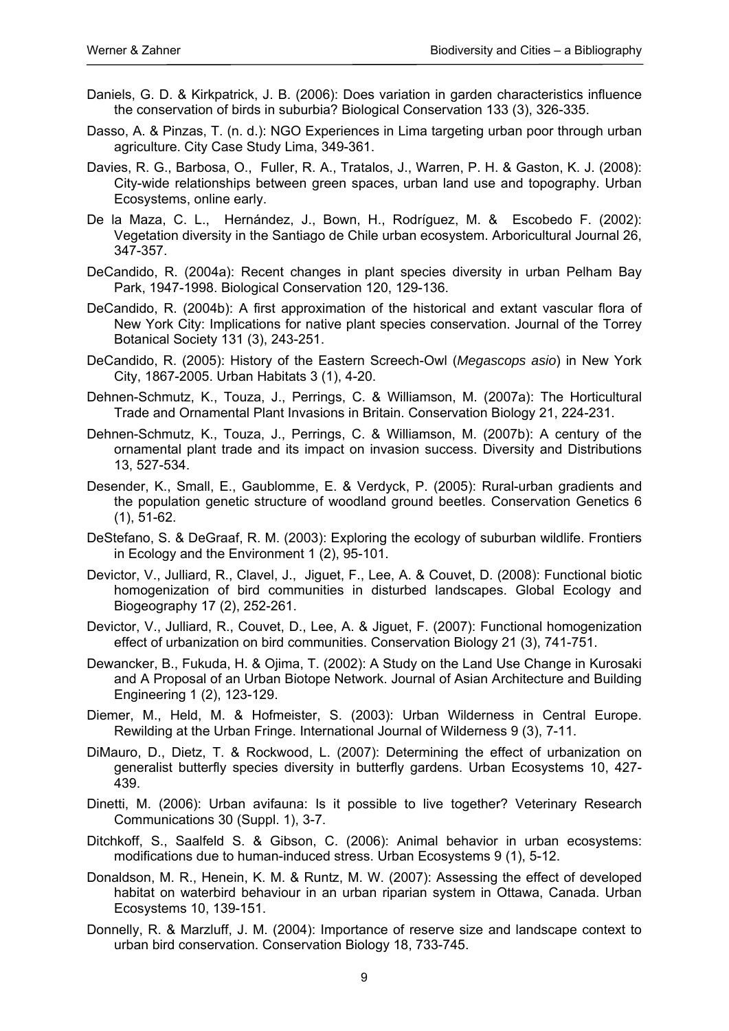Daniels, G. D. & Kirkpatrick, J. B. (2006): Does variation in garden characteristics influence the conservation of birds in suburbia? Biological Conservation 133 (3), 326-335.

Dasso, A. & Pinzas, T. (n. d.): NGO Experiences in Lima targeting urban poor through urban agriculture. City Case Study Lima, 349-361.

Davies, R. G., Barbosa, O., Fuller, R. A., Tratalos, J., Warren, P. H. & Gaston, K. J. (2008): City-wide relationships between green spaces, urban land use and topography. Urban Ecosystems, online early.

De la Maza, C. L., Hernández, J., Bown, H., Rodríguez, M. & Escobedo F. (2002): Vegetation diversity in the Santiago de Chile urban ecosystem. Arboricultural Journal 26, 347-357.

DeCandido, R. (2004a): Recent changes in plant species diversity in urban Pelham Bay Park, 1947-1998. Biological Conservation 120, 129-136.

DeCandido, R. (2004b): A first approximation of the historical and extant vascular flora of New York City: Implications for native plant species conservation. Journal of the Torrey Botanical Society 131 (3), 243-251.

DeCandido, R. (2005): History of the Eastern Screech-Owl (*Megascops asio*) in New York City, 1867-2005. Urban Habitats 3 (1), 4-20.

Dehnen-Schmutz, K., Touza, J., Perrings, C. & Williamson, M. (2007a): The Horticultural Trade and Ornamental Plant Invasions in Britain. Conservation Biology 21, 224-231.

Dehnen-Schmutz, K., Touza, J., Perrings, C. & Williamson, M. (2007b): A century of the ornamental plant trade and its impact on invasion success. Diversity and Distributions 13, 527-534.

Desender, K., Small, E., Gaublomme, E. & Verdyck, P. (2005): Rural-urban gradients and the population genetic structure of woodland ground beetles. Conservation Genetics 6 (1), 51-62.

DeStefano, S. & DeGraaf, R. M. (2003): Exploring the ecology of suburban wildlife. Frontiers in Ecology and the Environment 1 (2), 95-101.

Devictor, V., Julliard, R., Clavel, J., Jiguet, F., Lee, A. & Couvet, D. (2008): Functional biotic homogenization of bird communities in disturbed landscapes. Global Ecology and Biogeography 17 (2), 252-261.

Devictor, V., Julliard, R., Couvet, D., Lee, A. & Jiguet, F. (2007): Functional homogenization effect of urbanization on bird communities. Conservation Biology 21 (3), 741-751.

Dewancker, B., Fukuda, H. & Ojima, T. (2002): A Study on the Land Use Change in Kurosaki and A Proposal of an Urban Biotope Network. Journal of Asian Architecture and Building Engineering 1 (2), 123-129.

Diemer, M., Held, M. & Hofmeister, S. (2003): Urban Wilderness in Central Europe. Rewilding at the Urban Fringe. International Journal of Wilderness 9 (3), 7-11.

DiMauro, D., Dietz, T. & Rockwood, L. (2007): Determining the effect of urbanization on generalist butterfly species diversity in butterfly gardens. Urban Ecosystems 10, 427-439.

Dinetti, M. (2006): Urban avifauna: Is it possible to live together? Veterinary Research Communications 30 (Suppl. 1), 3-7.

Ditchkoff, S., Saalfeld S. & Gibson, C. (2006): Animal behavior in urban ecosystems: modifications due to human-induced stress. Urban Ecosystems 9 (1), 5-12.

Donaldson, M. R., Henein, K. M. & Runtz, M. W. (2007): Assessing the effect of developed habitat on waterbird behaviour in an urban riparian system in Ottawa, Canada. Urban Ecosystems 10, 139-151.

Donnelly, R. & Marzluff, J. M. (2004): Importance of reserve size and landscape context to urban bird conservation. Conservation Biology 18, 733-745.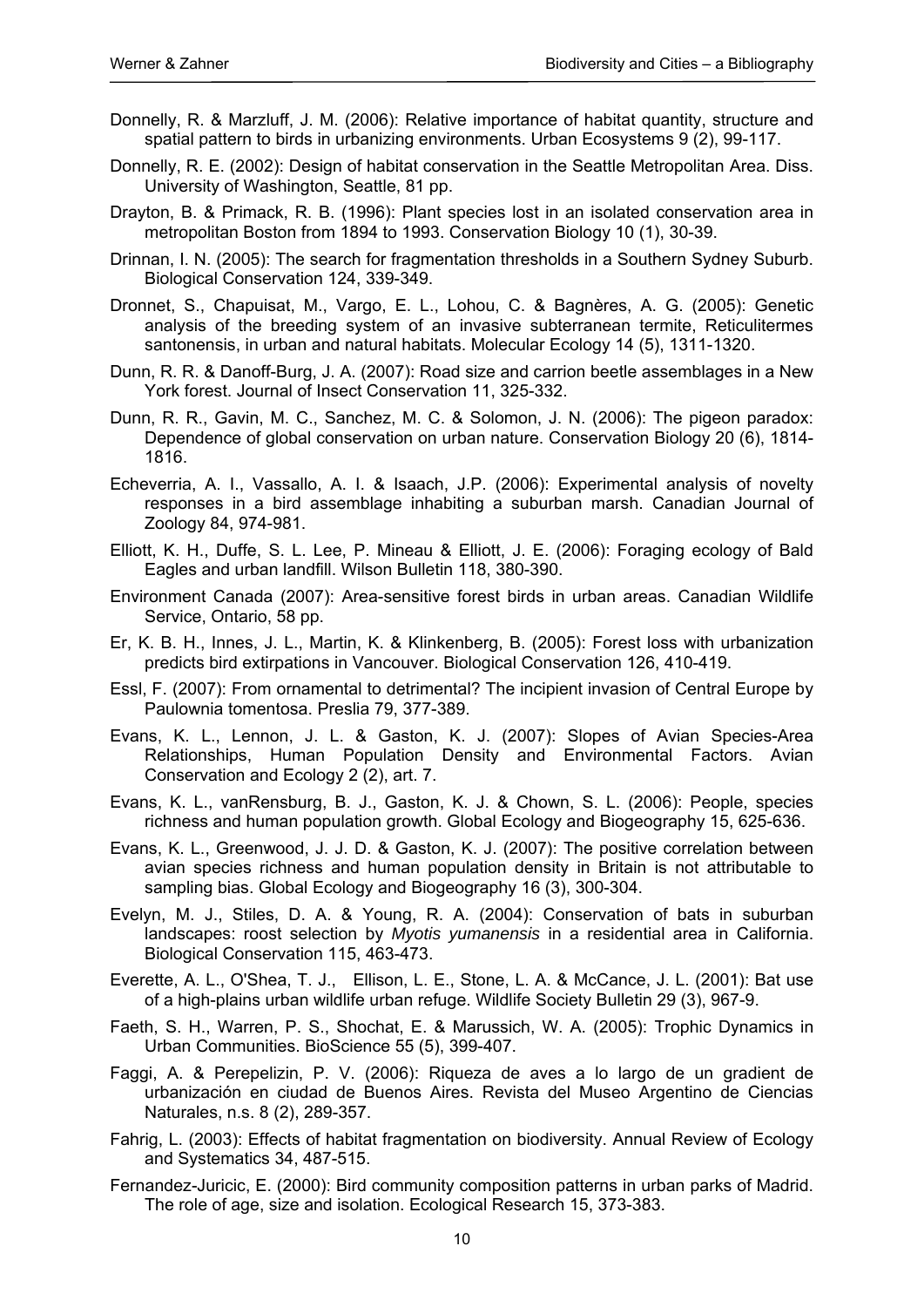Donnelly, R. & Marzluff, J. M. (2006): Relative importance of habitat quantity, structure and spatial pattern to birds in urbanizing environments. Urban Ecosystems 9 (2), 99-117.

Donnelly, R. E. (2002): Design of habitat conservation in the Seattle Metropolitan Area. Diss. University of Washington, Seattle, 81 pp.

Drayton, B. & Primack, R. B. (1996): Plant species lost in an isolated conservation area in metropolitan Boston from 1894 to 1993. Conservation Biology 10 (1), 30-39.

Drinnan, I. N. (2005): The search for fragmentation thresholds in a Southern Sydney Suburb. Biological Conservation 124, 339-349.

Dronnet, S., Chapuisat, M., Vargo, E. L., Lohou, C. & Bagnères, A. G. (2005): Genetic analysis of the breeding system of an invasive subterranean termite, Reticulitermes santonensis, in urban and natural habitats. Molecular Ecology 14 (5), 1311-1320.

Dunn, R. R. & Danoff-Burg, J. A. (2007): Road size and carrion beetle assemblages in a New York forest. Journal of Insect Conservation 11, 325-332.

Dunn, R. R., Gavin, M. C., Sanchez, M. C. & Solomon, J. N. (2006): The pigeon paradox: Dependence of global conservation on urban nature. Conservation Biology 20 (6), 1814-1816.

Echeverria, A. I., Vassallo, A. I. & Isaach, J.P. (2006): Experimental analysis of novelty responses in a bird assemblage inhabiting a suburban marsh. Canadian Journal of Zoology 84, 974-981.

Elliott, K. H., Duffe, S. L. Lee, P. Mineau & Elliott, J. E. (2006): Foraging ecology of Bald Eagles and urban landfill. Wilson Bulletin 118, 380-390.

Environment Canada (2007): Area-sensitive forest birds in urban areas. Canadian Wildlife Service, Ontario, 58 pp.

Er, K. B. H., Innes, J. L., Martin, K. & Klinkenberg, B. (2005): Forest loss with urbanization predicts bird extirpations in Vancouver. Biological Conservation 126, 410-419.

Essl, F. (2007): From ornamental to detrimental? The incipient invasion of Central Europe by Paulownia tomentosa. Preslia 79, 377-389.

Evans, K. L., Lennon, J. L. & Gaston, K. J. (2007): Slopes of Avian Species-Area Relationships, Human Population Density and Environmental Factors. Avian Conservation and Ecology 2 (2), art. 7.

Evans, K. L., vanRensburg, B. J., Gaston, K. J. & Chown, S. L. (2006): People, species richness and human population growth. Global Ecology and Biogeography 15, 625-636.

Evans, K. L., Greenwood, J. J. D. & Gaston, K. J. (2007): The positive correlation between avian species richness and human population density in Britain is not attributable to sampling bias. Global Ecology and Biogeography 16 (3), 300-304.

Evelyn, M. J., Stiles, D. A. & Young, R. A. (2004): Conservation of bats in suburban landscapes: roost selection by *Myotis yumanensis* in a residential area in California. Biological Conservation 115, 463-473.

Everette, A. L., O'Shea, T. J., Ellison, L. E., Stone, L. A. & McCance, J. L. (2001): Bat use of a high-plains urban wildlife urban refuge. Wildlife Society Bulletin 29 (3), 967-9.

Faeth, S. H., Warren, P. S., Shochat, E. & Marussich, W. A. (2005): Trophic Dynamics in Urban Communities. BioScience 55 (5), 399-407.

Faggi, A. & Perepelizin, P. V. (2006): Riqueza de aves a lo largo de un gradient de urbanización en ciudad de Buenos Aires. Revista del Museo Argentino de Ciencias Naturales, n.s. 8 (2), 289-357.

Fahrig, L. (2003): Effects of habitat fragmentation on biodiversity. Annual Review of Ecology and Systematics 34, 487-515.

Fernandez-Juricic, E. (2000): Bird community composition patterns in urban parks of Madrid. The role of age, size and isolation. Ecological Research 15, 373-383.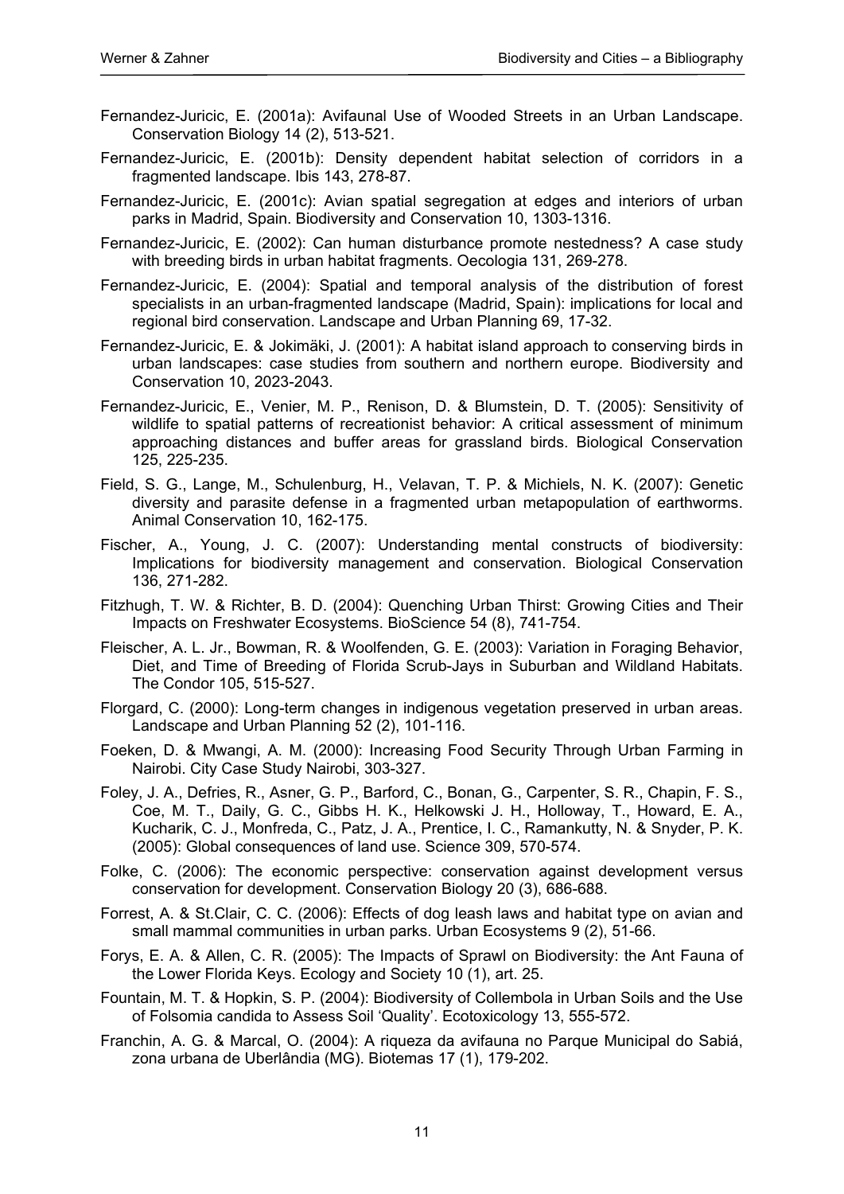Fernandez-Juricic, E. (2001a): Avifaunal Use of Wooded Streets in an Urban Landscape. Conservation Biology 14 (2), 513-521.

Fernandez-Juricic, E. (2001b): Density dependent habitat selection of corridors in a fragmented landscape. Ibis 143, 278-87.

Fernandez-Juricic, E. (2001c): Avian spatial segregation at edges and interiors of urban parks in Madrid, Spain. Biodiversity and Conservation 10, 1303-1316.

Fernandez-Juricic, E. (2002): Can human disturbance promote nestedness? A case study with breeding birds in urban habitat fragments. Oecologia 131, 269-278.

Fernandez-Juricic, E. (2004): Spatial and temporal analysis of the distribution of forest specialists in an urban-fragmented landscape (Madrid, Spain): implications for local and regional bird conservation. Landscape and Urban Planning 69, 17-32.

Fernandez-Juricic, E. & Jokimäki, J. (2001): A habitat island approach to conserving birds in urban landscapes: case studies from southern and northern europe. Biodiversity and Conservation 10, 2023-2043.

Fernandez-Juricic, E., Venier, M. P., Renison, D. & Blumstein, D. T. (2005): Sensitivity of wildlife to spatial patterns of recreationist behavior: A critical assessment of minimum approaching distances and buffer areas for grassland birds. Biological Conservation 125, 225-235.

Field, S. G., Lange, M., Schulenburg, H., Velavan, T. P. & Michiels, N. K. (2007): Genetic diversity and parasite defense in a fragmented urban metapopulation of earthworms. Animal Conservation 10, 162-175.

Fischer, A., Young, J. C. (2007): Understanding mental constructs of biodiversity: Implications for biodiversity management and conservation. Biological Conservation 136, 271-282.

Fitzhugh, T. W. & Richter, B. D. (2004): Quenching Urban Thirst: Growing Cities and Their Impacts on Freshwater Ecosystems. BioScience 54 (8), 741-754.

Fleischer, A. L. Jr., Bowman, R. & Woolfenden, G. E. (2003): Variation in Foraging Behavior, Diet, and Time of Breeding of Florida Scrub-Jays in Suburban and Wildland Habitats. The Condor 105, 515-527.

Florgard, C. (2000): Long-term changes in indigenous vegetation preserved in urban areas. Landscape and Urban Planning 52 (2), 101-116.

Foeken, D. & Mwangi, A. M. (2000): Increasing Food Security Through Urban Farming in Nairobi. City Case Study Nairobi, 303-327.

Foley, J. A., Defries, R., Asner, G. P., Barford, C., Bonan, G., Carpenter, S. R., Chapin, F. S., Coe, M. T., Daily, G. C., Gibbs H. K., Helkowski J. H., Holloway, T., Howard, E. A., Kucharik, C. J., Monfreda, C., Patz, J. A., Prentice, I. C., Ramankutty, N. & Snyder, P. K. (2005): Global consequences of land use. Science 309, 570-574.

Folke, C. (2006): The economic perspective: conservation against development versus conservation for development. Conservation Biology 20 (3), 686-688.

Forrest, A. & St.Clair, C. C. (2006): Effects of dog leash laws and habitat type on avian and small mammal communities in urban parks. Urban Ecosystems 9 (2), 51-66.

Forys, E. A. & Allen, C. R. (2005): The Impacts of Sprawl on Biodiversity: the Ant Fauna of the Lower Florida Keys. Ecology and Society 10 (1), art. 25.

Fountain, M. T. & Hopkin, S. P. (2004): Biodiversity of Collembola in Urban Soils and the Use of Folsomia candida to Assess Soil 'Quality'. Ecotoxicology 13, 555-572.

Franchin, A. G. & Marcal, O. (2004): A riqueza da avifauna no Parque Municipal do Sabiá, zona urbana de Uberlândia (MG). Biotemas 17 (1), 179-202.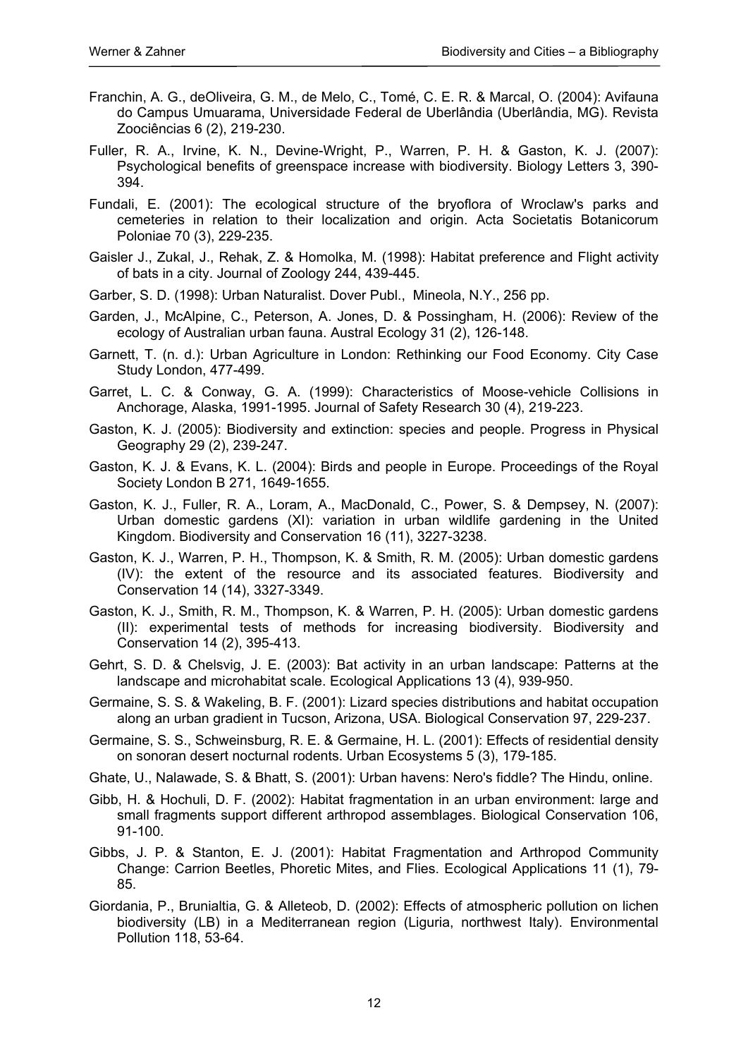Franchin, A. G., deOliveira, G. M., de Melo, C., Tomé, C. E. R. & Marcal, O. (2004): Avifauna do Campus Umuarama, Universidade Federal de Uberlândia (Uberlândia, MG). Revista Zoociências 6 (2), 219-230.

Fuller, R. A., Irvine, K. N., Devine-Wright, P., Warren, P. H. & Gaston, K. J. (2007): Psychological benefits of greenspace increase with biodiversity. Biology Letters 3, 390-394.

Fundali, E. (2001): The ecological structure of the bryoflora of Wroclaw's parks and cemeteries in relation to their localization and origin. Acta Societatis Botanicorum Poloniae 70 (3), 229-235.

Gaisler J., Zukal, J., Rehak, Z. & Homolka, M. (1998): Habitat preference and Flight activity of bats in a city. Journal of Zoology 244, 439-445.

Garber, S. D. (1998): Urban Naturalist. Dover Publ., Mineola, N.Y., 256 pp.

Garden, J., McAlpine, C., Peterson, A. Jones, D. & Possingham, H. (2006): Review of the ecology of Australian urban fauna. Austral Ecology 31 (2), 126-148.

Garnett, T. (n. d.): Urban Agriculture in London: Rethinking our Food Economy. City Case Study London, 477-499.

Garret, L. C. & Conway, G. A. (1999): Characteristics of Moose-vehicle Collisions in Anchorage, Alaska, 1991-1995. Journal of Safety Research 30 (4), 219-223.

Gaston, K. J. (2005): Biodiversity and extinction: species and people. Progress in Physical Geography 29 (2), 239-247.

Gaston, K. J. & Evans, K. L. (2004): Birds and people in Europe. Proceedings of the Royal Society London B 271, 1649-1655.

Gaston, K. J., Fuller, R. A., Loram, A., MacDonald, C., Power, S. & Dempsey, N. (2007): Urban domestic gardens (XI): variation in urban wildlife gardening in the United Kingdom. Biodiversity and Conservation 16 (11), 3227-3238.

Gaston, K. J., Warren, P. H., Thompson, K. & Smith, R. M. (2005): Urban domestic gardens (IV): the extent of the resource and its associated features. Biodiversity and Conservation 14 (14), 3327-3349.

Gaston, K. J., Smith, R. M., Thompson, K. & Warren, P. H. (2005): Urban domestic gardens (II): experimental tests of methods for increasing biodiversity. Biodiversity and Conservation 14 (2), 395-413.

Gehrt, S. D. & Chelsvig, J. E. (2003): Bat activity in an urban landscape: Patterns at the landscape and microhabitat scale. Ecological Applications 13 (4), 939-950.

Germaine, S. S. & Wakeling, B. F. (2001): Lizard species distributions and habitat occupation along an urban gradient in Tucson, Arizona, USA. Biological Conservation 97, 229-237.

Germaine, S. S., Schweinsburg, R. E. & Germaine, H. L. (2001): Effects of residential density on sonoran desert nocturnal rodents. Urban Ecosystems 5 (3), 179-185.

Ghate, U., Nalawade, S. & Bhatt, S. (2001): Urban havens: Nero's fiddle? The Hindu, online.

Gibb, H. & Hochuli, D. F. (2002): Habitat fragmentation in an urban environment: large and small fragments support different arthropod assemblages. Biological Conservation 106, 91-100.

Gibbs, J. P. & Stanton, E. J. (2001): Habitat Fragmentation and Arthropod Community Change: Carrion Beetles, Phoretic Mites, and Flies. Ecological Applications 11 (1), 79-85.

Giordania, P., Brunialtia, G. & Alleteob, D. (2002): Effects of atmospheric pollution on lichen biodiversity (LB) in a Mediterranean region (Liguria, northwest Italy). Environmental Pollution 118, 53-64.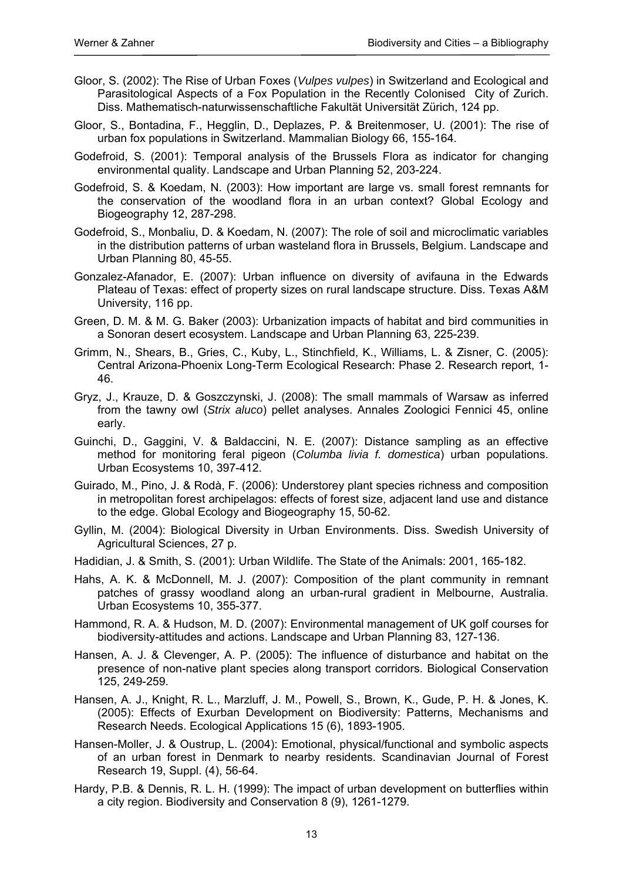Gloor, S. (2002): The Rise of Urban Foxes (*Vulpes vulpes*) in Switzerland and Ecological and Parasitological Aspects of a Fox Population in the Recently Colonised City of Zurich. Diss. Mathematisch-naturwissenschaftliche Fakultät Universität Zürich, 124 pp.

Gloor, S., Bontadina, F., Hegglin, D., Deplazes, P. & Breitenmoser, U. (2001): The rise of urban fox populations in Switzerland. Mammalian Biology 66, 155-164.

Godefroid, S. (2001): Temporal analysis of the Brussels Flora as indicator for changing environmental quality. Landscape and Urban Planning 52, 203-224.

Godefroid, S. & Koedam, N. (2003): How important are large vs. small forest remnants for the conservation of the woodland flora in an urban context? Global Ecology and Biogeography 12, 287-298.

Godefroid, S., Monbaliu, D. & Koedam, N. (2007): The role of soil and microclimatic variables in the distribution patterns of urban wasteland flora in Brussels, Belgium. Landscape and Urban Planning 80, 45-55.

Gonzalez-Afanador, E. (2007): Urban influence on diversity of avifauna in the Edwards Plateau of Texas: effect of property sizes on rural landscape structure. Diss. Texas A&M University, 116 pp.

Green, D. M. & M. G. Baker (2003): Urbanization impacts of habitat and bird communities in a Sonoran desert ecosystem. Landscape and Urban Planning 63, 225-239.

Grimm, N., Shears, B., Gries, C., Kuby, L., Stinchfield, K., Williams, L. & Zisner, C. (2005): Central Arizona-Phoenix Long-Term Ecological Research: Phase 2. Research report, 1-46.

Gryz, J., Krauze, D. & Goszczynski, J. (2008): The small mammals of Warsaw as inferred from the tawny owl (*Strix aluco*) pellet analyses. Annales Zoologici Fennici 45, online early.

Guinchi, D., Gaggini, V. & Baldaccini, N. E. (2007): Distance sampling as an effective method for monitoring feral pigeon (*Columba livia f. domestica*) urban populations. Urban Ecosystems 10, 397-412.

Guirado, M., Pino, J. & Rodà, F. (2006): Understorey plant species richness and composition in metropolitan forest archipelagos: effects of forest size, adjacent land use and distance to the edge. Global Ecology and Biogeography 15, 50-62.

Gyllin, M. (2004): Biological Diversity in Urban Environments. Diss. Swedish University of Agricultural Sciences, 27 p.

Hadidian, J. & Smith, S. (2001): Urban Wildlife. The State of the Animals: 2001, 165-182.

Hahs, A. K. & McDonnell, M. J. (2007): Composition of the plant community in remnant patches of grassy woodland along an urban-rural gradient in Melbourne, Australia. Urban Ecosystems 10, 355-377.

Hammond, R. A. & Hudson, M. D. (2007): Environmental management of UK golf courses for biodiversity-attitudes and actions. Landscape and Urban Planning 83, 127-136.

Hansen, A. J. & Clevenger, A. P. (2005): The influence of disturbance and habitat on the presence of non-native plant species along transport corridors. Biological Conservation 125, 249-259.

Hansen, A. J., Knight, R. L., Marzluff, J. M., Powell, S., Brown, K., Gude, P. H. & Jones, K. (2005): Effects of Exurban Development on Biodiversity: Patterns, Mechanisms and Research Needs. Ecological Applications 15 (6), 1893-1905.

Hansen-Moller, J. & Oustrup, L. (2004): Emotional, physical/functional and symbolic aspects of an urban forest in Denmark to nearby residents. Scandinavian Journal of Forest Research 19, Suppl. (4), 56-64.

Hardy, P.B. & Dennis, R. L. H. (1999): The impact of urban development on butterflies within a city region. Biodiversity and Conservation 8 (9), 1261-1279.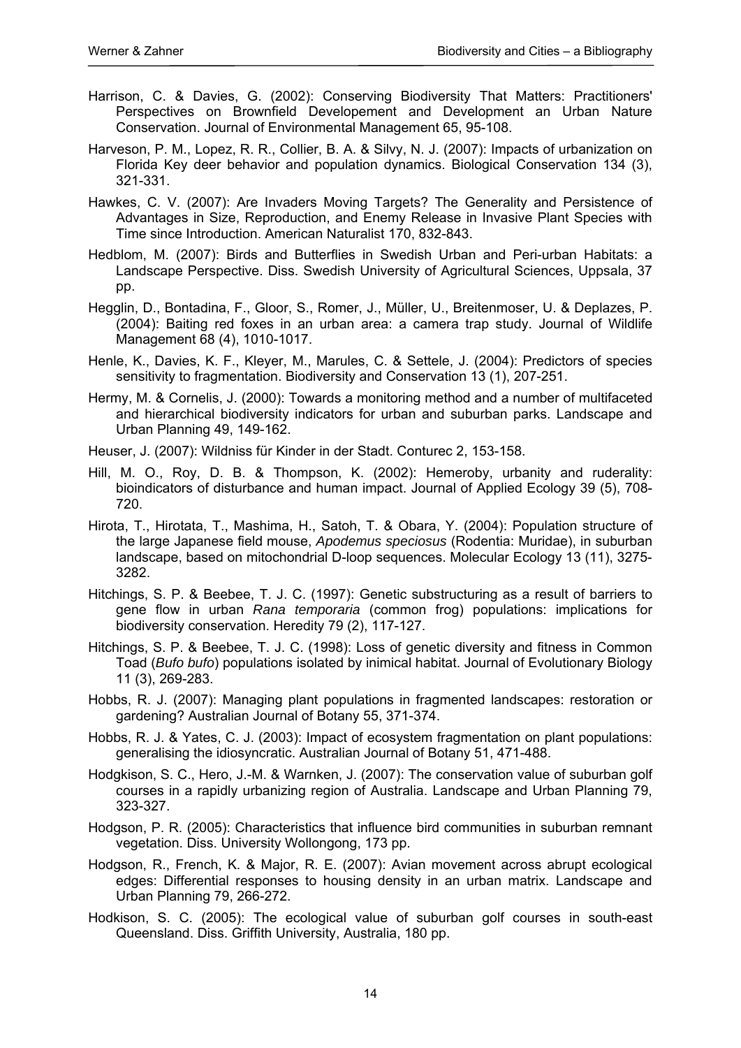Harrison, C. & Davies, G. (2002): Conserving Biodiversity That Matters: Practitioners' Perspectives on Brownfield Developement and Development an Urban Nature Conservation. Journal of Environmental Management 65, 95-108.

Harveson, P. M., Lopez, R. R., Collier, B. A. & Silvy, N. J. (2007): Impacts of urbanization on Florida Key deer behavior and population dynamics. Biological Conservation 134 (3), 321-331.

Hawkes, C. V. (2007): Are Invaders Moving Targets? The Generality and Persistence of Advantages in Size, Reproduction, and Enemy Release in Invasive Plant Species with Time since Introduction. American Naturalist 170, 832-843.

Hedblom, M. (2007): Birds and Butterflies in Swedish Urban and Peri-urban Habitats: a Landscape Perspective. Diss. Swedish University of Agricultural Sciences, Uppsala, 37 pp.

Hegglin, D., Bontadina, F., Gloor, S., Romer, J., Müller, U., Breitenmoser, U. & Deplazes, P. (2004): Baiting red foxes in an urban area: a camera trap study. Journal of Wildlife Management 68 (4), 1010-1017.

Henle, K., Davies, K. F., Kleyer, M., Marules, C. & Settele, J. (2004): Predictors of species sensitivity to fragmentation. Biodiversity and Conservation 13 (1), 207-251.

Hermy, M. & Cornelis, J. (2000): Towards a monitoring method and a number of multifaceted and hierarchical biodiversity indicators for urban and suburban parks. Landscape and Urban Planning 49, 149-162.

Heuser, J. (2007): Wildniss für Kinder in der Stadt. Conturec 2, 153-158.

Hill, M. O., Roy, D. B. & Thompson, K. (2002): Hemeroby, urbanity and ruderality: bioindicators of disturbance and human impact. Journal of Applied Ecology 39 (5), 708-720.

Hirota, T., Hirotata, T., Mashima, H., Satoh, T. & Obara, Y. (2004): Population structure of the large Japanese field mouse, *Apodemus speciosus* (Rodentia: Muridae), in suburban landscape, based on mitochondrial D-loop sequences. Molecular Ecology 13 (11), 3275-3282.

Hitchings, S. P. & Beebee, T. J. C. (1997): Genetic substructuring as a result of barriers to gene flow in urban *Rana temporaria* (common frog) populations: implications for biodiversity conservation. Heredity 79 (2), 117-127.

Hitchings, S. P. & Beebee, T. J. C. (1998): Loss of genetic diversity and fitness in Common Toad (*Bufo bufo*) populations isolated by inimical habitat. Journal of Evolutionary Biology 11 (3), 269-283.

Hobbs, R. J. (2007): Managing plant populations in fragmented landscapes: restoration or gardening? Australian Journal of Botany 55, 371-374.

Hobbs, R. J. & Yates, C. J. (2003): Impact of ecosystem fragmentation on plant populations: generalising the idiosyncratic. Australian Journal of Botany 51, 471-488.

Hodgkison, S. C., Hero, J.-M. & Warnken, J. (2007): The conservation value of suburban golf courses in a rapidly urbanizing region of Australia. Landscape and Urban Planning 79, 323-327.

Hodgson, P. R. (2005): Characteristics that influence bird communities in suburban remnant vegetation. Diss. University Wollongong, 173 pp.

Hodgson, R., French, K. & Major, R. E. (2007): Avian movement across abrupt ecological edges: Differential responses to housing density in an urban matrix. Landscape and Urban Planning 79, 266-272.

Hodkison, S. C. (2005): The ecological value of suburban golf courses in south-east Queensland. Diss. Griffith University, Australia, 180 pp.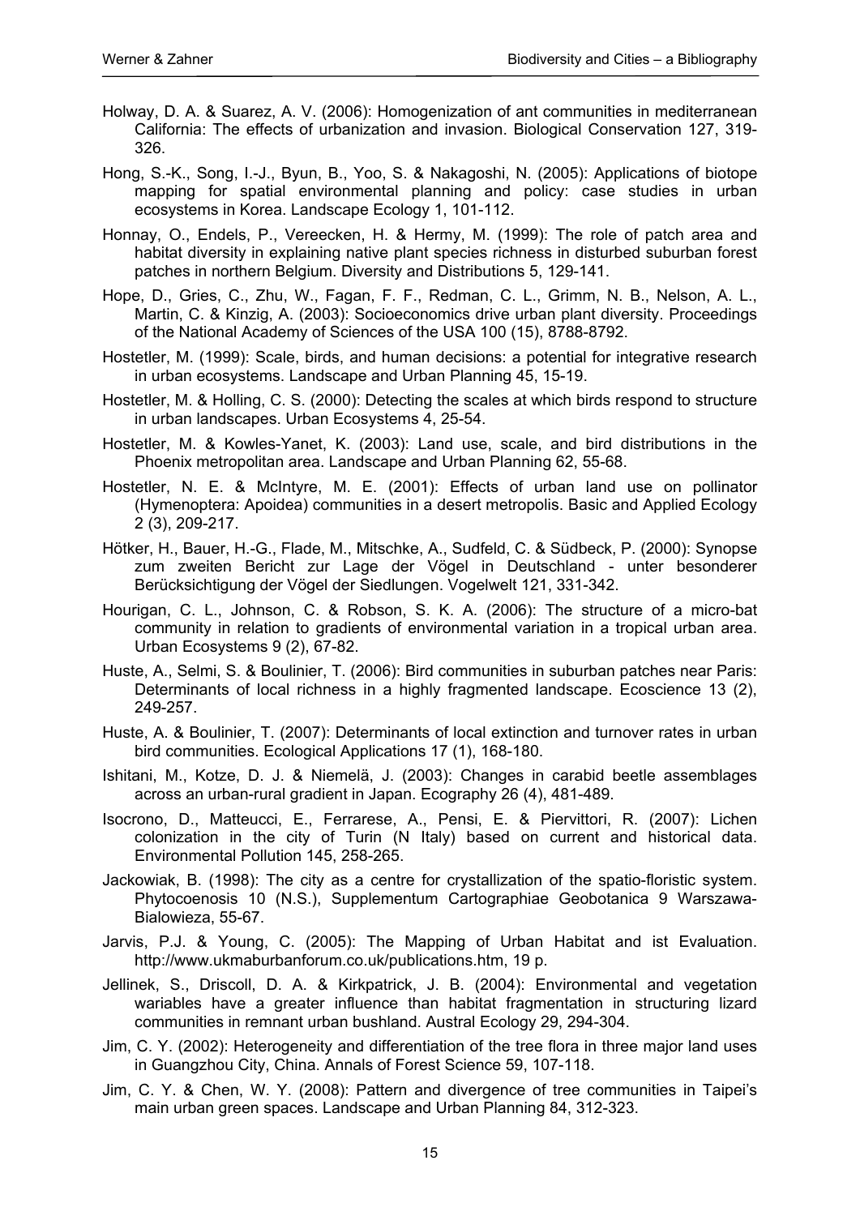Holway, D. A. & Suarez, A. V. (2006): Homogenization of ant communities in mediterranean California: The effects of urbanization and invasion. Biological Conservation 127, 319-326.

Hong, S.-K., Song, I.-J., Byun, B., Yoo, S. & Nakagoshi, N. (2005): Applications of biotope mapping for spatial environmental planning and policy: case studies in urban ecosystems in Korea. Landscape Ecology 1, 101-112.

Honnay, O., Endels, P., Vereecken, H. & Hermy, M. (1999): The role of patch area and habitat diversity in explaining native plant species richness in disturbed suburban forest patches in northern Belgium. Diversity and Distributions 5, 129-141.

Hope, D., Gries, C., Zhu, W., Fagan, F. F., Redman, C. L., Grimm, N. B., Nelson, A. L., Martin, C. & Kinzig, A. (2003): Socioeconomics drive urban plant diversity. Proceedings of the National Academy of Sciences of the USA 100 (15), 8788-8792.

Hostetler, M. (1999): Scale, birds, and human decisions: a potential for integrative research in urban ecosystems. Landscape and Urban Planning 45, 15-19.

Hostetler, M. & Holling, C. S. (2000): Detecting the scales at which birds respond to structure in urban landscapes. Urban Ecosystems 4, 25-54.

Hostetler, M. & Kowles-Yanet, K. (2003): Land use, scale, and bird distributions in the Phoenix metropolitan area. Landscape and Urban Planning 62, 55-68.

Hostetler, N. E. & McIntyre, M. E. (2001): Effects of urban land use on pollinator (Hymenoptera: Apoidea) communities in a desert metropolis. Basic and Applied Ecology 2 (3), 209-217.

Hötker, H., Bauer, H.-G., Flade, M., Mitschke, A., Sudfeld, C. & Südbeck, P. (2000): Synopse zum zweiten Bericht zur Lage der Vögel in Deutschland - unter besonderer Berücksichtigung der Vögel der Siedlungen. Vogelwelt 121, 331-342.

Hourigan, C. L., Johnson, C. & Robson, S. K. A. (2006): The structure of a micro-bat community in relation to gradients of environmental variation in a tropical urban area. Urban Ecosystems 9 (2), 67-82.

Huste, A., Selmi, S. & Boulinier, T. (2006): Bird communities in suburban patches near Paris: Determinants of local richness in a highly fragmented landscape. Ecoscience 13 (2), 249-257.

Huste, A. & Boulinier, T. (2007): Determinants of local extinction and turnover rates in urban bird communities. Ecological Applications 17 (1), 168-180.

Ishitani, M., Kotze, D. J. & Niemelä, J. (2003): Changes in carabid beetle assemblages across an urban-rural gradient in Japan. Ecography 26 (4), 481-489.

Isocrono, D., Matteucci, E., Ferrarese, A., Pensi, E. & Piervittori, R. (2007): Lichen colonization in the city of Turin (N Italy) based on current and historical data. Environmental Pollution 145, 258-265.

Jackowiak, B. (1998): The city as a centre for crystallization of the spatio-floristic system. Phytocoenosis 10 (N.S.), Supplementum Cartographiae Geobotanica 9 Warszawa-Bialowieza, 55-67.

Jarvis, P.J. & Young, C. (2005): The Mapping of Urban Habitat and ist Evaluation. http://www.ukmaburbanforum.co.uk/publications.htm, 19 p.

Jellinek, S., Driscoll, D. A. & Kirkpatrick, J. B. (2004): Environmental and vegetation wariables have a greater influence than habitat fragmentation in structuring lizard communities in remnant urban bushland. Austral Ecology 29, 294-304.

Jim, C. Y. (2002): Heterogeneity and differentiation of the tree flora in three major land uses in Guangzhou City, China. Annals of Forest Science 59, 107-118.

Jim, C. Y. & Chen, W. Y. (2008): Pattern and divergence of tree communities in Taipei's main urban green spaces. Landscape and Urban Planning 84, 312-323.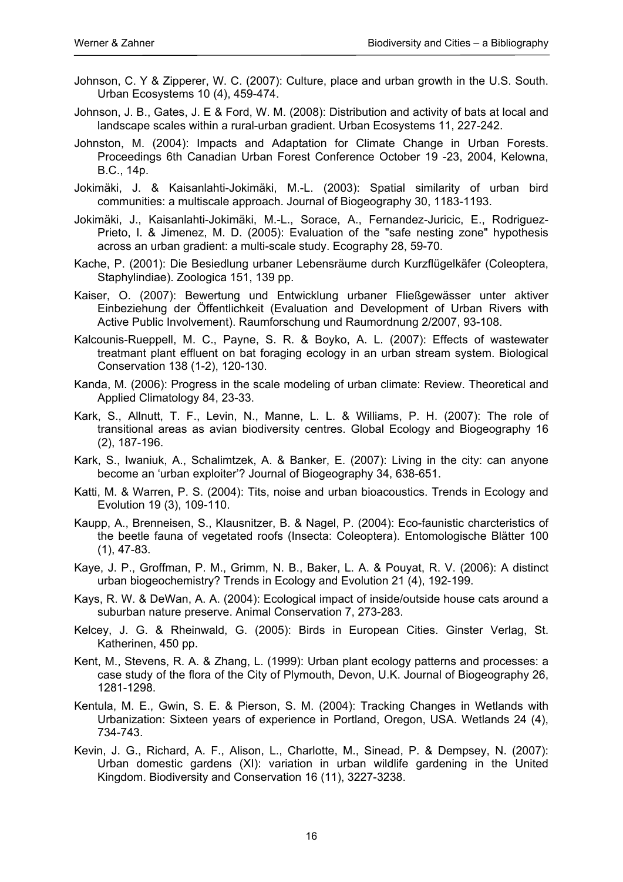Johnson, C. Y & Zipperer, W. C. (2007): Culture, place and urban growth in the U.S. South. Urban Ecosystems 10 (4), 459-474.

Johnson, J. B., Gates, J. E & Ford, W. M. (2008): Distribution and activity of bats at local and landscape scales within a rural-urban gradient. Urban Ecosystems 11, 227-242.

Johnston, M. (2004): Impacts and Adaptation for Climate Change in Urban Forests. Proceedings 6th Canadian Urban Forest Conference October 19 -23, 2004, Kelowna, B.C., 14p.

Jokimäki, J. & Kaisanlahti-Jokimäki, M.-L. (2003): Spatial similarity of urban bird communities: a multiscale approach. Journal of Biogeography 30, 1183-1193.

Jokimäki, J., Kaisanlahti-Jokimäki, M.-L., Sorace, A., Fernandez-Juricic, E., Rodriguez-Prieto, I. & Jimenez, M. D. (2005): Evaluation of the "safe nesting zone" hypothesis across an urban gradient: a multi-scale study. Ecography 28, 59-70.

Kache, P. (2001): Die Besiedlung urbaner Lebensräume durch Kurzflügelkäfer (Coleoptera, Staphylindiae). Zoologica 151, 139 pp.

Kaiser, O. (2007): Bewertung und Entwicklung urbaner Fließgewässer unter aktiver Einbeziehung der Öffentlichkeit (Evaluation and Development of Urban Rivers with Active Public Involvement). Raumforschung und Raumordnung 2/2007, 93-108.

Kalcounis-Rueppell, M. C., Payne, S. R. & Boyko, A. L. (2007): Effects of wastewater treatmant plant effluent on bat foraging ecology in an urban stream system. Biological Conservation 138 (1-2), 120-130.

Kanda, M. (2006): Progress in the scale modeling of urban climate: Review. Theoretical and Applied Climatology 84, 23-33.

Kark, S., Allnutt, T. F., Levin, N., Manne, L. L. & Williams, P. H. (2007): The role of transitional areas as avian biodiversity centres. Global Ecology and Biogeography 16 (2), 187-196.

Kark, S., Iwaniuk, A., Schalimtzek, A. & Banker, E. (2007): Living in the city: can anyone become an 'urban exploiter'? Journal of Biogeography 34, 638-651.

Katti, M. & Warren, P. S. (2004): Tits, noise and urban bioacoustics. Trends in Ecology and Evolution 19 (3), 109-110.

Kaupp, A., Brenneisen, S., Klausnitzer, B. & Nagel, P. (2004): Eco-faunistic charcteristics of the beetle fauna of vegetated roofs (Insecta: Coleoptera). Entomologische Blätter 100 (1), 47-83.

Kaye, J. P., Groffman, P. M., Grimm, N. B., Baker, L. A. & Pouyat, R. V. (2006): A distinct urban biogeochemistry? Trends in Ecology and Evolution 21 (4), 192-199.

Kays, R. W. & DeWan, A. A. (2004): Ecological impact of inside/outside house cats around a suburban nature preserve. Animal Conservation 7, 273-283.

Kelcey, J. G. & Rheinwald, G. (2005): Birds in European Cities. Ginster Verlag, St. Katherinen, 450 pp.

Kent, M., Stevens, R. A. & Zhang, L. (1999): Urban plant ecology patterns and processes: a case study of the flora of the City of Plymouth, Devon, U.K. Journal of Biogeography 26, 1281-1298.

Kentula, M. E., Gwin, S. E. & Pierson, S. M. (2004): Tracking Changes in Wetlands with Urbanization: Sixteen years of experience in Portland, Oregon, USA. Wetlands 24 (4), 734-743.

Kevin, J. G., Richard, A. F., Alison, L., Charlotte, M., Sinead, P. & Dempsey, N. (2007): Urban domestic gardens (XI): variation in urban wildlife gardening in the United Kingdom. Biodiversity and Conservation 16 (11), 3227-3238.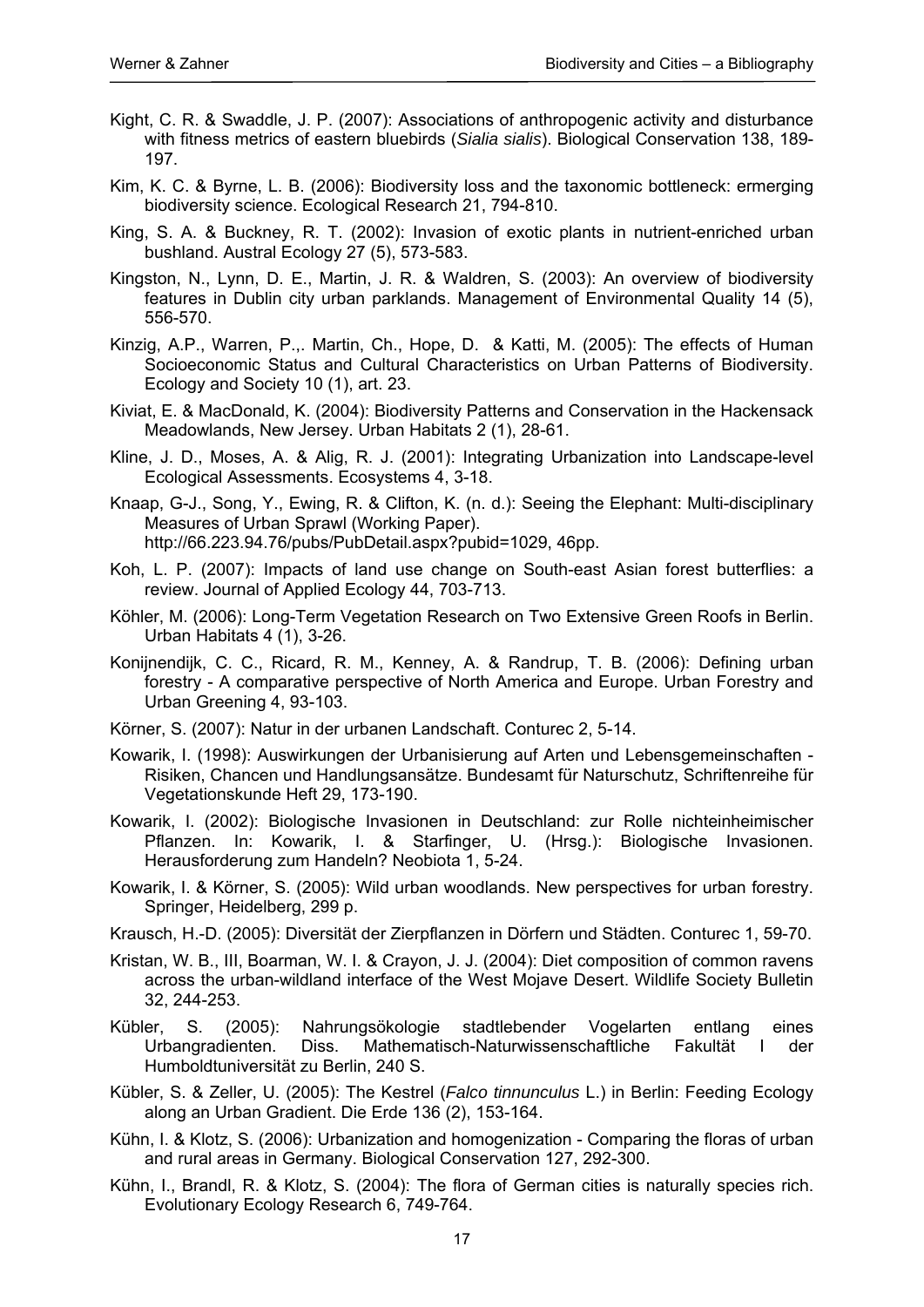Kight, C. R. & Swaddle, J. P. (2007): Associations of anthropogenic activity and disturbance with fitness metrics of eastern bluebirds (*Sialia sialis*). Biological Conservation 138, 189-197.

Kim, K. C. & Byrne, L. B. (2006): Biodiversity loss and the taxonomic bottleneck: ermerging biodiversity science. Ecological Research 21, 794-810.

King, S. A. & Buckney, R. T. (2002): Invasion of exotic plants in nutrient-enriched urban bushland. Austral Ecology 27 (5), 573-583.

Kingston, N., Lynn, D. E., Martin, J. R. & Waldren, S. (2003): An overview of biodiversity features in Dublin city urban parklands. Management of Environmental Quality 14 (5), 556-570.

Kinzig, A.P., Warren, P.,. Martin, Ch., Hope, D. & Katti, M. (2005): The effects of Human Socioeconomic Status and Cultural Characteristics on Urban Patterns of Biodiversity. Ecology and Society 10 (1), art. 23.

Kiviat, E. & MacDonald, K. (2004): Biodiversity Patterns and Conservation in the Hackensack Meadowlands, New Jersey. Urban Habitats 2 (1), 28-61.

Kline, J. D., Moses, A. & Alig, R. J. (2001): Integrating Urbanization into Landscape-level Ecological Assessments. Ecosystems 4, 3-18.

Knaap, G-J., Song, Y., Ewing, R. & Clifton, K. (n. d.): Seeing the Elephant: Multi-disciplinary Measures of Urban Sprawl (Working Paper). http://66.223.94.76/pubs/PubDetail.aspx?pubid=1029, 46pp.

Koh, L. P. (2007): Impacts of land use change on South-east Asian forest butterflies: a review. Journal of Applied Ecology 44, 703-713.

Köhler, M. (2006): Long-Term Vegetation Research on Two Extensive Green Roofs in Berlin. Urban Habitats 4 (1), 3-26.

Konijnendijk, C. C., Ricard, R. M., Kenney, A. & Randrup, T. B. (2006): Defining urban forestry - A comparative perspective of North America and Europe. Urban Forestry and Urban Greening 4, 93-103.

Körner, S. (2007): Natur in der urbanen Landschaft. Conturec 2, 5-14.

Kowarik, I. (1998): Auswirkungen der Urbanisierung auf Arten und Lebensgemeinschaften - Risiken, Chancen und Handlungsansätze. Bundesamt für Naturschutz, Schriftenreihe für Vegetationskunde Heft 29, 173-190.

Kowarik, I. (2002): Biologische Invasionen in Deutschland: zur Rolle nichteinheimischer Pflanzen. In: Kowarik, I. & Starfinger, U. (Hrsg.): Biologische Invasionen. Herausforderung zum Handeln? Neobiota 1, 5-24.

Kowarik, I. & Körner, S. (2005): Wild urban woodlands. New perspectives for urban forestry. Springer, Heidelberg, 299 p.

Krausch, H.-D. (2005): Diversität der Zierpflanzen in Dörfern und Städten. Conturec 1, 59-70.

Kristan, W. B., III, Boarman, W. I. & Crayon, J. J. (2004): Diet composition of common ravens across the urban-wildland interface of the West Mojave Desert. Wildlife Society Bulletin 32, 244-253.

Kübler, S. (2005): Nahrungsökologie stadtlebender Vogelarten entlang eines Urbangradienten. Diss. Mathematisch-Naturwissenschaftliche Fakultät I der Humboldtuniversität zu Berlin, 240 S.

Kübler, S. & Zeller, U. (2005): The Kestrel (*Falco tinnunculus* L.) in Berlin: Feeding Ecology along an Urban Gradient. Die Erde 136 (2), 153-164.

Kühn, I. & Klotz, S. (2006): Urbanization and homogenization - Comparing the floras of urban and rural areas in Germany. Biological Conservation 127, 292-300.

Kühn, I., Brandl, R. & Klotz, S. (2004): The flora of German cities is naturally species rich. Evolutionary Ecology Research 6, 749-764.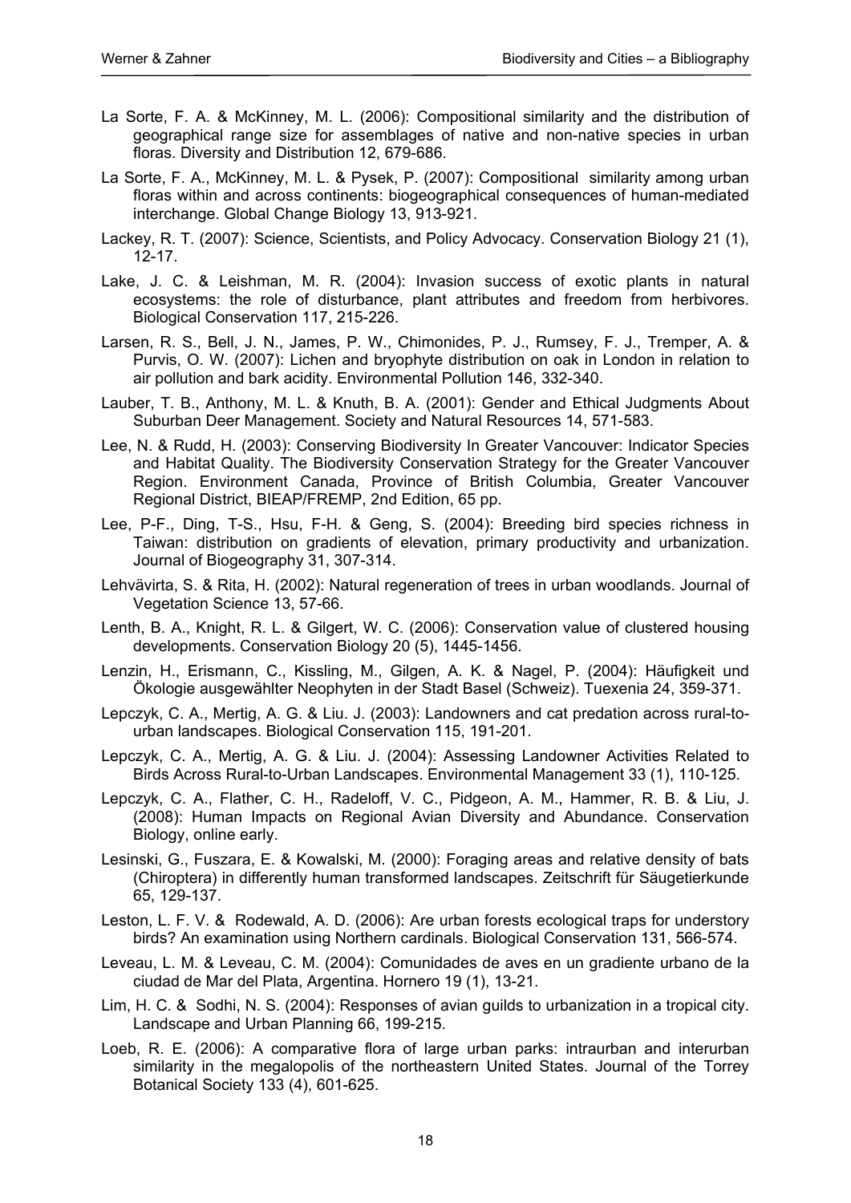La Sorte, F. A. & McKinney, M. L. (2006): Compositional similarity and the distribution of geographical range size for assemblages of native and non-native species in urban floras. Diversity and Distribution 12, 679-686.

La Sorte, F. A., McKinney, M. L. & Pysek, P. (2007): Compositional similarity among urban floras within and across continents: biogeographical consequences of human-mediated interchange. Global Change Biology 13, 913-921.

Lackey, R. T. (2007): Science, Scientists, and Policy Advocacy. Conservation Biology 21 (1), 12-17.

Lake, J. C. & Leishman, M. R. (2004): Invasion success of exotic plants in natural ecosystems: the role of disturbance, plant attributes and freedom from herbivores. Biological Conservation 117, 215-226.

Larsen, R. S., Bell, J. N., James, P. W., Chimonides, P. J., Rumsey, F. J., Tremper, A. & Purvis, O. W. (2007): Lichen and bryophyte distribution on oak in London in relation to air pollution and bark acidity. Environmental Pollution 146, 332-340.

Lauber, T. B., Anthony, M. L. & Knuth, B. A. (2001): Gender and Ethical Judgments About Suburban Deer Management. Society and Natural Resources 14, 571-583.

Lee, N. & Rudd, H. (2003): Conserving Biodiversity In Greater Vancouver: Indicator Species and Habitat Quality. The Biodiversity Conservation Strategy for the Greater Vancouver Region. Environment Canada, Province of British Columbia, Greater Vancouver Regional District, BIEAP/FREMP, 2nd Edition, 65 pp.

Lee, P-F., Ding, T-S., Hsu, F-H. & Geng, S. (2004): Breeding bird species richness in Taiwan: distribution on gradients of elevation, primary productivity and urbanization. Journal of Biogeography 31, 307-314.

Lehvävirta, S. & Rita, H. (2002): Natural regeneration of trees in urban woodlands. Journal of Vegetation Science 13, 57-66.

Lenth, B. A., Knight, R. L. & Gilgert, W. C. (2006): Conservation value of clustered housing developments. Conservation Biology 20 (5), 1445-1456.

Lenzin, H., Erismann, C., Kissling, M., Gilgen, A. K. & Nagel, P. (2004): Häufigkeit und Ökologie ausgewählter Neophyten in der Stadt Basel (Schweiz). Tuexenia 24, 359-371.

Lepczyk, C. A., Mertig, A. G. & Liu. J. (2003): Landowners and cat predation across rural-to-urban landscapes. Biological Conservation 115, 191-201.

Lepczyk, C. A., Mertig, A. G. & Liu. J. (2004): Assessing Landowner Activities Related to Birds Across Rural-to-Urban Landscapes. Environmental Management 33 (1), 110-125.

Lepczyk, C. A., Flather, C. H., Radeloff, V. C., Pidgeon, A. M., Hammer, R. B. & Liu, J. (2008): Human Impacts on Regional Avian Diversity and Abundance. Conservation Biology, online early.

Lesinski, G., Fuszara, E. & Kowalski, M. (2000): Foraging areas and relative density of bats (Chiroptera) in differently human transformed landscapes. Zeitschrift für Säugetierkunde 65, 129-137.

Leston, L. F. V. & Rodewald, A. D. (2006): Are urban forests ecological traps for understory birds? An examination using Northern cardinals. Biological Conservation 131, 566-574.

Leveau, L. M. & Leveau, C. M. (2004): Comunidades de aves en un gradiente urbano de la ciudad de Mar del Plata, Argentina. Hornero 19 (1), 13-21.

Lim, H. C. & Sodhi, N. S. (2004): Responses of avian guilds to urbanization in a tropical city. Landscape and Urban Planning 66, 199-215.

Loeb, R. E. (2006): A comparative flora of large urban parks: intraurban and interurban similarity in the megalopolis of the northeastern United States. Journal of the Torrey Botanical Society 133 (4), 601-625.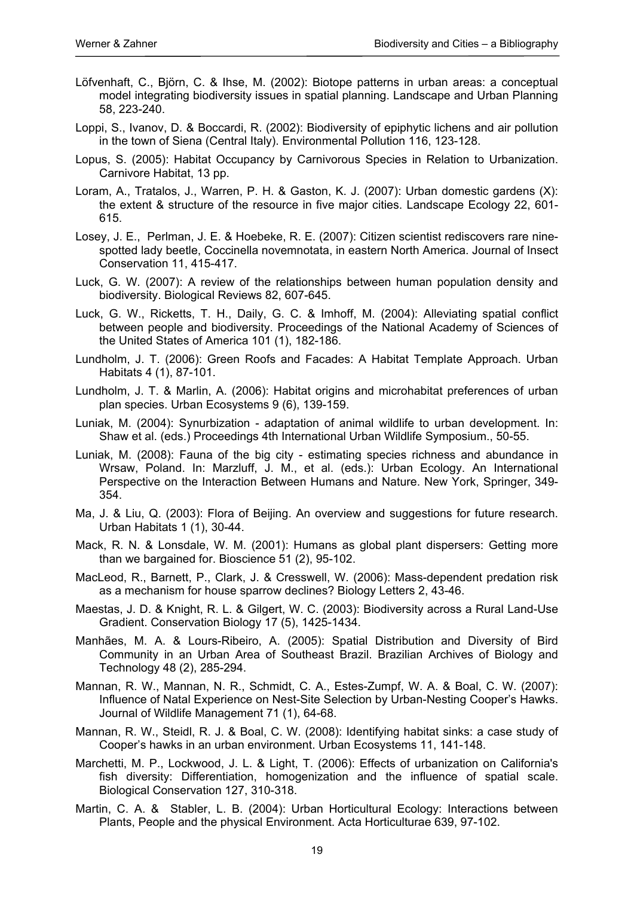Löfvenhaft, C., Björn, C. & Ihse, M. (2002): Biotope patterns in urban areas: a conceptual model integrating biodiversity issues in spatial planning. Landscape and Urban Planning 58, 223-240.

Loppi, S., Ivanov, D. & Boccardi, R. (2002): Biodiversity of epiphytic lichens and air pollution in the town of Siena (Central Italy). Environmental Pollution 116, 123-128.

Lopus, S. (2005): Habitat Occupancy by Carnivorous Species in Relation to Urbanization. Carnivore Habitat, 13 pp.

Loram, A., Tratalos, J., Warren, P. H. & Gaston, K. J. (2007): Urban domestic gardens (X): the extent & structure of the resource in five major cities. Landscape Ecology 22, 601-615.

Losey, J. E., Perlman, J. E. & Hoebeke, R. E. (2007): Citizen scientist rediscovers rare nine-spotted lady beetle, Coccinella novemnotata, in eastern North America. Journal of Insect Conservation 11, 415-417.

Luck, G. W. (2007): A review of the relationships between human population density and biodiversity. Biological Reviews 82, 607-645.

Luck, G. W., Ricketts, T. H., Daily, G. C. & Imhoff, M. (2004): Alleviating spatial conflict between people and biodiversity. Proceedings of the National Academy of Sciences of the United States of America 101 (1), 182-186.

Lundholm, J. T. (2006): Green Roofs and Facades: A Habitat Template Approach. Urban Habitats 4 (1), 87-101.

Lundholm, J. T. & Marlin, A. (2006): Habitat origins and microhabitat preferences of urban plan species. Urban Ecosystems 9 (6), 139-159.

Luniak, M. (2004): Synurbization - adaptation of animal wildlife to urban development. In: Shaw et al. (eds.) Proceedings 4th International Urban Wildlife Symposium., 50-55.

Luniak, M. (2008): Fauna of the big city - estimating species richness and abundance in Wrsaw, Poland. In: Marzluff, J. M., et al. (eds.): Urban Ecology. An International Perspective on the Interaction Between Humans and Nature. New York, Springer, 349-354.

Ma, J. & Liu, Q. (2003): Flora of Beijing. An overview and suggestions for future research. Urban Habitats 1 (1), 30-44.

Mack, R. N. & Lonsdale, W. M. (2001): Humans as global plant dispersers: Getting more than we bargained for. Bioscience 51 (2), 95-102.

MacLeod, R., Barnett, P., Clark, J. & Cresswell, W. (2006): Mass-dependent predation risk as a mechanism for house sparrow declines? Biology Letters 2, 43-46.

Maestas, J. D. & Knight, R. L. & Gilgert, W. C. (2003): Biodiversity across a Rural Land-Use Gradient. Conservation Biology 17 (5), 1425-1434.

Manhães, M. A. & Lours-Ribeiro, A. (2005): Spatial Distribution and Diversity of Bird Community in an Urban Area of Southeast Brazil. Brazilian Archives of Biology and Technology 48 (2), 285-294.

Mannan, R. W., Mannan, N. R., Schmidt, C. A., Estes-Zumpf, W. A. & Boal, C. W. (2007): Influence of Natal Experience on Nest-Site Selection by Urban-Nesting Cooper's Hawks. Journal of Wildlife Management 71 (1), 64-68.

Mannan, R. W., Steidl, R. J. & Boal, C. W. (2008): Identifying habitat sinks: a case study of Cooper's hawks in an urban environment. Urban Ecosystems 11, 141-148.

Marchetti, M. P., Lockwood, J. L. & Light, T. (2006): Effects of urbanization on California's fish diversity: Differentiation, homogenization and the influence of spatial scale. Biological Conservation 127, 310-318.

Martin, C. A. & Stabler, L. B. (2004): Urban Horticultural Ecology: Interactions between Plants, People and the physical Environment. Acta Horticulturae 639, 97-102.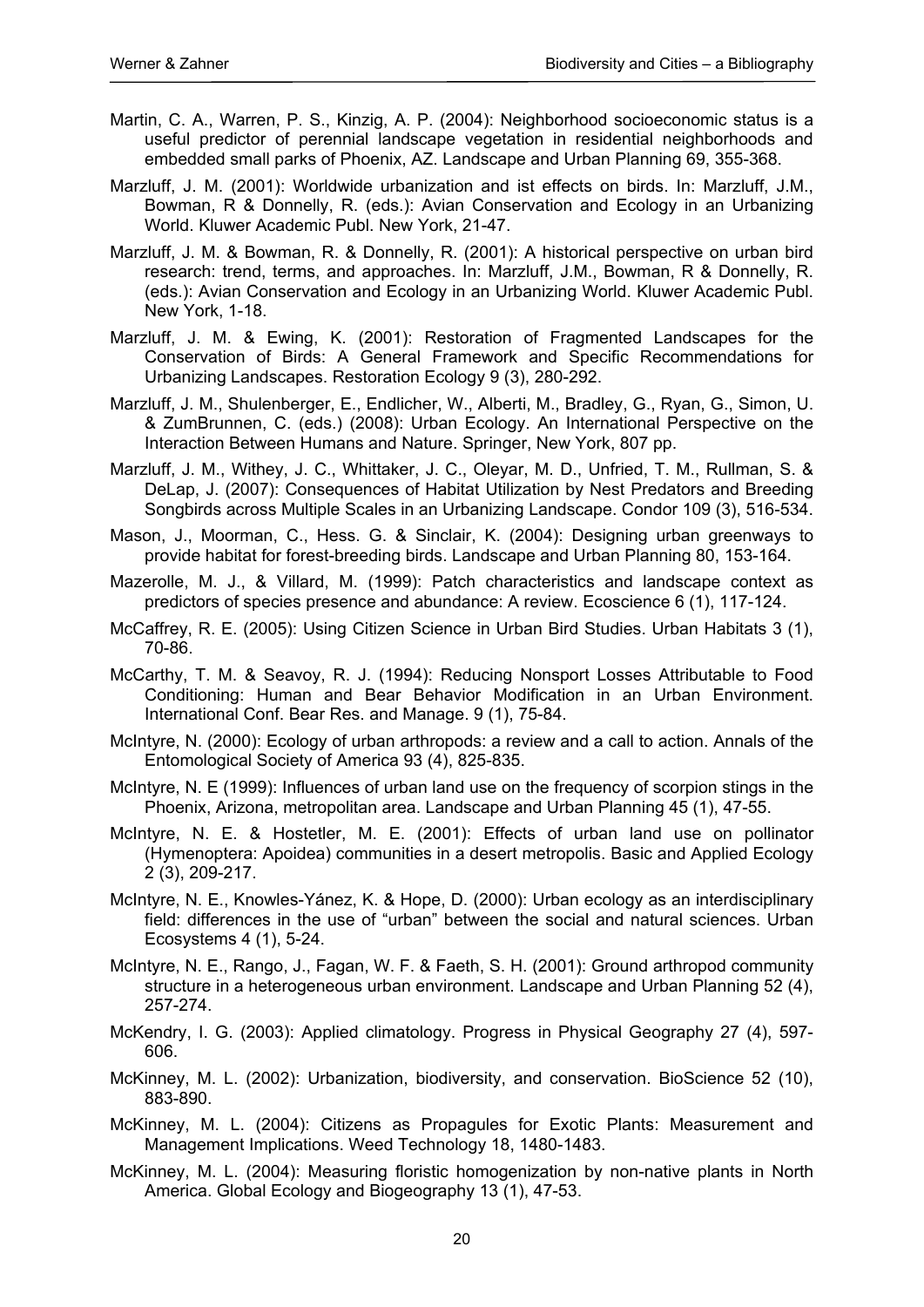Martin, C. A., Warren, P. S., Kinzig, A. P. (2004): Neighborhood socioeconomic status is a useful predictor of perennial landscape vegetation in residential neighborhoods and embedded small parks of Phoenix, AZ. Landscape and Urban Planning 69, 355-368.

Marzluff, J. M. (2001): Worldwide urbanization and ist effects on birds. In: Marzluff, J.M., Bowman, R & Donnelly, R. (eds.): Avian Conservation and Ecology in an Urbanizing World. Kluwer Academic Publ. New York, 21-47.

Marzluff, J. M. & Bowman, R. & Donnelly, R. (2001): A historical perspective on urban bird research: trend, terms, and approaches. In: Marzluff, J.M., Bowman, R & Donnelly, R. (eds.): Avian Conservation and Ecology in an Urbanizing World. Kluwer Academic Publ. New York, 1-18.

Marzluff, J. M. & Ewing, K. (2001): Restoration of Fragmented Landscapes for the Conservation of Birds: A General Framework and Specific Recommendations for Urbanizing Landscapes. Restoration Ecology 9 (3), 280-292.

Marzluff, J. M., Shulenberger, E., Endlicher, W., Alberti, M., Bradley, G., Ryan, G., Simon, U. & ZumBrunnen, C. (eds.) (2008): Urban Ecology. An International Perspective on the Interaction Between Humans and Nature. Springer, New York, 807 pp.

Marzluff, J. M., Withey, J. C., Whittaker, J. C., Oleyar, M. D., Unfried, T. M., Rullman, S. & DeLap, J. (2007): Consequences of Habitat Utilization by Nest Predators and Breeding Songbirds across Multiple Scales in an Urbanizing Landscape. Condor 109 (3), 516-534.

Mason, J., Moorman, C., Hess. G. & Sinclair, K. (2004): Designing urban greenways to provide habitat for forest-breeding birds. Landscape and Urban Planning 80, 153-164.

Mazerolle, M. J., & Villard, M. (1999): Patch characteristics and landscape context as predictors of species presence and abundance: A review. Ecoscience 6 (1), 117-124.

McCaffrey, R. E. (2005): Using Citizen Science in Urban Bird Studies. Urban Habitats 3 (1), 70-86.

McCarthy, T. M. & Seavoy, R. J. (1994): Reducing Nonsport Losses Attributable to Food Conditioning: Human and Bear Behavior Modification in an Urban Environment. International Conf. Bear Res. and Manage. 9 (1), 75-84.

McIntyre, N. (2000): Ecology of urban arthropods: a review and a call to action. Annals of the Entomological Society of America 93 (4), 825-835.

McIntyre, N. E (1999): Influences of urban land use on the frequency of scorpion stings in the Phoenix, Arizona, metropolitan area. Landscape and Urban Planning 45 (1), 47-55.

McIntyre, N. E. & Hostetler, M. E. (2001): Effects of urban land use on pollinator (Hymenoptera: Apoidea) communities in a desert metropolis. Basic and Applied Ecology 2 (3), 209-217.

McIntyre, N. E., Knowles-Yánez, K. & Hope, D. (2000): Urban ecology as an interdisciplinary field: differences in the use of "urban" between the social and natural sciences. Urban Ecosystems 4 (1), 5-24.

McIntyre, N. E., Rango, J., Fagan, W. F. & Faeth, S. H. (2001): Ground arthropod community structure in a heterogeneous urban environment. Landscape and Urban Planning 52 (4), 257-274.

McKendry, I. G. (2003): Applied climatology. Progress in Physical Geography 27 (4), 597-606.

McKinney, M. L. (2002): Urbanization, biodiversity, and conservation. BioScience 52 (10), 883-890.

McKinney, M. L. (2004): Citizens as Propagules for Exotic Plants: Measurement and Management Implications. Weed Technology 18, 1480-1483.

McKinney, M. L. (2004): Measuring floristic homogenization by non-native plants in North America. Global Ecology and Biogeography 13 (1), 47-53.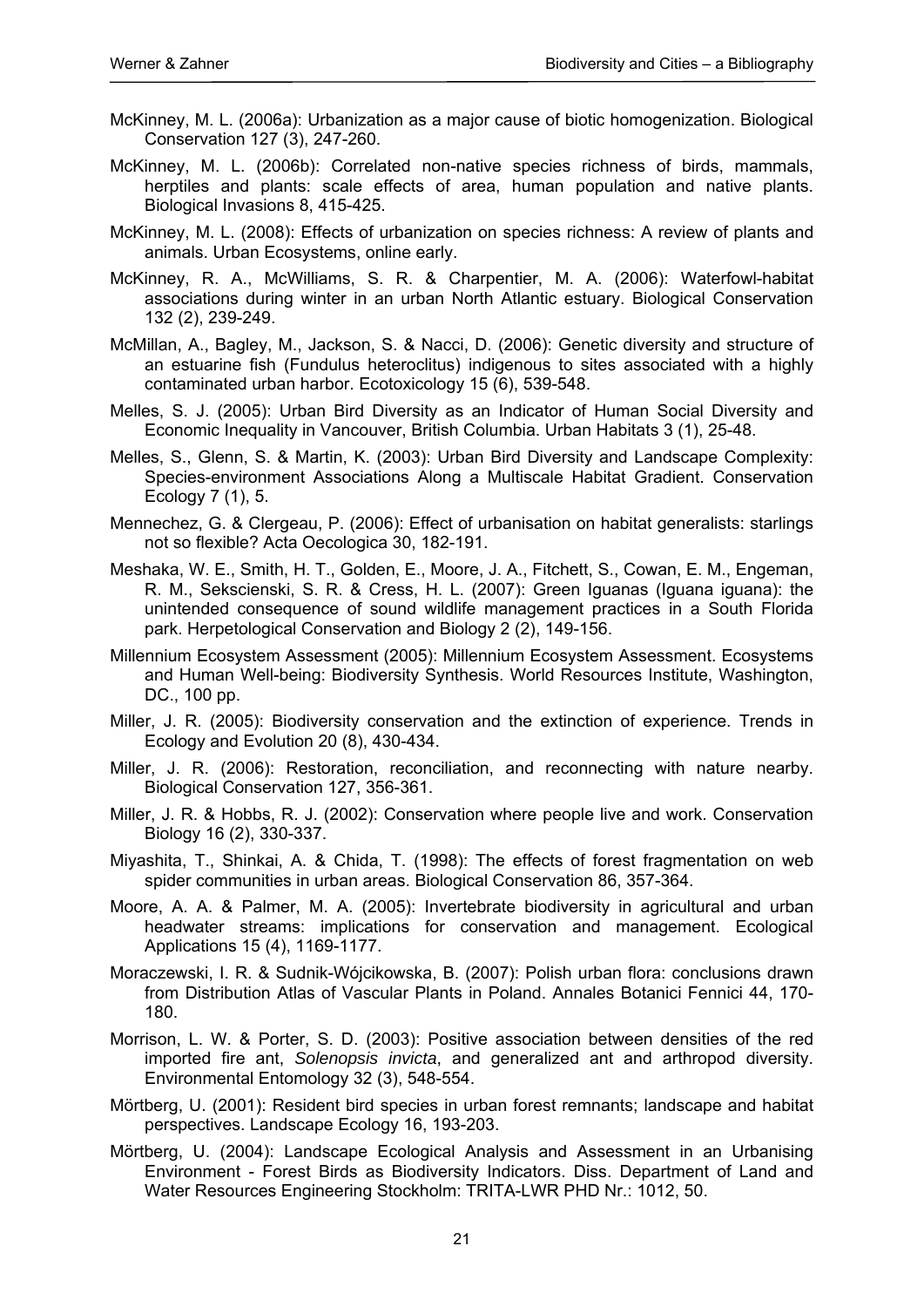McKinney, M. L. (2006a): Urbanization as a major cause of biotic homogenization. Biological Conservation 127 (3), 247-260.

McKinney, M. L. (2006b): Correlated non-native species richness of birds, mammals, herptiles and plants: scale effects of area, human population and native plants. Biological Invasions 8, 415-425.

McKinney, M. L. (2008): Effects of urbanization on species richness: A review of plants and animals. Urban Ecosystems, online early.

McKinney, R. A., McWilliams, S. R. & Charpentier, M. A. (2006): Waterfowl-habitat associations during winter in an urban North Atlantic estuary. Biological Conservation 132 (2), 239-249.

McMillan, A., Bagley, M., Jackson, S. & Nacci, D. (2006): Genetic diversity and structure of an estuarine fish (Fundulus heteroclitus) indigenous to sites associated with a highly contaminated urban harbor. Ecotoxicology 15 (6), 539-548.

Melles, S. J. (2005): Urban Bird Diversity as an Indicator of Human Social Diversity and Economic Inequality in Vancouver, British Columbia. Urban Habitats 3 (1), 25-48.

Melles, S., Glenn, S. & Martin, K. (2003): Urban Bird Diversity and Landscape Complexity: Species-environment Associations Along a Multiscale Habitat Gradient. Conservation Ecology 7 (1), 5.

Mennechez, G. & Clergeau, P. (2006): Effect of urbanisation on habitat generalists: starlings not so flexible? Acta Oecologica 30, 182-191.

Meshaka, W. E., Smith, H. T., Golden, E., Moore, J. A., Fitchett, S., Cowan, E. M., Engeman, R. M., Sekscienski, S. R. & Cress, H. L. (2007): Green Iguanas (Iguana iguana): the unintended consequence of sound wildlife management practices in a South Florida park. Herpetological Conservation and Biology 2 (2), 149-156.

Millennium Ecosystem Assessment (2005): Millennium Ecosystem Assessment. Ecosystems and Human Well-being: Biodiversity Synthesis. World Resources Institute, Washington, DC., 100 pp.

Miller, J. R. (2005): Biodiversity conservation and the extinction of experience. Trends in Ecology and Evolution 20 (8), 430-434.

Miller, J. R. (2006): Restoration, reconciliation, and reconnecting with nature nearby. Biological Conservation 127, 356-361.

Miller, J. R. & Hobbs, R. J. (2002): Conservation where people live and work. Conservation Biology 16 (2), 330-337.

Miyashita, T., Shinkai, A. & Chida, T. (1998): The effects of forest fragmentation on web spider communities in urban areas. Biological Conservation 86, 357-364.

Moore, A. A. & Palmer, M. A. (2005): Invertebrate biodiversity in agricultural and urban headwater streams: implications for conservation and management. Ecological Applications 15 (4), 1169-1177.

Moraczewski, I. R. & Sudnik-Wójcikowska, B. (2007): Polish urban flora: conclusions drawn from Distribution Atlas of Vascular Plants in Poland. Annales Botanici Fennici 44, 170-180.

Morrison, L. W. & Porter, S. D. (2003): Positive association between densities of the red imported fire ant, *Solenopsis invicta*, and generalized ant and arthropod diversity. Environmental Entomology 32 (3), 548-554.

Mörtberg, U. (2001): Resident bird species in urban forest remnants; landscape and habitat perspectives. Landscape Ecology 16, 193-203.

Mörtberg, U. (2004): Landscape Ecological Analysis and Assessment in an Urbanising Environment - Forest Birds as Biodiversity Indicators. Diss. Department of Land and Water Resources Engineering Stockholm: TRITA-LWR PHD Nr.: 1012, 50.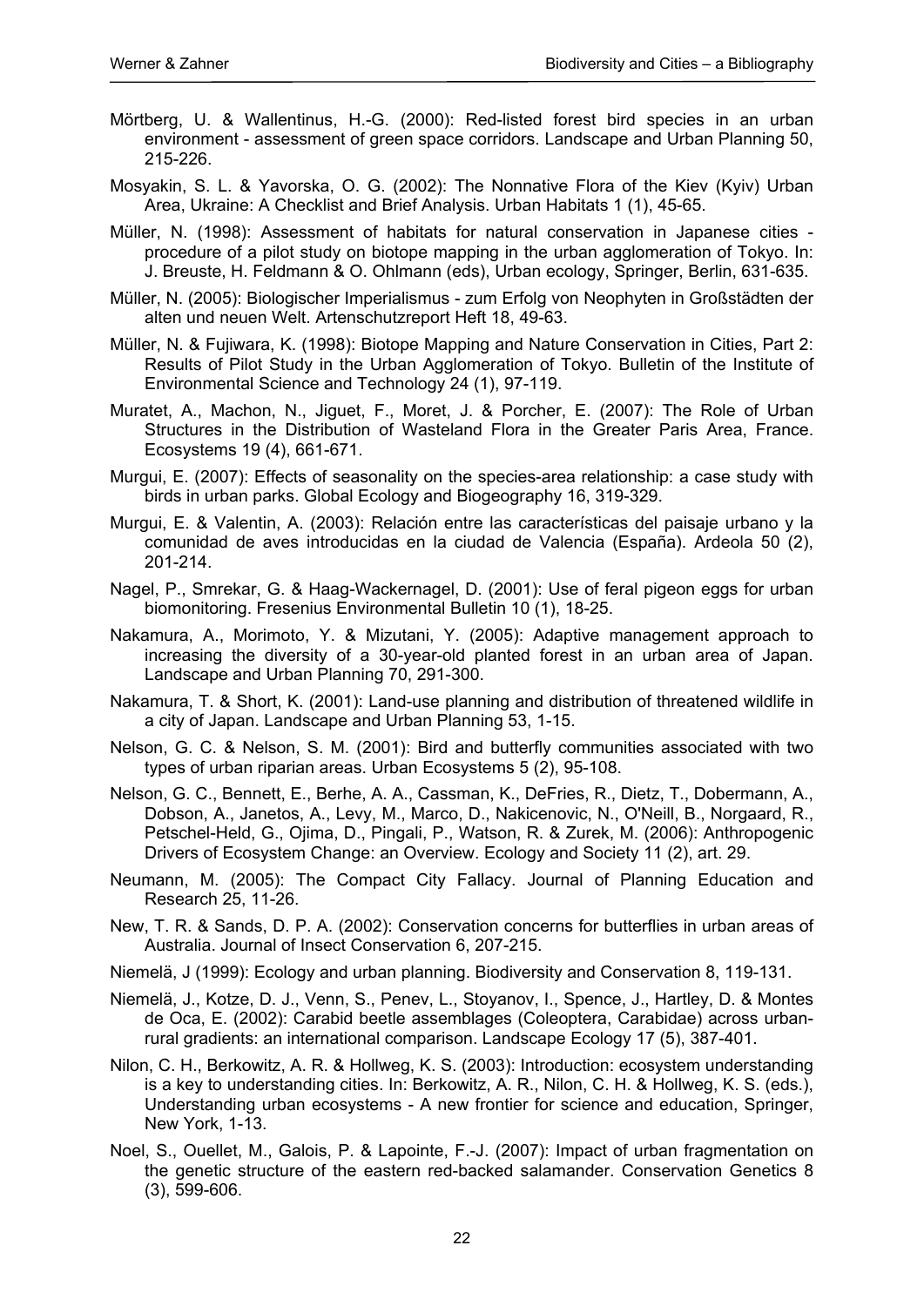Mörtberg, U. & Wallentinus, H.-G. (2000): Red-listed forest bird species in an urban environment - assessment of green space corridors. Landscape and Urban Planning 50, 215-226.

Mosyakin, S. L. & Yavorska, O. G. (2002): The Nonnative Flora of the Kiev (Kyiv) Urban Area, Ukraine: A Checklist and Brief Analysis. Urban Habitats 1 (1), 45-65.

Müller, N. (1998): Assessment of habitats for natural conservation in Japanese cities - procedure of a pilot study on biotope mapping in the urban agglomeration of Tokyo. In: J. Breuste, H. Feldmann & O. Ohlmann (eds), Urban ecology, Springer, Berlin, 631-635.

Müller, N. (2005): Biologischer Imperialismus - zum Erfolg von Neophyten in Großstädten der alten und neuen Welt. Artenschutzreport Heft 18, 49-63.

Müller, N. & Fujiwara, K. (1998): Biotope Mapping and Nature Conservation in Cities, Part 2: Results of Pilot Study in the Urban Agglomeration of Tokyo. Bulletin of the Institute of Environmental Science and Technology 24 (1), 97-119.

Muratet, A., Machon, N., Jiguet, F., Moret, J. & Porcher, E. (2007): The Role of Urban Structures in the Distribution of Wasteland Flora in the Greater Paris Area, France. Ecosystems 19 (4), 661-671.

Murgui, E. (2007): Effects of seasonality on the species-area relationship: a case study with birds in urban parks. Global Ecology and Biogeography 16, 319-329.

Murgui, E. & Valentin, A. (2003): Relación entre las características del paisaje urbano y la comunidad de aves introducidas en la ciudad de Valencia (España). Ardeola 50 (2), 201-214.

Nagel, P., Smrekar, G. & Haag-Wackernagel, D. (2001): Use of feral pigeon eggs for urban biomonitoring. Fresenius Environmental Bulletin 10 (1), 18-25.

Nakamura, A., Morimoto, Y. & Mizutani, Y. (2005): Adaptive management approach to increasing the diversity of a 30-year-old planted forest in an urban area of Japan. Landscape and Urban Planning 70, 291-300.

Nakamura, T. & Short, K. (2001): Land-use planning and distribution of threatened wildlife in a city of Japan. Landscape and Urban Planning 53, 1-15.

Nelson, G. C. & Nelson, S. M. (2001): Bird and butterfly communities associated with two types of urban riparian areas. Urban Ecosystems 5 (2), 95-108.

Nelson, G. C., Bennett, E., Berhe, A. A., Cassman, K., DeFries, R., Dietz, T., Dobermann, A., Dobson, A., Janetos, A., Levy, M., Marco, D., Nakicenovic, N., O'Neill, B., Norgaard, R., Petschel-Held, G., Ojima, D., Pingali, P., Watson, R. & Zurek, M. (2006): Anthropogenic Drivers of Ecosystem Change: an Overview. Ecology and Society 11 (2), art. 29.

Neumann, M. (2005): The Compact City Fallacy. Journal of Planning Education and Research 25, 11-26.

New, T. R. & Sands, D. P. A. (2002): Conservation concerns for butterflies in urban areas of Australia. Journal of Insect Conservation 6, 207-215.

Niemelä, J (1999): Ecology and urban planning. Biodiversity and Conservation 8, 119-131.

Niemelä, J., Kotze, D. J., Venn, S., Penev, L., Stoyanov, I., Spence, J., Hartley, D. & Montes de Oca, E. (2002): Carabid beetle assemblages (Coleoptera, Carabidae) across urban-rural gradients: an international comparison. Landscape Ecology 17 (5), 387-401.

Nilon, C. H., Berkowitz, A. R. & Hollweg, K. S. (2003): Introduction: ecosystem understanding is a key to understanding cities. In: Berkowitz, A. R., Nilon, C. H. & Hollweg, K. S. (eds.), Understanding urban ecosystems - A new frontier for science and education, Springer, New York, 1-13.

Noel, S., Ouellet, M., Galois, P. & Lapointe, F.-J. (2007): Impact of urban fragmentation on the genetic structure of the eastern red-backed salamander. Conservation Genetics 8 (3), 599-606.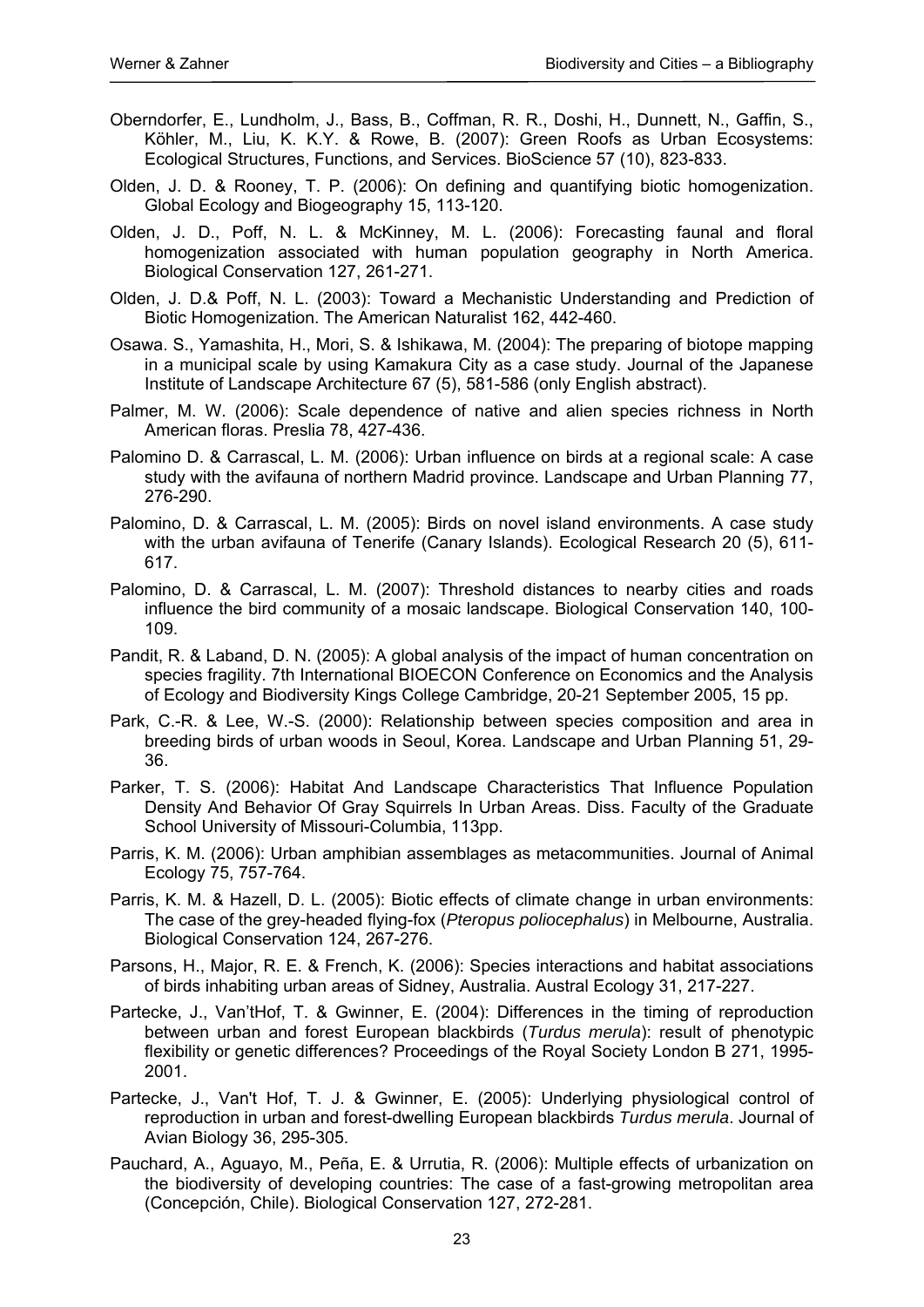Oberndorfer, E., Lundholm, J., Bass, B., Coffman, R. R., Doshi, H., Dunnett, N., Gaffin, S., Köhler, M., Liu, K. K.Y. & Rowe, B. (2007): Green Roofs as Urban Ecosystems: Ecological Structures, Functions, and Services. BioScience 57 (10), 823-833.

Olden, J. D. & Rooney, T. P. (2006): On defining and quantifying biotic homogenization. Global Ecology and Biogeography 15, 113-120.

Olden, J. D., Poff, N. L. & McKinney, M. L. (2006): Forecasting faunal and floral homogenization associated with human population geography in North America. Biological Conservation 127, 261-271.

Olden, J. D.& Poff, N. L. (2003): Toward a Mechanistic Understanding and Prediction of Biotic Homogenization. The American Naturalist 162, 442-460.

Osawa. S., Yamashita, H., Mori, S. & Ishikawa, M. (2004): The preparing of biotope mapping in a municipal scale by using Kamakura City as a case study. Journal of the Japanese Institute of Landscape Architecture 67 (5), 581-586 (only English abstract).

Palmer, M. W. (2006): Scale dependence of native and alien species richness in North American floras. Preslia 78, 427-436.

Palomino D. & Carrascal, L. M. (2006): Urban influence on birds at a regional scale: A case study with the avifauna of northern Madrid province. Landscape and Urban Planning 77, 276-290.

Palomino, D. & Carrascal, L. M. (2005): Birds on novel island environments. A case study with the urban avifauna of Tenerife (Canary Islands). Ecological Research 20 (5), 611-617.

Palomino, D. & Carrascal, L. M. (2007): Threshold distances to nearby cities and roads influence the bird community of a mosaic landscape. Biological Conservation 140, 100-109.

Pandit, R. & Laband, D. N. (2005): A global analysis of the impact of human concentration on species fragility. 7th International BIOECON Conference on Economics and the Analysis of Ecology and Biodiversity Kings College Cambridge, 20-21 September 2005, 15 pp.

Park, C.-R. & Lee, W.-S. (2000): Relationship between species composition and area in breeding birds of urban woods in Seoul, Korea. Landscape and Urban Planning 51, 29-36.

Parker, T. S. (2006): Habitat And Landscape Characteristics That Influence Population Density And Behavior Of Gray Squirrels In Urban Areas. Diss. Faculty of the Graduate School University of Missouri-Columbia, 113pp.

Parris, K. M. (2006): Urban amphibian assemblages as metacommunities. Journal of Animal Ecology 75, 757-764.

Parris, K. M. & Hazell, D. L. (2005): Biotic effects of climate change in urban environments: The case of the grey-headed flying-fox (*Pteropus poliocephalus*) in Melbourne, Australia. Biological Conservation 124, 267-276.

Parsons, H., Major, R. E. & French, K. (2006): Species interactions and habitat associations of birds inhabiting urban areas of Sidney, Australia. Austral Ecology 31, 217-227.

Partecke, J., Van'tHof, T. & Gwinner, E. (2004): Differences in the timing of reproduction between urban and forest European blackbirds (*Turdus merula*): result of phenotypic flexibility or genetic differences? Proceedings of the Royal Society London B 271, 1995-2001.

Partecke, J., Van't Hof, T. J. & Gwinner, E. (2005): Underlying physiological control of reproduction in urban and forest-dwelling European blackbirds *Turdus merula*. Journal of Avian Biology 36, 295-305.

Pauchard, A., Aguayo, M., Peña, E. & Urrutia, R. (2006): Multiple effects of urbanization on the biodiversity of developing countries: The case of a fast-growing metropolitan area (Concepción, Chile). Biological Conservation 127, 272-281.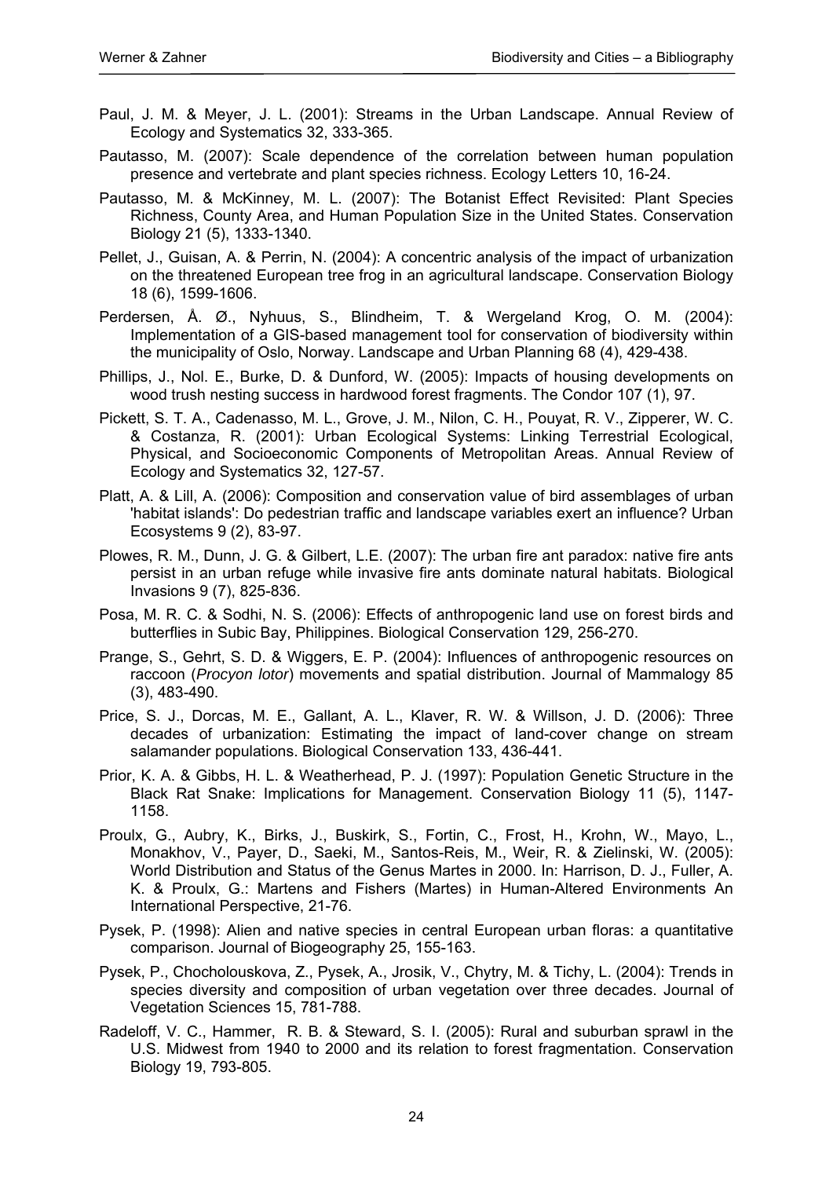Paul, J. M. & Meyer, J. L. (2001): Streams in the Urban Landscape. Annual Review of Ecology and Systematics 32, 333-365.

Pautasso, M. (2007): Scale dependence of the correlation between human population presence and vertebrate and plant species richness. Ecology Letters 10, 16-24.

Pautasso, M. & McKinney, M. L. (2007): The Botanist Effect Revisited: Plant Species Richness, County Area, and Human Population Size in the United States. Conservation Biology 21 (5), 1333-1340.

Pellet, J., Guisan, A. & Perrin, N. (2004): A concentric analysis of the impact of urbanization on the threatened European tree frog in an agricultural landscape. Conservation Biology 18 (6), 1599-1606.

Perdersen, Å. Ø., Nyhuus, S., Blindheim, T. & Wergeland Krog, O. M. (2004): Implementation of a GIS-based management tool for conservation of biodiversity within the municipality of Oslo, Norway. Landscape and Urban Planning 68 (4), 429-438.

Phillips, J., Nol. E., Burke, D. & Dunford, W. (2005): Impacts of housing developments on wood trush nesting success in hardwood forest fragments. The Condor 107 (1), 97.

Pickett, S. T. A., Cadenasso, M. L., Grove, J. M., Nilon, C. H., Pouyat, R. V., Zipperer, W. C. & Costanza, R. (2001): Urban Ecological Systems: Linking Terrestrial Ecological, Physical, and Socioeconomic Components of Metropolitan Areas. Annual Review of Ecology and Systematics 32, 127-57.

Platt, A. & Lill, A. (2006): Composition and conservation value of bird assemblages of urban 'habitat islands': Do pedestrian traffic and landscape variables exert an influence? Urban Ecosystems 9 (2), 83-97.

Plowes, R. M., Dunn, J. G. & Gilbert, L.E. (2007): The urban fire ant paradox: native fire ants persist in an urban refuge while invasive fire ants dominate natural habitats. Biological Invasions 9 (7), 825-836.

Posa, M. R. C. & Sodhi, N. S. (2006): Effects of anthropogenic land use on forest birds and butterflies in Subic Bay, Philippines. Biological Conservation 129, 256-270.

Prange, S., Gehrt, S. D. & Wiggers, E. P. (2004): Influences of anthropogenic resources on raccoon (*Procyon lotor*) movements and spatial distribution. Journal of Mammalogy 85 (3), 483-490.

Price, S. J., Dorcas, M. E., Gallant, A. L., Klaver, R. W. & Willson, J. D. (2006): Three decades of urbanization: Estimating the impact of land-cover change on stream salamander populations. Biological Conservation 133, 436-441.

Prior, K. A. & Gibbs, H. L. & Weatherhead, P. J. (1997): Population Genetic Structure in the Black Rat Snake: Implications for Management. Conservation Biology 11 (5), 1147-1158.

Proulx, G., Aubry, K., Birks, J., Buskirk, S., Fortin, C., Frost, H., Krohn, W., Mayo, L., Monakhov, V., Payer, D., Saeki, M., Santos-Reis, M., Weir, R. & Zielinski, W. (2005): World Distribution and Status of the Genus Martes in 2000. In: Harrison, D. J., Fuller, A. K. & Proulx, G.: Martens and Fishers (Martes) in Human-Altered Environments An International Perspective, 21-76.

Pysek, P. (1998): Alien and native species in central European urban floras: a quantitative comparison. Journal of Biogeography 25, 155-163.

Pysek, P., Chocholouskova, Z., Pysek, A., Jrosik, V., Chytry, M. & Tichy, L. (2004): Trends in species diversity and composition of urban vegetation over three decades. Journal of Vegetation Sciences 15, 781-788.

Radeloff, V. C., Hammer, R. B. & Steward, S. I. (2005): Rural and suburban sprawl in the U.S. Midwest from 1940 to 2000 and its relation to forest fragmentation. Conservation Biology 19, 793-805.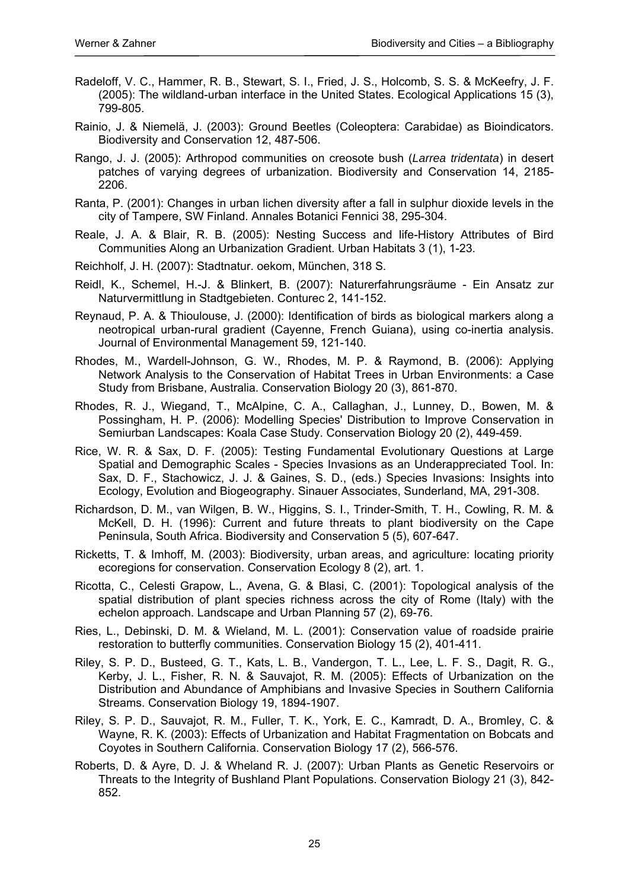Radeloff, V. C., Hammer, R. B., Stewart, S. I., Fried, J. S., Holcomb, S. S. & McKeefry, J. F. (2005): The wildland-urban interface in the United States. Ecological Applications 15 (3), 799-805.

Rainio, J. & Niemelä, J. (2003): Ground Beetles (Coleoptera: Carabidae) as Bioindicators. Biodiversity and Conservation 12, 487-506.

Rango, J. J. (2005): Arthropod communities on creosote bush (*Larrea tridentata*) in desert patches of varying degrees of urbanization. Biodiversity and Conservation 14, 2185-2206.

Ranta, P. (2001): Changes in urban lichen diversity after a fall in sulphur dioxide levels in the city of Tampere, SW Finland. Annales Botanici Fennici 38, 295-304.

Reale, J. A. & Blair, R. B. (2005): Nesting Success and life-History Attributes of Bird Communities Along an Urbanization Gradient. Urban Habitats 3 (1), 1-23.

Reichholf, J. H. (2007): Stadtnatur. oekom, München, 318 S.

Reidl, K., Schemel, H.-J. & Blinkert, B. (2007): Naturerfahrungsräume - Ein Ansatz zur Naturvermittlung in Stadtgebieten. Conturec 2, 141-152.

Reynaud, P. A. & Thioulouse, J. (2000): Identification of birds as biological markers along a neotropical urban-rural gradient (Cayenne, French Guiana), using co-inertia analysis. Journal of Environmental Management 59, 121-140.

Rhodes, M., Wardell-Johnson, G. W., Rhodes, M. P. & Raymond, B. (2006): Applying Network Analysis to the Conservation of Habitat Trees in Urban Environments: a Case Study from Brisbane, Australia. Conservation Biology 20 (3), 861-870.

Rhodes, R. J., Wiegand, T., McAlpine, C. A., Callaghan, J., Lunney, D., Bowen, M. & Possingham, H. P. (2006): Modelling Species' Distribution to Improve Conservation in Semiurban Landscapes: Koala Case Study. Conservation Biology 20 (2), 449-459.

Rice, W. R. & Sax, D. F. (2005): Testing Fundamental Evolutionary Questions at Large Spatial and Demographic Scales - Species Invasions as an Underappreciated Tool. In: Sax, D. F., Stachowicz, J. J. & Gaines, S. D., (eds.) Species Invasions: Insights into Ecology, Evolution and Biogeography. Sinauer Associates, Sunderland, MA, 291-308.

Richardson, D. M., van Wilgen, B. W., Higgins, S. I., Trinder-Smith, T. H., Cowling, R. M. & McKell, D. H. (1996): Current and future threats to plant biodiversity on the Cape Peninsula, South Africa. Biodiversity and Conservation 5 (5), 607-647.

Ricketts, T. & Imhoff, M. (2003): Biodiversity, urban areas, and agriculture: locating priority ecoregions for conservation. Conservation Ecology 8 (2), art. 1.

Ricotta, C., Celesti Grapow, L., Avena, G. & Blasi, C. (2001): Topological analysis of the spatial distribution of plant species richness across the city of Rome (Italy) with the echelon approach. Landscape and Urban Planning 57 (2), 69-76.

Ries, L., Debinski, D. M. & Wieland, M. L. (2001): Conservation value of roadside prairie restoration to butterfly communities. Conservation Biology 15 (2), 401-411.

Riley, S. P. D., Busteed, G. T., Kats, L. B., Vandergon, T. L., Lee, L. F. S., Dagit, R. G., Kerby, J. L., Fisher, R. N. & Sauvajot, R. M. (2005): Effects of Urbanization on the Distribution and Abundance of Amphibians and Invasive Species in Southern California Streams. Conservation Biology 19, 1894-1907.

Riley, S. P. D., Sauvajot, R. M., Fuller, T. K., York, E. C., Kamradt, D. A., Bromley, C. & Wayne, R. K. (2003): Effects of Urbanization and Habitat Fragmentation on Bobcats and Coyotes in Southern California. Conservation Biology 17 (2), 566-576.

Roberts, D. & Ayre, D. J. & Wheland R. J. (2007): Urban Plants as Genetic Reservoirs or Threats to the Integrity of Bushland Plant Populations. Conservation Biology 21 (3), 842-852.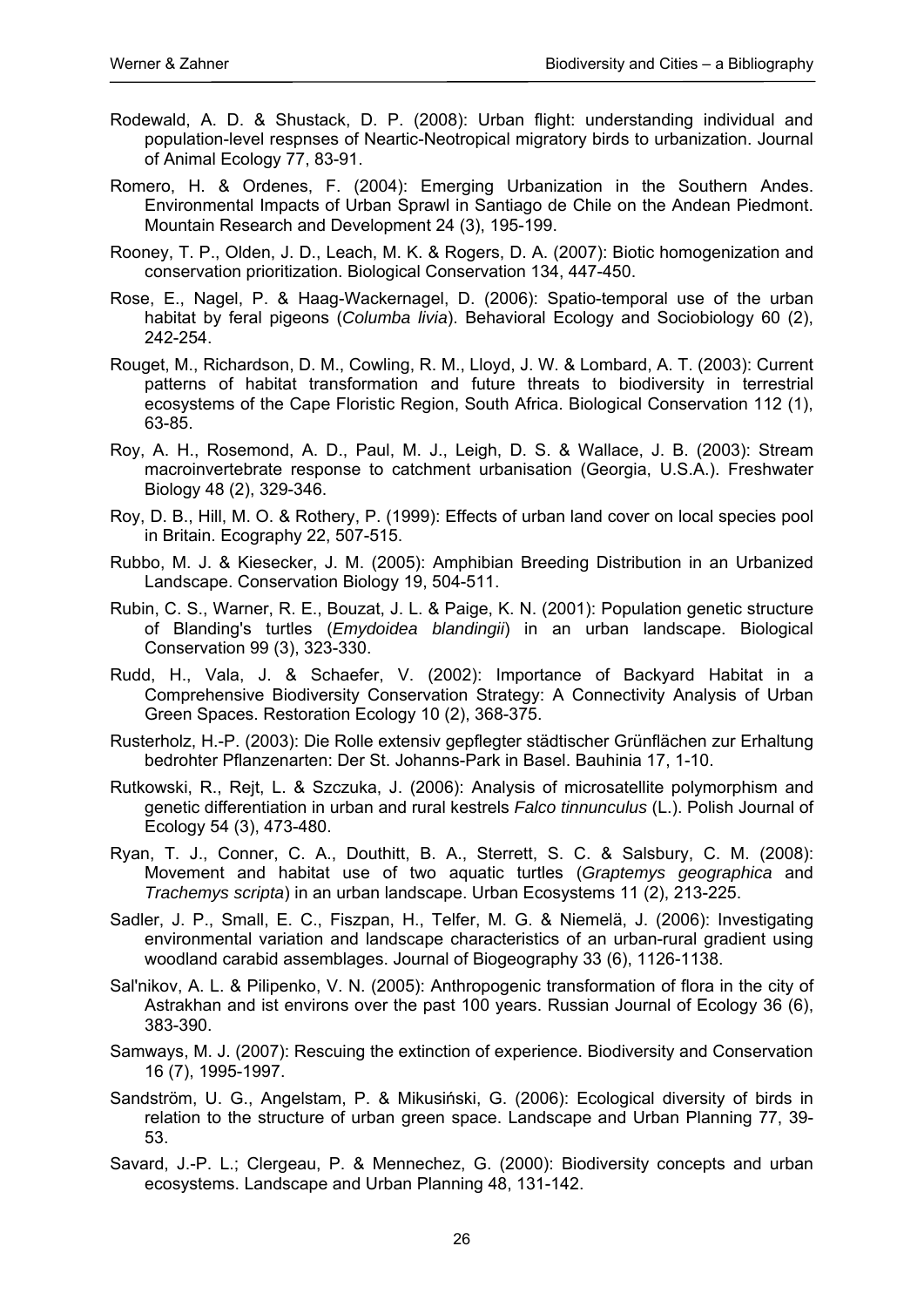Rodewald, A. D. & Shustack, D. P. (2008): Urban flight: understanding individual and population-level respnses of Neartic-Neotropical migratory birds to urbanization. Journal of Animal Ecology 77, 83-91.

Romero, H. & Ordenes, F. (2004): Emerging Urbanization in the Southern Andes. Environmental Impacts of Urban Sprawl in Santiago de Chile on the Andean Piedmont. Mountain Research and Development 24 (3), 195-199.

Rooney, T. P., Olden, J. D., Leach, M. K. & Rogers, D. A. (2007): Biotic homogenization and conservation prioritization. Biological Conservation 134, 447-450.

Rose, E., Nagel, P. & Haag-Wackernagel, D. (2006): Spatio-temporal use of the urban habitat by feral pigeons (*Columba livia*). Behavioral Ecology and Sociobiology 60 (2), 242-254.

Rouget, M., Richardson, D. M., Cowling, R. M., Lloyd, J. W. & Lombard, A. T. (2003): Current patterns of habitat transformation and future threats to biodiversity in terrestrial ecosystems of the Cape Floristic Region, South Africa. Biological Conservation 112 (1), 63-85.

Roy, A. H., Rosemond, A. D., Paul, M. J., Leigh, D. S. & Wallace, J. B. (2003): Stream macroinvertebrate response to catchment urbanisation (Georgia, U.S.A.). Freshwater Biology 48 (2), 329-346.

Roy, D. B., Hill, M. O. & Rothery, P. (1999): Effects of urban land cover on local species pool in Britain. Ecography 22, 507-515.

Rubbo, M. J. & Kiesecker, J. M. (2005): Amphibian Breeding Distribution in an Urbanized Landscape. Conservation Biology 19, 504-511.

Rubin, C. S., Warner, R. E., Bouzat, J. L. & Paige, K. N. (2001): Population genetic structure of Blanding's turtles (*Emydoidea blandingii*) in an urban landscape. Biological Conservation 99 (3), 323-330.

Rudd, H., Vala, J. & Schaefer, V. (2002): Importance of Backyard Habitat in a Comprehensive Biodiversity Conservation Strategy: A Connectivity Analysis of Urban Green Spaces. Restoration Ecology 10 (2), 368-375.

Rusterholz, H.-P. (2003): Die Rolle extensiv gepflegter städtischer Grünflächen zur Erhaltung bedrohter Pflanzenarten: Der St. Johanns-Park in Basel. Bauhinia 17, 1-10.

Rutkowski, R., Rejt, L. & Szczuka, J. (2006): Analysis of microsatellite polymorphism and genetic differentiation in urban and rural kestrels *Falco tinnunculus* (L.). Polish Journal of Ecology 54 (3), 473-480.

Ryan, T. J., Conner, C. A., Douthitt, B. A., Sterrett, S. C. & Salsbury, C. M. (2008): Movement and habitat use of two aquatic turtles (*Graptemys geographica* and *Trachemys scripta*) in an urban landscape. Urban Ecosystems 11 (2), 213-225.

Sadler, J. P., Small, E. C., Fiszpan, H., Telfer, M. G. & Niemelä, J. (2006): Investigating environmental variation and landscape characteristics of an urban-rural gradient using woodland carabid assemblages. Journal of Biogeography 33 (6), 1126-1138.

Sal'nikov, A. L. & Pilipenko, V. N. (2005): Anthropogenic transformation of flora in the city of Astrakhan and ist environs over the past 100 years. Russian Journal of Ecology 36 (6), 383-390.

Samways, M. J. (2007): Rescuing the extinction of experience. Biodiversity and Conservation 16 (7), 1995-1997.

Sandström, U. G., Angelstam, P. & Mikusiński, G. (2006): Ecological diversity of birds in relation to the structure of urban green space. Landscape and Urban Planning 77, 39-53.

Savard, J.-P. L.; Clergeau, P. & Mennechez, G. (2000): Biodiversity concepts and urban ecosystems. Landscape and Urban Planning 48, 131-142.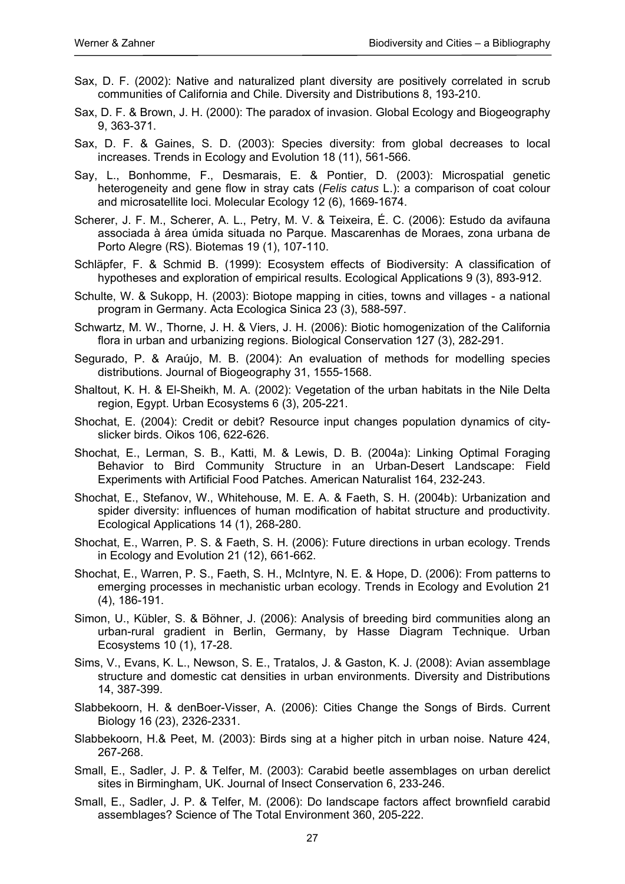Sax, D. F. (2002): Native and naturalized plant diversity are positively correlated in scrub communities of California and Chile. Diversity and Distributions 8, 193-210.

Sax, D. F. & Brown, J. H. (2000): The paradox of invasion. Global Ecology and Biogeography 9, 363-371.

Sax, D. F. & Gaines, S. D. (2003): Species diversity: from global decreases to local increases. Trends in Ecology and Evolution 18 (11), 561-566.

Say, L., Bonhomme, F., Desmarais, E. & Pontier, D. (2003): Microspatial genetic heterogeneity and gene flow in stray cats (*Felis catus* L.): a comparison of coat colour and microsatellite loci. Molecular Ecology 12 (6), 1669-1674.

Scherer, J. F. M., Scherer, A. L., Petry, M. V. & Teixeira, É. C. (2006): Estudo da avifauna associada à área úmida situada no Parque. Mascarenhas de Moraes, zona urbana de Porto Alegre (RS). Biotemas 19 (1), 107-110.

Schläpfer, F. & Schmid B. (1999): Ecosystem effects of Biodiversity: A classification of hypotheses and exploration of empirical results. Ecological Applications 9 (3), 893-912.

Schulte, W. & Sukopp, H. (2003): Biotope mapping in cities, towns and villages - a national program in Germany. Acta Ecologica Sinica 23 (3), 588-597.

Schwartz, M. W., Thorne, J. H. & Viers, J. H. (2006): Biotic homogenization of the California flora in urban and urbanizing regions. Biological Conservation 127 (3), 282-291.

Segurado, P. & Araújo, M. B. (2004): An evaluation of methods for modelling species distributions. Journal of Biogeography 31, 1555-1568.

Shaltout, K. H. & El-Sheikh, M. A. (2002): Vegetation of the urban habitats in the Nile Delta region, Egypt. Urban Ecosystems 6 (3), 205-221.

Shochat, E. (2004): Credit or debit? Resource input changes population dynamics of city-slicker birds. Oikos 106, 622-626.

Shochat, E., Lerman, S. B., Katti, M. & Lewis, D. B. (2004a): Linking Optimal Foraging Behavior to Bird Community Structure in an Urban-Desert Landscape: Field Experiments with Artificial Food Patches. American Naturalist 164, 232-243.

Shochat, E., Stefanov, W., Whitehouse, M. E. A. & Faeth, S. H. (2004b): Urbanization and spider diversity: influences of human modification of habitat structure and productivity. Ecological Applications 14 (1), 268-280.

Shochat, E., Warren, P. S. & Faeth, S. H. (2006): Future directions in urban ecology. Trends in Ecology and Evolution 21 (12), 661-662.

Shochat, E., Warren, P. S., Faeth, S. H., McIntyre, N. E. & Hope, D. (2006): From patterns to emerging processes in mechanistic urban ecology. Trends in Ecology and Evolution 21 (4), 186-191.

Simon, U., Kübler, S. & Böhner, J. (2006): Analysis of breeding bird communities along an urban-rural gradient in Berlin, Germany, by Hasse Diagram Technique. Urban Ecosystems 10 (1), 17-28.

Sims, V., Evans, K. L., Newson, S. E., Tratalos, J. & Gaston, K. J. (2008): Avian assemblage structure and domestic cat densities in urban environments. Diversity and Distributions 14, 387-399.

Slabbekoorn, H. & denBoer-Visser, A. (2006): Cities Change the Songs of Birds. Current Biology 16 (23), 2326-2331.

Slabbekoorn, H.& Peet, M. (2003): Birds sing at a higher pitch in urban noise. Nature 424, 267-268.

Small, E., Sadler, J. P. & Telfer, M. (2003): Carabid beetle assemblages on urban derelict sites in Birmingham, UK. Journal of Insect Conservation 6, 233-246.

Small, E., Sadler, J. P. & Telfer, M. (2006): Do landscape factors affect brownfield carabid assemblages? Science of The Total Environment 360, 205-222.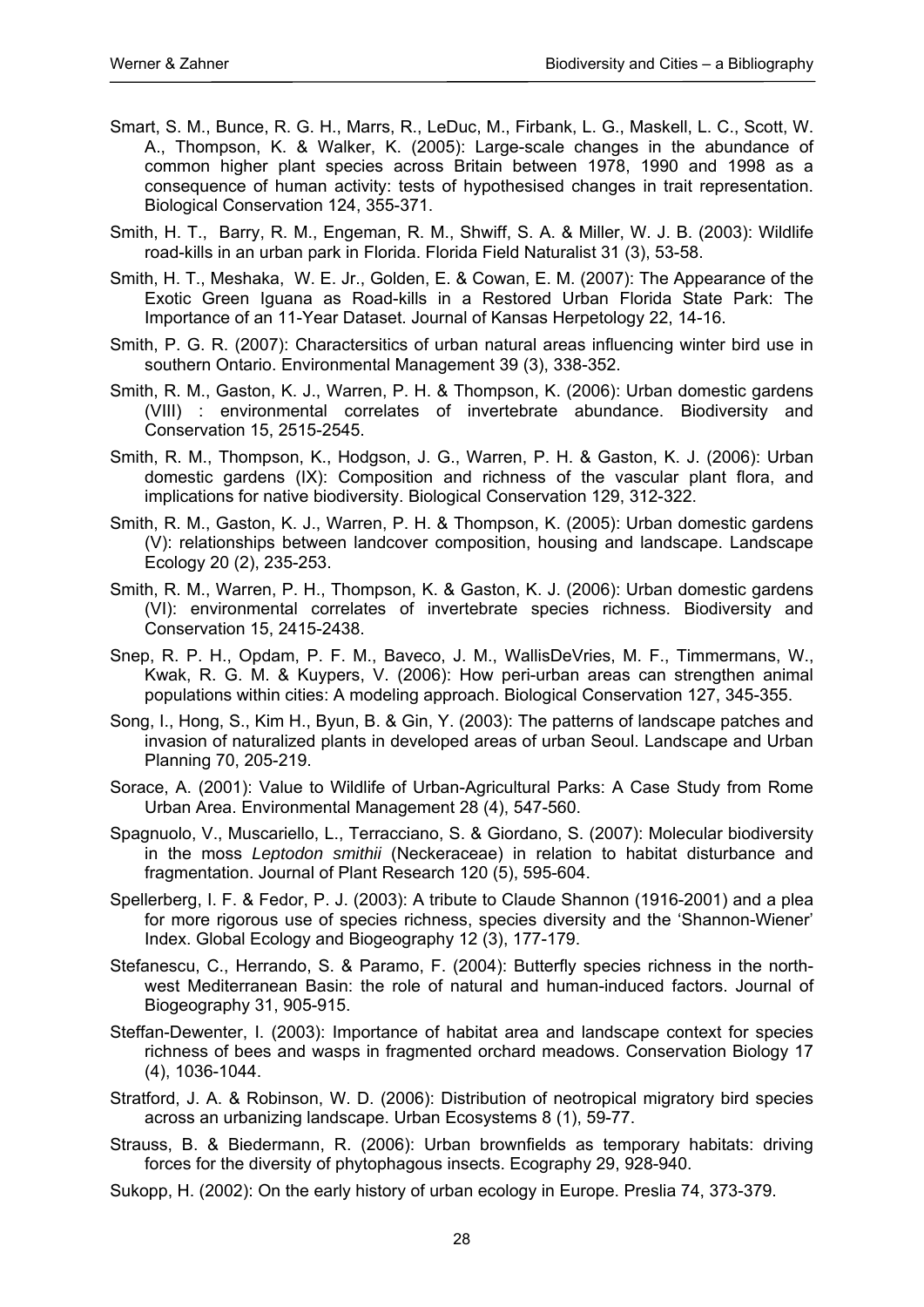Smart, S. M., Bunce, R. G. H., Marrs, R., LeDuc, M., Firbank, L. G., Maskell, L. C., Scott, W. A., Thompson, K. & Walker, K. (2005): Large-scale changes in the abundance of common higher plant species across Britain between 1978, 1990 and 1998 as a consequence of human activity: tests of hypothesised changes in trait representation. Biological Conservation 124, 355-371.

Smith, H. T., Barry, R. M., Engeman, R. M., Shwiff, S. A. & Miller, W. J. B. (2003): Wildlife road-kills in an urban park in Florida. Florida Field Naturalist 31 (3), 53-58.

Smith, H. T., Meshaka, W. E. Jr., Golden, E. & Cowan, E. M. (2007): The Appearance of the Exotic Green Iguana as Road-kills in a Restored Urban Florida State Park: The Importance of an 11-Year Dataset. Journal of Kansas Herpetology 22, 14-16.

Smith, P. G. R. (2007): Charactersitics of urban natural areas influencing winter bird use in southern Ontario. Environmental Management 39 (3), 338-352.

Smith, R. M., Gaston, K. J., Warren, P. H. & Thompson, K. (2006): Urban domestic gardens (VIII) : environmental correlates of invertebrate abundance. Biodiversity and Conservation 15, 2515-2545.

Smith, R. M., Thompson, K., Hodgson, J. G., Warren, P. H. & Gaston, K. J. (2006): Urban domestic gardens (IX): Composition and richness of the vascular plant flora, and implications for native biodiversity. Biological Conservation 129, 312-322.

Smith, R. M., Gaston, K. J., Warren, P. H. & Thompson, K. (2005): Urban domestic gardens (V): relationships between landcover composition, housing and landscape. Landscape Ecology 20 (2), 235-253.

Smith, R. M., Warren, P. H., Thompson, K. & Gaston, K. J. (2006): Urban domestic gardens (VI): environmental correlates of invertebrate species richness. Biodiversity and Conservation 15, 2415-2438.

Snep, R. P. H., Opdam, P. F. M., Baveco, J. M., WallisDeVries, M. F., Timmermans, W., Kwak, R. G. M. & Kuypers, V. (2006): How peri-urban areas can strengthen animal populations within cities: A modeling approach. Biological Conservation 127, 345-355.

Song, I., Hong, S., Kim H., Byun, B. & Gin, Y. (2003): The patterns of landscape patches and invasion of naturalized plants in developed areas of urban Seoul. Landscape and Urban Planning 70, 205-219.

Sorace, A. (2001): Value to Wildlife of Urban-Agricultural Parks: A Case Study from Rome Urban Area. Environmental Management 28 (4), 547-560.

Spagnuolo, V., Muscariello, L., Terracciano, S. & Giordano, S. (2007): Molecular biodiversity in the moss *Leptodon smithii* (Neckeraceae) in relation to habitat disturbance and fragmentation. Journal of Plant Research 120 (5), 595-604.

Spellerberg, I. F. & Fedor, P. J. (2003): A tribute to Claude Shannon (1916-2001) and a plea for more rigorous use of species richness, species diversity and the 'Shannon-Wiener' Index. Global Ecology and Biogeography 12 (3), 177-179.

Stefanescu, C., Herrando, S. & Paramo, F. (2004): Butterfly species richness in the north-west Mediterranean Basin: the role of natural and human-induced factors. Journal of Biogeography 31, 905-915.

Steffan-Dewenter, I. (2003): Importance of habitat area and landscape context for species richness of bees and wasps in fragmented orchard meadows. Conservation Biology 17 (4), 1036-1044.

Stratford, J. A. & Robinson, W. D. (2006): Distribution of neotropical migratory bird species across an urbanizing landscape. Urban Ecosystems 8 (1), 59-77.

Strauss, B. & Biedermann, R. (2006): Urban brownfields as temporary habitats: driving forces for the diversity of phytophagous insects. Ecography 29, 928-940.

Sukopp, H. (2002): On the early history of urban ecology in Europe. Preslia 74, 373-379.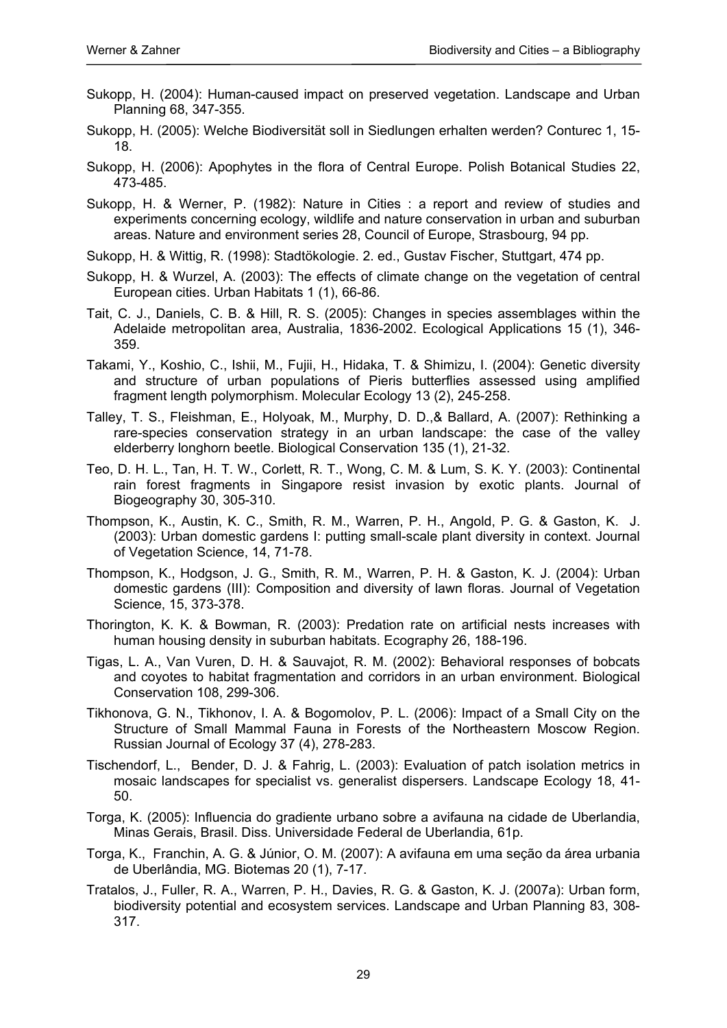Sukopp, H. (2004): Human-caused impact on preserved vegetation. Landscape and Urban Planning 68, 347-355.

Sukopp, H. (2005): Welche Biodiversität soll in Siedlungen erhalten werden? Conturec 1, 15-18.

Sukopp, H. (2006): Apophytes in the flora of Central Europe. Polish Botanical Studies 22, 473-485.

Sukopp, H. & Werner, P. (1982): Nature in Cities : a report and review of studies and experiments concerning ecology, wildlife and nature conservation in urban and suburban areas. Nature and environment series 28, Council of Europe, Strasbourg, 94 pp.

Sukopp, H. & Wittig, R. (1998): Stadtökologie. 2. ed., Gustav Fischer, Stuttgart, 474 pp.

Sukopp, H. & Wurzel, A. (2003): The effects of climate change on the vegetation of central European cities. Urban Habitats 1 (1), 66-86.

Tait, C. J., Daniels, C. B. & Hill, R. S. (2005): Changes in species assemblages within the Adelaide metropolitan area, Australia, 1836-2002. Ecological Applications 15 (1), 346-359.

Takami, Y., Koshio, C., Ishii, M., Fujii, H., Hidaka, T. & Shimizu, I. (2004): Genetic diversity and structure of urban populations of Pieris butterflies assessed using amplified fragment length polymorphism. Molecular Ecology 13 (2), 245-258.

Talley, T. S., Fleishman, E., Holyoak, M., Murphy, D. D.,& Ballard, A. (2007): Rethinking a rare-species conservation strategy in an urban landscape: the case of the valley elderberry longhorn beetle. Biological Conservation 135 (1), 21-32.

Teo, D. H. L., Tan, H. T. W., Corlett, R. T., Wong, C. M. & Lum, S. K. Y. (2003): Continental rain forest fragments in Singapore resist invasion by exotic plants. Journal of Biogeography 30, 305-310.

Thompson, K., Austin, K. C., Smith, R. M., Warren, P. H., Angold, P. G. & Gaston, K. J. (2003): Urban domestic gardens I: putting small-scale plant diversity in context. Journal of Vegetation Science, 14, 71-78.

Thompson, K., Hodgson, J. G., Smith, R. M., Warren, P. H. & Gaston, K. J. (2004): Urban domestic gardens (III): Composition and diversity of lawn floras. Journal of Vegetation Science, 15, 373-378.

Thorington, K. K. & Bowman, R. (2003): Predation rate on artificial nests increases with human housing density in suburban habitats. Ecography 26, 188-196.

Tigas, L. A., Van Vuren, D. H. & Sauvajot, R. M. (2002): Behavioral responses of bobcats and coyotes to habitat fragmentation and corridors in an urban environment. Biological Conservation 108, 299-306.

Tikhonova, G. N., Tikhonov, I. A. & Bogomolov, P. L. (2006): Impact of a Small City on the Structure of Small Mammal Fauna in Forests of the Northeastern Moscow Region. Russian Journal of Ecology 37 (4), 278-283.

Tischendorf, L., Bender, D. J. & Fahrig, L. (2003): Evaluation of patch isolation metrics in mosaic landscapes for specialist vs. generalist dispersers. Landscape Ecology 18, 41-50.

Torga, K. (2005): Influencia do gradiente urbano sobre a avifauna na cidade de Uberlandia, Minas Gerais, Brasil. Diss. Universidade Federal de Uberlandia, 61p.

Torga, K., Franchin, A. G. & Júnior, O. M. (2007): A avifauna em uma seção da área urbania de Uberlândia, MG. Biotemas 20 (1), 7-17.

Tratalos, J., Fuller, R. A., Warren, P. H., Davies, R. G. & Gaston, K. J. (2007a): Urban form, biodiversity potential and ecosystem services. Landscape and Urban Planning 83, 308-317.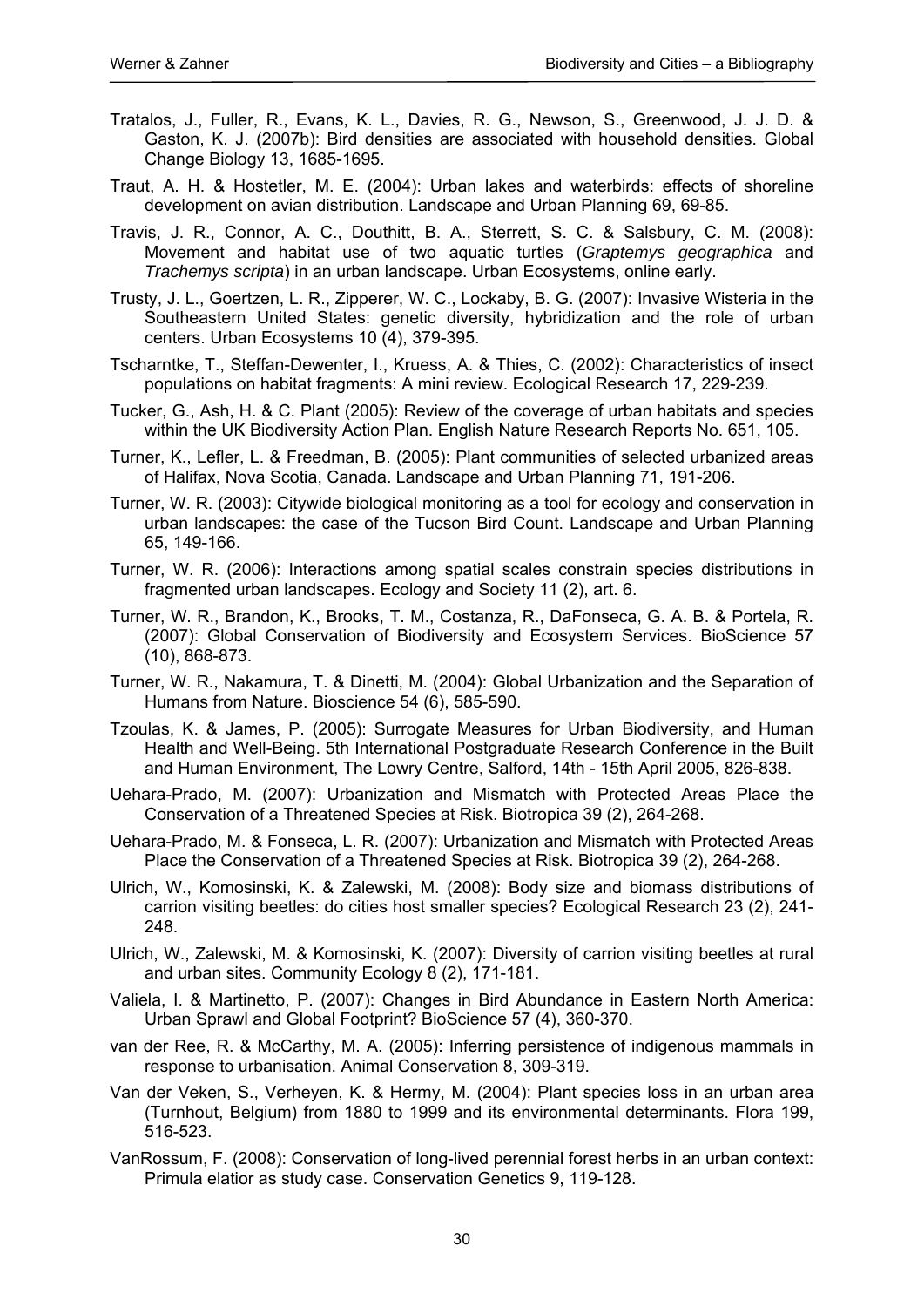Tratalos, J., Fuller, R., Evans, K. L., Davies, R. G., Newson, S., Greenwood, J. J. D. & Gaston, K. J. (2007b): Bird densities are associated with household densities. Global Change Biology 13, 1685-1695.

Traut, A. H. & Hostetler, M. E. (2004): Urban lakes and waterbirds: effects of shoreline development on avian distribution. Landscape and Urban Planning 69, 69-85.

Travis, J. R., Connor, A. C., Douthitt, B. A., Sterrett, S. C. & Salsbury, C. M. (2008): Movement and habitat use of two aquatic turtles (*Graptemys geographica* and *Trachemys scripta*) in an urban landscape. Urban Ecosystems, online early.

Trusty, J. L., Goertzen, L. R., Zipperer, W. C., Lockaby, B. G. (2007): Invasive Wisteria in the Southeastern United States: genetic diversity, hybridization and the role of urban centers. Urban Ecosystems 10 (4), 379-395.

Tscharntke, T., Steffan-Dewenter, I., Kruess, A. & Thies, C. (2002): Characteristics of insect populations on habitat fragments: A mini review. Ecological Research 17, 229-239.

Tucker, G., Ash, H. & C. Plant (2005): Review of the coverage of urban habitats and species within the UK Biodiversity Action Plan. English Nature Research Reports No. 651, 105.

Turner, K., Lefler, L. & Freedman, B. (2005): Plant communities of selected urbanized areas of Halifax, Nova Scotia, Canada. Landscape and Urban Planning 71, 191-206.

Turner, W. R. (2003): Citywide biological monitoring as a tool for ecology and conservation in urban landscapes: the case of the Tucson Bird Count. Landscape and Urban Planning 65, 149-166.

Turner, W. R. (2006): Interactions among spatial scales constrain species distributions in fragmented urban landscapes. Ecology and Society 11 (2), art. 6.

Turner, W. R., Brandon, K., Brooks, T. M., Costanza, R., DaFonseca, G. A. B. & Portela, R. (2007): Global Conservation of Biodiversity and Ecosystem Services. BioScience 57 (10), 868-873.

Turner, W. R., Nakamura, T. & Dinetti, M. (2004): Global Urbanization and the Separation of Humans from Nature. Bioscience 54 (6), 585-590.

Tzoulas, K. & James, P. (2005): Surrogate Measures for Urban Biodiversity, and Human Health and Well-Being. 5th International Postgraduate Research Conference in the Built and Human Environment, The Lowry Centre, Salford, 14th - 15th April 2005, 826-838.

Uehara-Prado, M. (2007): Urbanization and Mismatch with Protected Areas Place the Conservation of a Threatened Species at Risk. Biotropica 39 (2), 264-268.

Uehara-Prado, M. & Fonseca, L. R. (2007): Urbanization and Mismatch with Protected Areas Place the Conservation of a Threatened Species at Risk. Biotropica 39 (2), 264-268.

Ulrich, W., Komosinski, K. & Zalewski, M. (2008): Body size and biomass distributions of carrion visiting beetles: do cities host smaller species? Ecological Research 23 (2), 241-248.

Ulrich, W., Zalewski, M. & Komosinski, K. (2007): Diversity of carrion visiting beetles at rural and urban sites. Community Ecology 8 (2), 171-181.

Valiela, I. & Martinetto, P. (2007): Changes in Bird Abundance in Eastern North America: Urban Sprawl and Global Footprint? BioScience 57 (4), 360-370.

van der Ree, R. & McCarthy, M. A. (2005): Inferring persistence of indigenous mammals in response to urbanisation. Animal Conservation 8, 309-319.

Van der Veken, S., Verheyen, K. & Hermy, M. (2004): Plant species loss in an urban area (Turnhout, Belgium) from 1880 to 1999 and its environmental determinants. Flora 199, 516-523.

VanRossum, F. (2008): Conservation of long-lived perennial forest herbs in an urban context: Primula elatior as study case. Conservation Genetics 9, 119-128.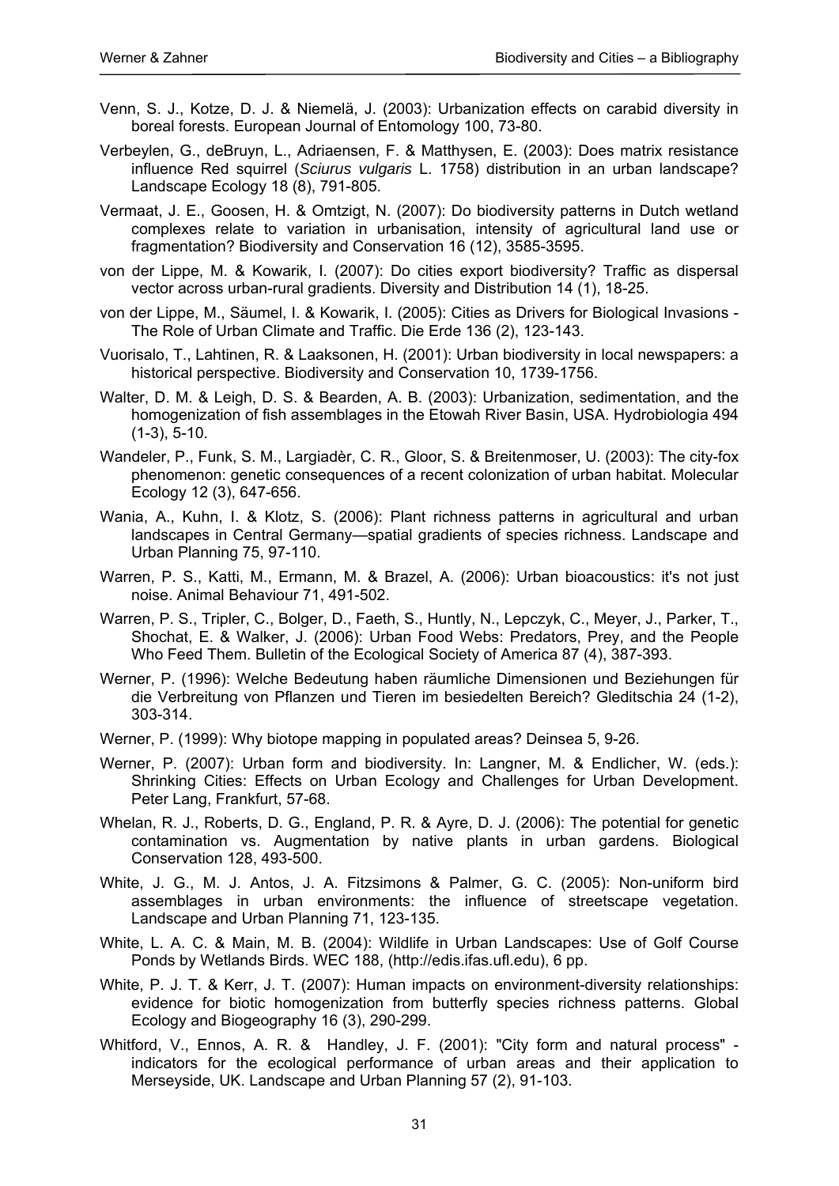Venn, S. J., Kotze, D. J. & Niemelä, J. (2003): Urbanization effects on carabid diversity in boreal forests. European Journal of Entomology 100, 73-80.

Verbeylen, G., deBruyn, L., Adriaensen, F. & Matthysen, E. (2003): Does matrix resistance influence Red squirrel (*Sciurus vulgaris* L. 1758) distribution in an urban landscape? Landscape Ecology 18 (8), 791-805.

Vermaat, J. E., Goosen, H. & Omtzigt, N. (2007): Do biodiversity patterns in Dutch wetland complexes relate to variation in urbanisation, intensity of agricultural land use or fragmentation? Biodiversity and Conservation 16 (12), 3585-3595.

von der Lippe, M. & Kowarik, I. (2007): Do cities export biodiversity? Traffic as dispersal vector across urban-rural gradients. Diversity and Distribution 14 (1), 18-25.

von der Lippe, M., Säumel, I. & Kowarik, I. (2005): Cities as Drivers for Biological Invasions - The Role of Urban Climate and Traffic. Die Erde 136 (2), 123-143.

Vuorisalo, T., Lahtinen, R. & Laaksonen, H. (2001): Urban biodiversity in local newspapers: a historical perspective. Biodiversity and Conservation 10, 1739-1756.

Walter, D. M. & Leigh, D. S. & Bearden, A. B. (2003): Urbanization, sedimentation, and the homogenization of fish assemblages in the Etowah River Basin, USA. Hydrobiologia 494 (1-3), 5-10.

Wandeler, P., Funk, S. M., Largiadèr, C. R., Gloor, S. & Breitenmoser, U. (2003): The city-fox phenomenon: genetic consequences of a recent colonization of urban habitat. Molecular Ecology 12 (3), 647-656.

Wania, A., Kuhn, I. & Klotz, S. (2006): Plant richness patterns in agricultural and urban landscapes in Central Germany—spatial gradients of species richness. Landscape and Urban Planning 75, 97-110.

Warren, P. S., Katti, M., Ermann, M. & Brazel, A. (2006): Urban bioacoustics: it's not just noise. Animal Behaviour 71, 491-502.

Warren, P. S., Tripler, C., Bolger, D., Faeth, S., Huntly, N., Lepczyk, C., Meyer, J., Parker, T., Shochat, E. & Walker, J. (2006): Urban Food Webs: Predators, Prey, and the People Who Feed Them. Bulletin of the Ecological Society of America 87 (4), 387-393.

Werner, P. (1996): Welche Bedeutung haben räumliche Dimensionen und Beziehungen für die Verbreitung von Pflanzen und Tieren im besiedelten Bereich? Gleditschia 24 (1-2), 303-314.

Werner, P. (1999): Why biotope mapping in populated areas? Deinsea 5, 9-26.

Werner, P. (2007): Urban form and biodiversity. In: Langner, M. & Endlicher, W. (eds.): Shrinking Cities: Effects on Urban Ecology and Challenges for Urban Development. Peter Lang, Frankfurt, 57-68.

Whelan, R. J., Roberts, D. G., England, P. R. & Ayre, D. J. (2006): The potential for genetic contamination vs. Augmentation by native plants in urban gardens. Biological Conservation 128, 493-500.

White, J. G., M. J. Antos, J. A. Fitzsimons & Palmer, G. C. (2005): Non-uniform bird assemblages in urban environments: the influence of streetscape vegetation. Landscape and Urban Planning 71, 123-135.

White, L. A. C. & Main, M. B. (2004): Wildlife in Urban Landscapes: Use of Golf Course Ponds by Wetlands Birds. WEC 188, (http://edis.ifas.ufl.edu), 6 pp.

White, P. J. T. & Kerr, J. T. (2007): Human impacts on environment-diversity relationships: evidence for biotic homogenization from butterfly species richness patterns. Global Ecology and Biogeography 16 (3), 290-299.

Whitford, V., Ennos, A. R. & Handley, J. F. (2001): "City form and natural process" - indicators for the ecological performance of urban areas and their application to Merseyside, UK. Landscape and Urban Planning 57 (2), 91-103.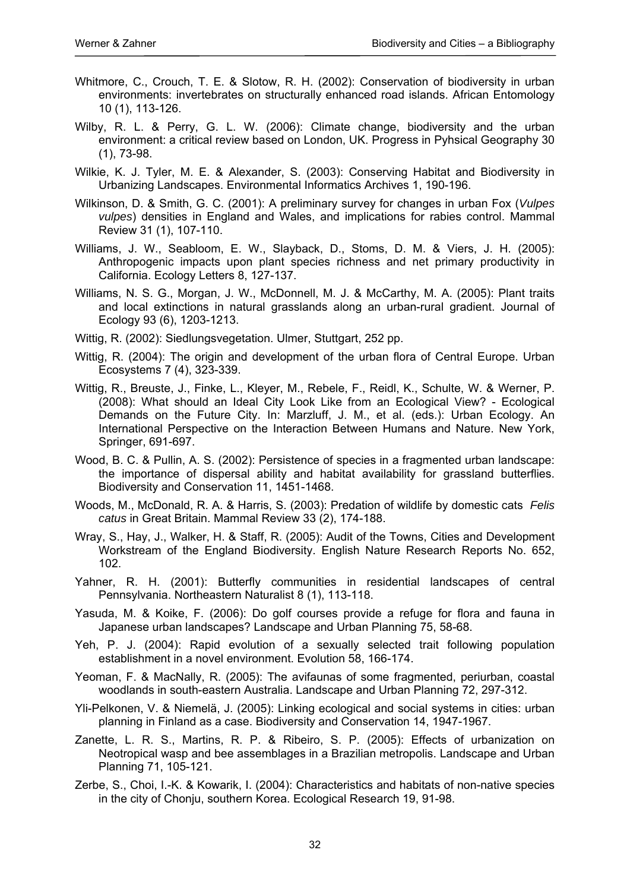Whitmore, C., Crouch, T. E. & Slotow, R. H. (2002): Conservation of biodiversity in urban environments: invertebrates on structurally enhanced road islands. African Entomology 10 (1), 113-126.

Wilby, R. L. & Perry, G. L. W. (2006): Climate change, biodiversity and the urban environment: a critical review based on London, UK. Progress in Pyhsical Geography 30 (1), 73-98.

Wilkie, K. J. Tyler, M. E. & Alexander, S. (2003): Conserving Habitat and Biodiversity in Urbanizing Landscapes. Environmental Informatics Archives 1, 190-196.

Wilkinson, D. & Smith, G. C. (2001): A preliminary survey for changes in urban Fox (*Vulpes vulpes*) densities in England and Wales, and implications for rabies control. Mammal Review 31 (1), 107-110.

Williams, J. W., Seabloom, E. W., Slayback, D., Stoms, D. M. & Viers, J. H. (2005): Anthropogenic impacts upon plant species richness and net primary productivity in California. Ecology Letters 8, 127-137.

Williams, N. S. G., Morgan, J. W., McDonnell, M. J. & McCarthy, M. A. (2005): Plant traits and local extinctions in natural grasslands along an urban-rural gradient. Journal of Ecology 93 (6), 1203-1213.

Wittig, R. (2002): Siedlungsvegetation. Ulmer, Stuttgart, 252 pp.

Wittig, R. (2004): The origin and development of the urban flora of Central Europe. Urban Ecosystems 7 (4), 323-339.

Wittig, R., Breuste, J., Finke, L., Kleyer, M., Rebele, F., Reidl, K., Schulte, W. & Werner, P. (2008): What should an Ideal City Look Like from an Ecological View? - Ecological Demands on the Future City. In: Marzluff, J. M., et al. (eds.): Urban Ecology. An International Perspective on the Interaction Between Humans and Nature. New York, Springer, 691-697.

Wood, B. C. & Pullin, A. S. (2002): Persistence of species in a fragmented urban landscape: the importance of dispersal ability and habitat availability for grassland butterflies. Biodiversity and Conservation 11, 1451-1468.

Woods, M., McDonald, R. A. & Harris, S. (2003): Predation of wildlife by domestic cats *Felis catus* in Great Britain. Mammal Review 33 (2), 174-188.

Wray, S., Hay, J., Walker, H. & Staff, R. (2005): Audit of the Towns, Cities and Development Workstream of the England Biodiversity. English Nature Research Reports No. 652, 102.

Yahner, R. H. (2001): Butterfly communities in residential landscapes of central Pennsylvania. Northeastern Naturalist 8 (1), 113-118.

Yasuda, M. & Koike, F. (2006): Do golf courses provide a refuge for flora and fauna in Japanese urban landscapes? Landscape and Urban Planning 75, 58-68.

Yeh, P. J. (2004): Rapid evolution of a sexually selected trait following population establishment in a novel environment. Evolution 58, 166-174.

Yeoman, F. & MacNally, R. (2005): The avifaunas of some fragmented, periurban, coastal woodlands in south-eastern Australia. Landscape and Urban Planning 72, 297-312.

Yli-Pelkonen, V. & Niemelä, J. (2005): Linking ecological and social systems in cities: urban planning in Finland as a case. Biodiversity and Conservation 14, 1947-1967.

Zanette, L. R. S., Martins, R. P. & Ribeiro, S. P. (2005): Effects of urbanization on Neotropical wasp and bee assemblages in a Brazilian metropolis. Landscape and Urban Planning 71, 105-121.

Zerbe, S., Choi, I.-K. & Kowarik, I. (2004): Characteristics and habitats of non-native species in the city of Chonju, southern Korea. Ecological Research 19, 91-98.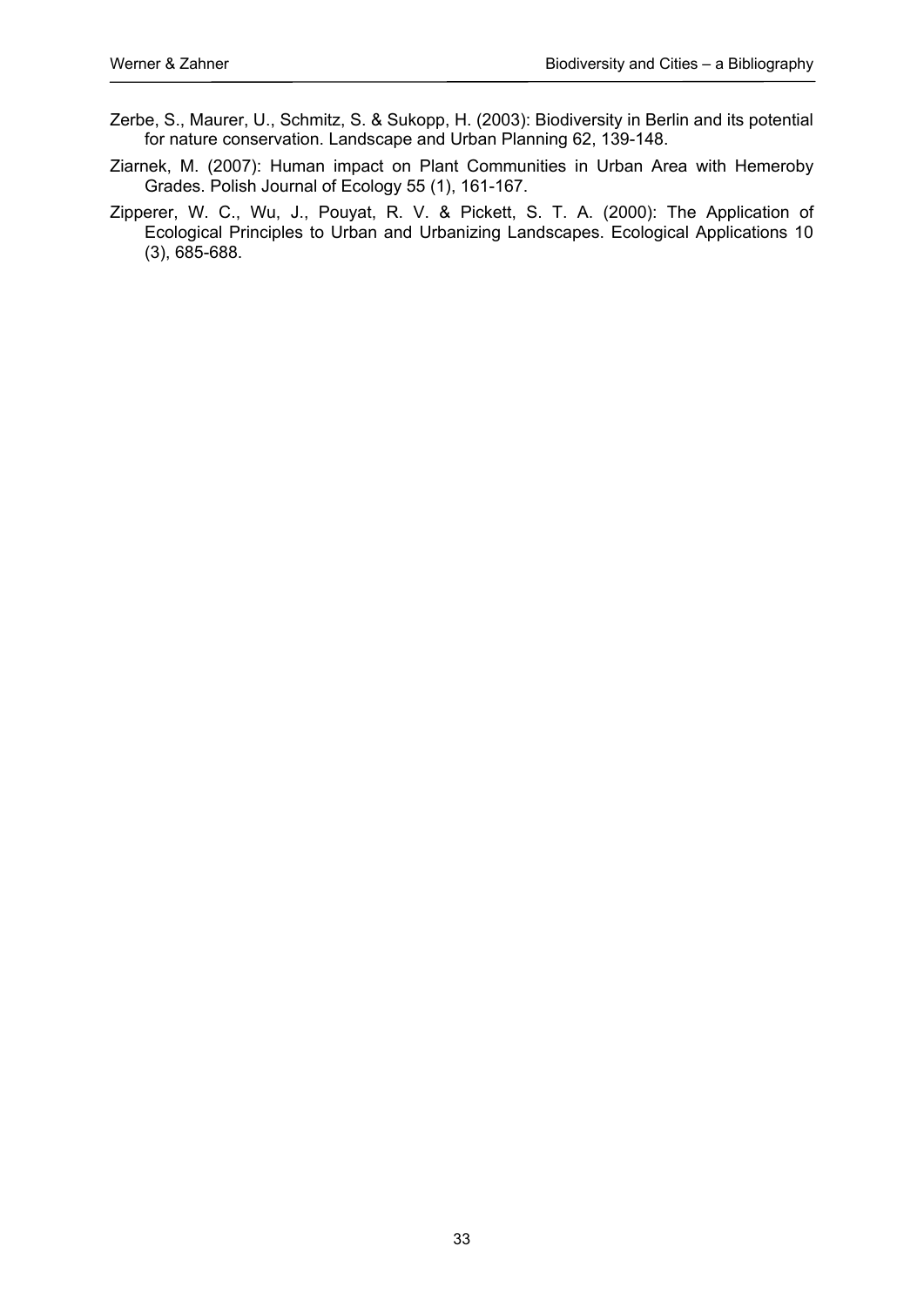Zerbe, S., Maurer, U., Schmitz, S. & Sukopp, H. (2003): Biodiversity in Berlin and its potential for nature conservation. Landscape and Urban Planning 62, 139-148.

Ziarnek, M. (2007): Human impact on Plant Communities in Urban Area with Hemeroby Grades. Polish Journal of Ecology 55 (1), 161-167.

Zipperer, W. C., Wu, J., Pouyat, R. V. & Pickett, S. T. A. (2000): The Application of Ecological Principles to Urban and Urbanizing Landscapes. Ecological Applications 10 (3), 685-688.